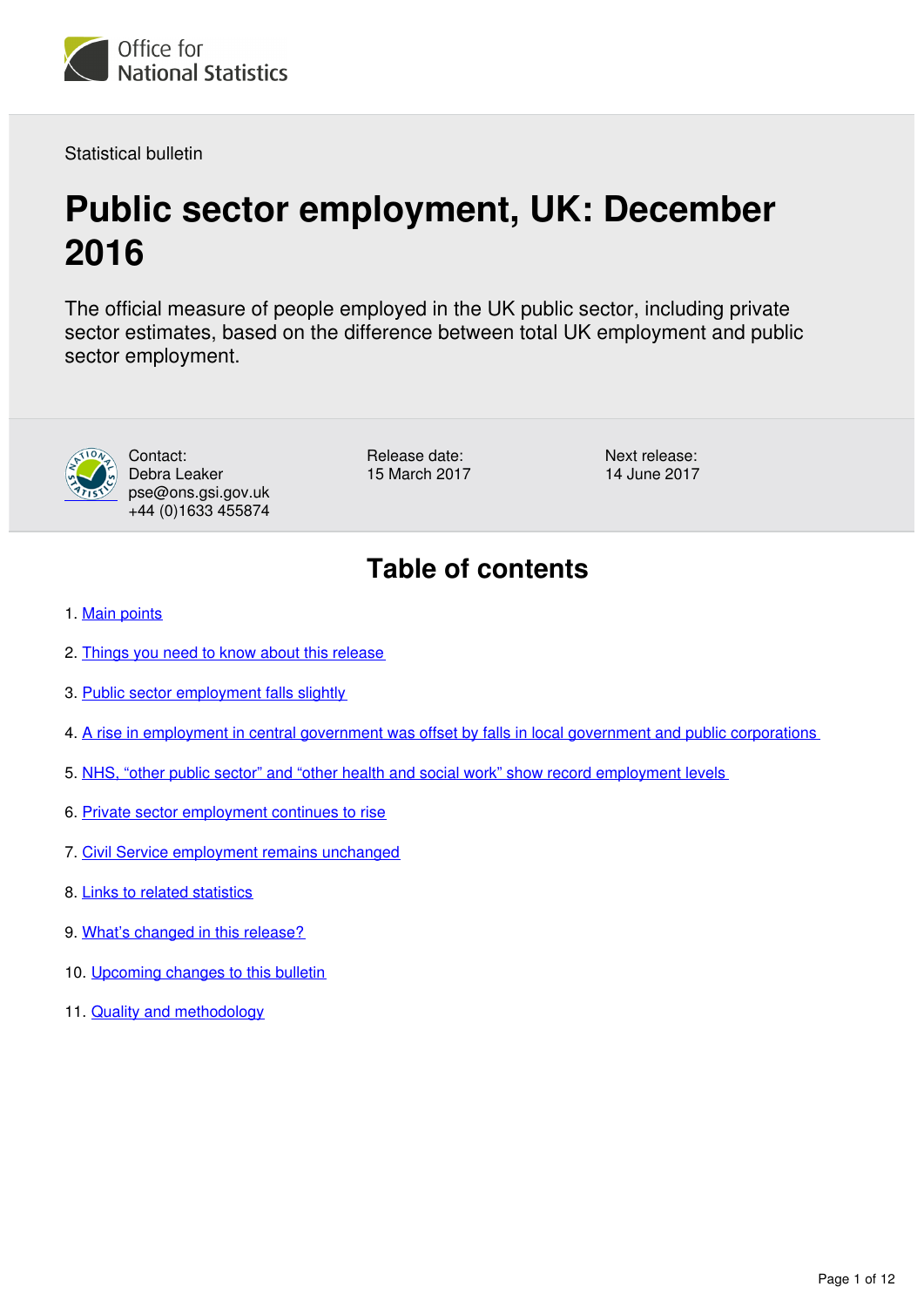Office for National Statistics

Statistical bulletin

# Public sector employment, UK: December 2016

The official measure of people employed in the UK public sector, including private sector estimates, based on the difference between total UK employment and public sector employment.

Contact:
Debra Leaker
pse@ons.gsi.gov.uk
+44 (0)1633 455874

Release date:
15 March 2017

Next release:
14 June 2017

## Table of contents

1. Main points
2. Things you need to know about this release
3. Public sector employment falls slightly
4. A rise in employment in central government was offset by falls in local government and public corporations
5. NHS, "other public sector" and "other health and social work" show record employment levels
6. Private sector employment continues to rise
7. Civil Service employment remains unchanged
8. Links to related statistics
9. What's changed in this release?
10. Upcoming changes to this bulletin
11. Quality and methodology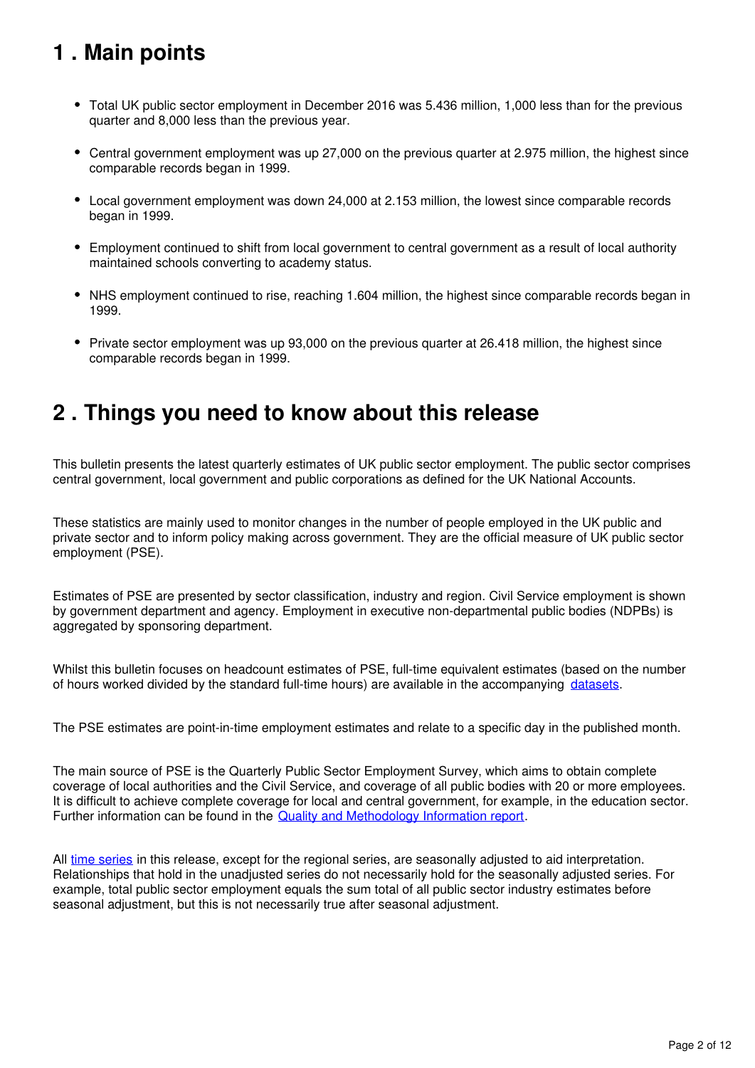## 1 . Main points

- Total UK public sector employment in December 2016 was 5.436 million, 1,000 less than for the previous quarter and 8,000 less than the previous year.
- Central government employment was up 27,000 on the previous quarter at 2.975 million, the highest since comparable records began in 1999.
- Local government employment was down 24,000 at 2.153 million, the lowest since comparable records began in 1999.
- Employment continued to shift from local government to central government as a result of local authority maintained schools converting to academy status.
- NHS employment continued to rise, reaching 1.604 million, the highest since comparable records began in 1999.
- Private sector employment was up 93,000 on the previous quarter at 26.418 million, the highest since comparable records began in 1999.

## 2 . Things you need to know about this release

This bulletin presents the latest quarterly estimates of UK public sector employment. The public sector comprises central government, local government and public corporations as defined for the UK National Accounts.

These statistics are mainly used to monitor changes in the number of people employed in the UK public and private sector and to inform policy making across government. They are the official measure of UK public sector employment (PSE).

Estimates of PSE are presented by sector classification, industry and region. Civil Service employment is shown by government department and agency. Employment in executive non-departmental public bodies (NDPBs) is aggregated by sponsoring department.

Whilst this bulletin focuses on headcount estimates of PSE, full-time equivalent estimates (based on the number of hours worked divided by the standard full-time hours) are available in the accompanying datasets.

The PSE estimates are point-in-time employment estimates and relate to a specific day in the published month.

The main source of PSE is the Quarterly Public Sector Employment Survey, which aims to obtain complete coverage of local authorities and the Civil Service, and coverage of all public bodies with 20 or more employees. It is difficult to achieve complete coverage for local and central government, for example, in the education sector. Further information can be found in the Quality and Methodology Information report.

All time series in this release, except for the regional series, are seasonally adjusted to aid interpretation. Relationships that hold in the unadjusted series do not necessarily hold for the seasonally adjusted series. For example, total public sector employment equals the sum total of all public sector industry estimates before seasonal adjustment, but this is not necessarily true after seasonal adjustment.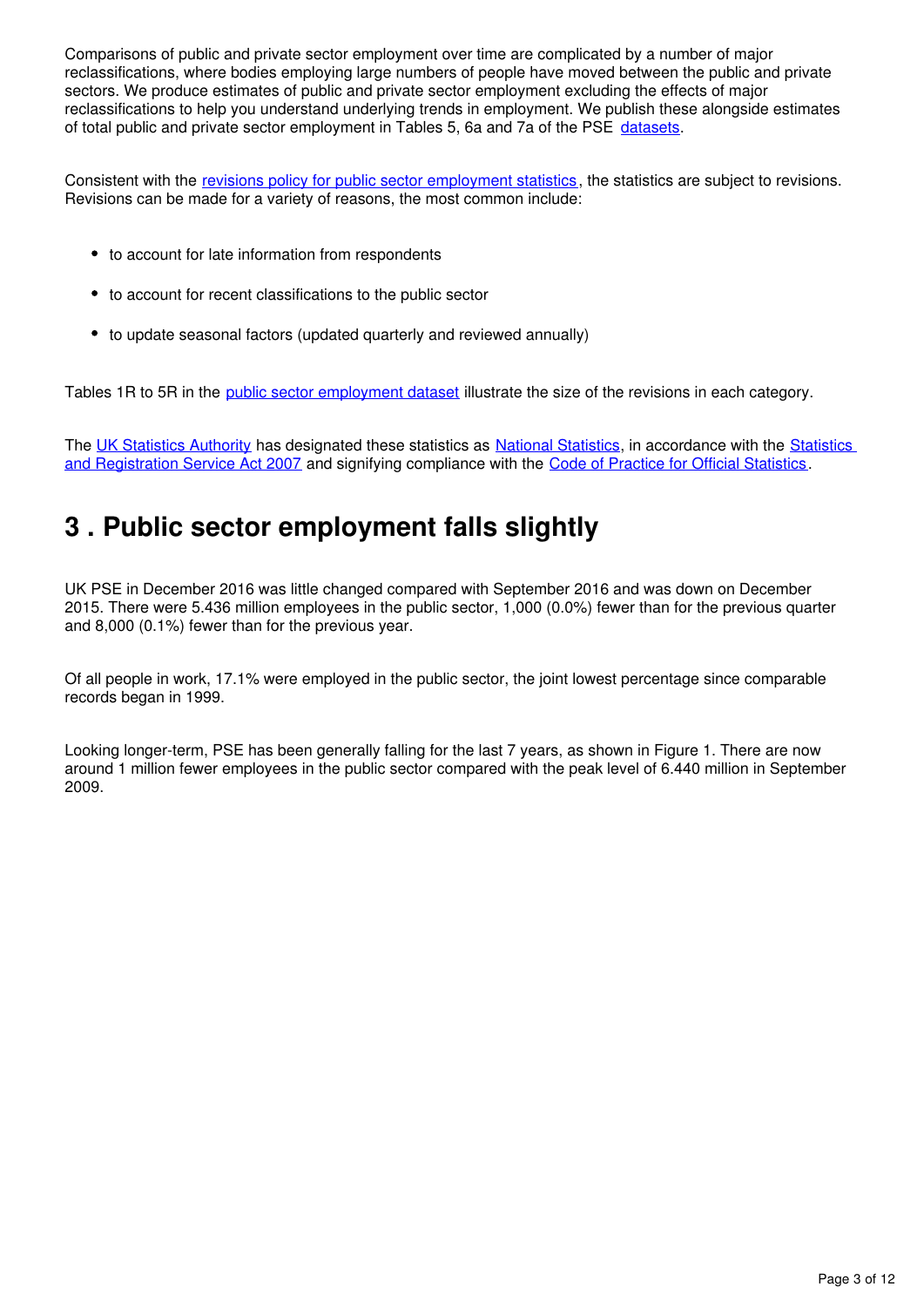Comparisons of public and private sector employment over time are complicated by a number of major reclassifications, where bodies employing large numbers of people have moved between the public and private sectors. We produce estimates of public and private sector employment excluding the effects of major reclassifications to help you understand underlying trends in employment. We publish these alongside estimates of total public and private sector employment in Tables 5, 6a and 7a of the PSE datasets.

Consistent with the revisions policy for public sector employment statistics, the statistics are subject to revisions. Revisions can be made for a variety of reasons, the most common include:

- to account for late information from respondents
- to account for recent classifications to the public sector
- to update seasonal factors (updated quarterly and reviewed annually)

Tables 1R to 5R in the public sector employment dataset illustrate the size of the revisions in each category.

The UK Statistics Authority has designated these statistics as National Statistics, in accordance with the Statistics and Registration Service Act 2007 and signifying compliance with the Code of Practice for Official Statistics.

## 3 . Public sector employment falls slightly

UK PSE in December 2016 was little changed compared with September 2016 and was down on December 2015. There were 5.436 million employees in the public sector, 1,000 (0.0%) fewer than for the previous quarter and 8,000 (0.1%) fewer than for the previous year.

Of all people in work, 17.1% were employed in the public sector, the joint lowest percentage since comparable records began in 1999.

Looking longer-term, PSE has been generally falling for the last 7 years, as shown in Figure 1. There are now around 1 million fewer employees in the public sector compared with the peak level of 6.440 million in September 2009.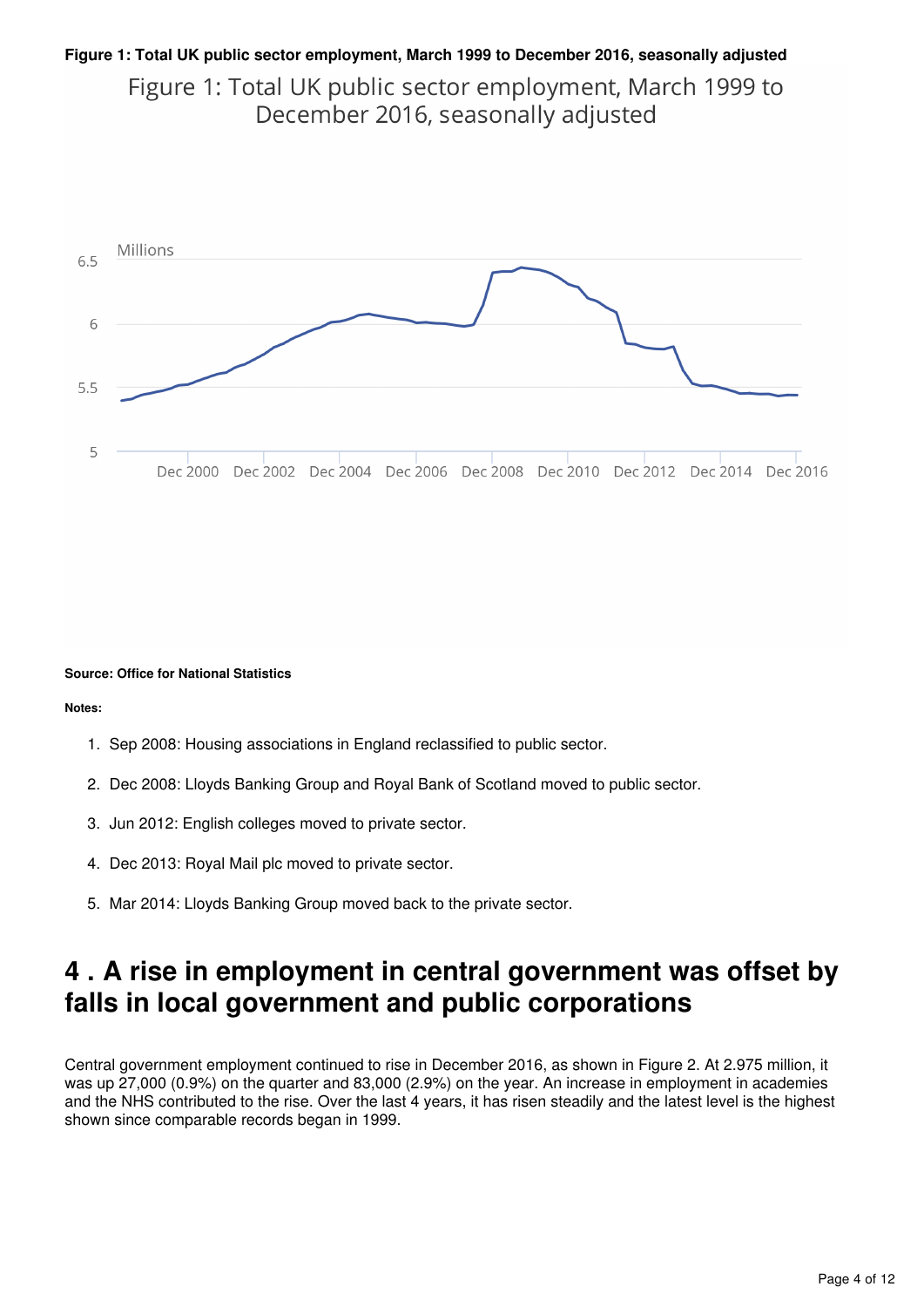**Figure 1: Total UK public sector employment, March 1999 to December 2016, seasonally adjusted**

**Source: Office for National Statistics**

**Notes:**

1. Sep 2008: Housing associations in England reclassified to public sector.
2. Dec 2008: Lloyds Banking Group and Royal Bank of Scotland moved to public sector.
3. Jun 2012: English colleges moved to private sector.
4. Dec 2013: Royal Mail plc moved to private sector.
5. Mar 2014: Lloyds Banking Group moved back to the private sector.

## 4 . A rise in employment in central government was offset by falls in local government and public corporations

Central government employment continued to rise in December 2016, as shown in Figure 2. At 2.975 million, it was up 27,000 (0.9%) on the quarter and 83,000 (2.9%) on the year. An increase in employment in academies and the NHS contributed to the rise. Over the last 4 years, it has risen steadily and the latest level is the highest shown since comparable records began in 1999.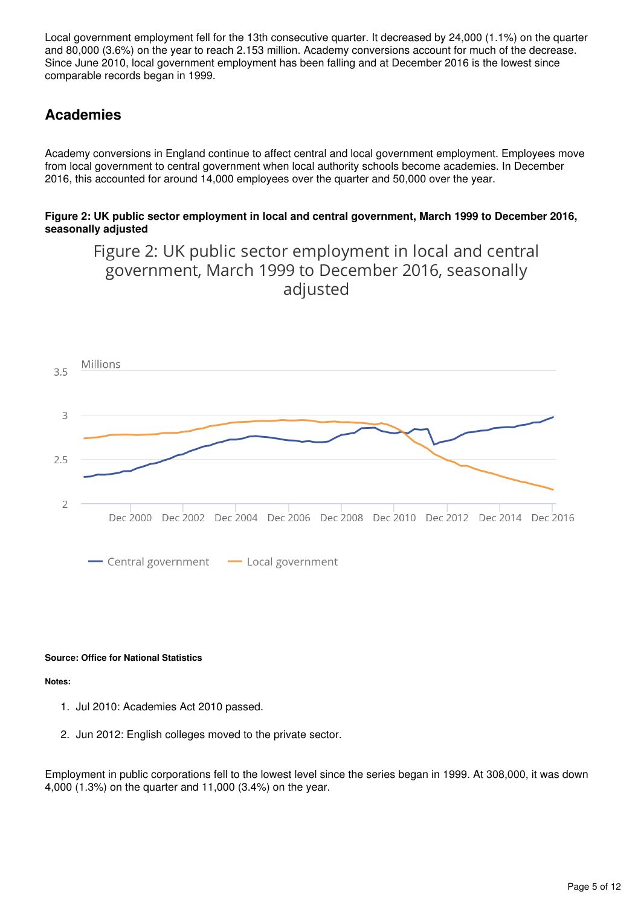Local government employment fell for the 13th consecutive quarter. It decreased by 24,000 (1.1%) on the quarter and 80,000 (3.6%) on the year to reach 2.153 million. Academy conversions account for much of the decrease. Since June 2010, local government employment has been falling and at December 2016 is the lowest since comparable records began in 1999.

## Academies

Academy conversions in England continue to affect central and local government employment. Employees move from local government to central government when local authority schools become academies. In December 2016, this accounted for around 14,000 employees over the quarter and 50,000 over the year.

**Figure 2: UK public sector employment in local and central government, March 1999 to December 2016, seasonally adjusted**

**Source: Office for National Statistics**

**Notes:**

1. Jul 2010: Academies Act 2010 passed.
2. Jun 2012: English colleges moved to the private sector.

Employment in public corporations fell to the lowest level since the series began in 1999. At 308,000, it was down 4,000 (1.3%) on the quarter and 11,000 (3.4%) on the year.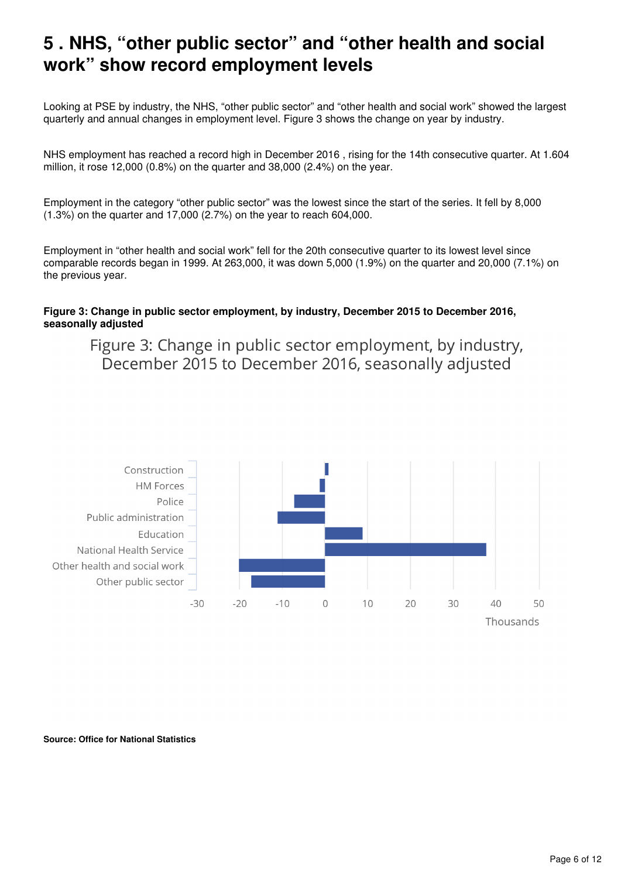# 5 . NHS, "other public sector" and "other health and social work" show record employment levels

Looking at PSE by industry, the NHS, "other public sector" and "other health and social work" showed the largest quarterly and annual changes in employment level. Figure 3 shows the change on year by industry.

NHS employment has reached a record high in December 2016 , rising for the 14th consecutive quarter. At 1.604 million, it rose 12,000 (0.8%) on the quarter and 38,000 (2.4%) on the year.

Employment in the category "other public sector" was the lowest since the start of the series. It fell by 8,000 (1.3%) on the quarter and 17,000 (2.7%) on the year to reach 604,000.

Employment in "other health and social work" fell for the 20th consecutive quarter to its lowest level since comparable records began in 1999. At 263,000, it was down 5,000 (1.9%) on the quarter and 20,000 (7.1%) on the previous year.

**Figure 3: Change in public sector employment, by industry, December 2015 to December 2016, seasonally adjusted**

Figure 3: Change in public sector employment, by industry, December 2015 to December 2016, seasonally adjusted

Construction, HM Forces, Police, Public administration, Education, National Health Service, Other health and social work, Other public sector

-30, -20, -10, 0, 10, 20, 30, 40, 50

Thousands

**Source: Office for National Statistics**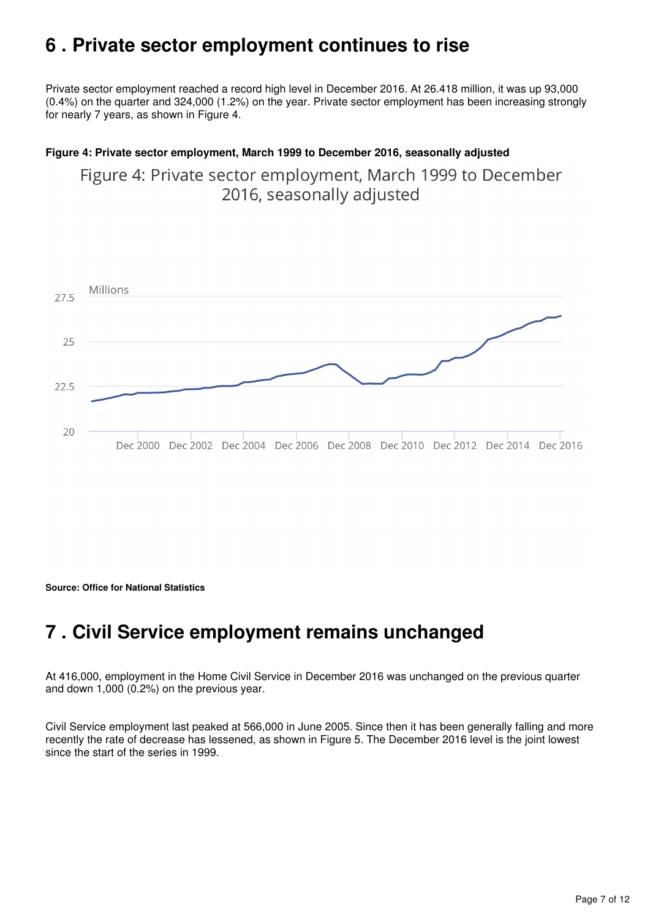## 6 . Private sector employment continues to rise

Private sector employment reached a record high level in December 2016. At 26.418 million, it was up 93,000 (0.4%) on the quarter and 324,000 (1.2%) on the year. Private sector employment has been increasing strongly for nearly 7 years, as shown in Figure 4.

**Figure 4: Private sector employment, March 1999 to December 2016, seasonally adjusted**

**Source: Office for National Statistics**

## 7 . Civil Service employment remains unchanged

At 416,000, employment in the Home Civil Service in December 2016 was unchanged on the previous quarter and down 1,000 (0.2%) on the previous year.

Civil Service employment last peaked at 566,000 in June 2005. Since then it has been generally falling and more recently the rate of decrease has lessened, as shown in Figure 5. The December 2016 level is the joint lowest since the start of the series in 1999.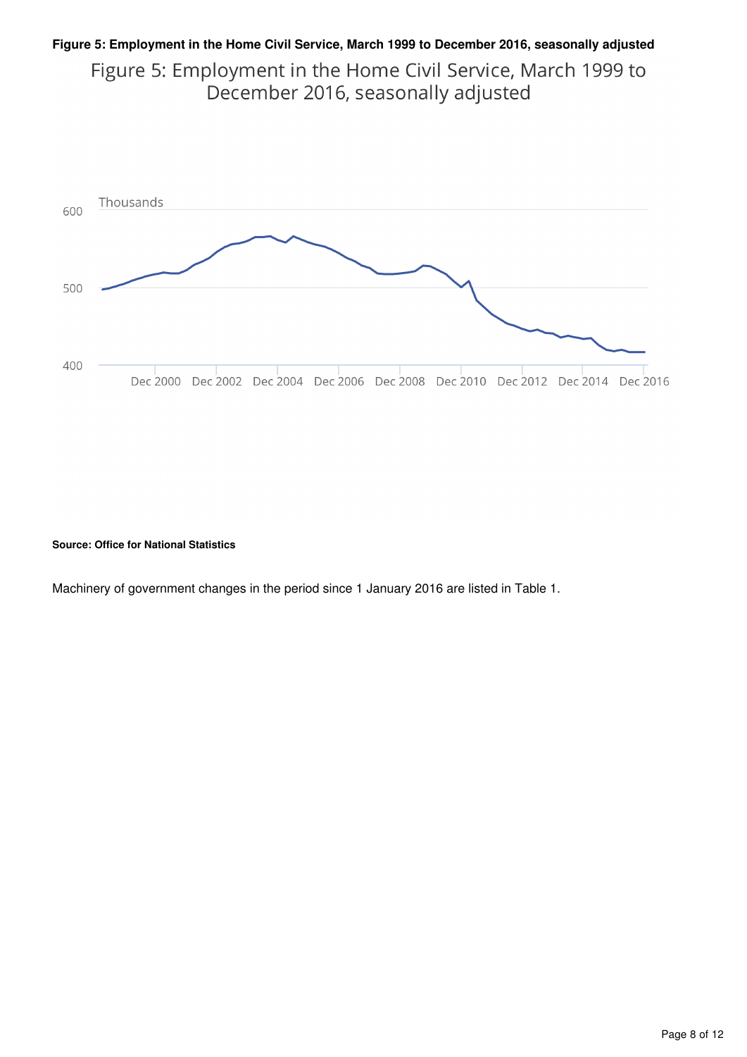**Figure 5: Employment in the Home Civil Service, March 1999 to December 2016, seasonally adjusted**

Figure 5: Employment in the Home Civil Service, March 1999 to December 2016, seasonally adjusted

Thousands

600

500

400

Dec 2000 Dec 2002 Dec 2004 Dec 2006 Dec 2008 Dec 2010 Dec 2012 Dec 2014 Dec 2016

**Source: Office for National Statistics**

Machinery of government changes in the period since 1 January 2016 are listed in Table 1.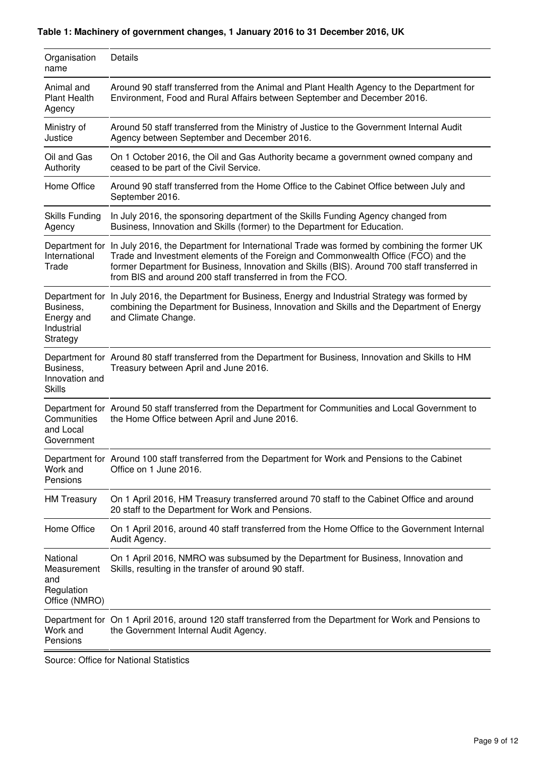**Table 1: Machinery of government changes, 1 January 2016 to 31 December 2016, UK**

| Organisation name | Details |
|---|---|
| Animal and Plant Health Agency | Around 90 staff transferred from the Animal and Plant Health Agency to the Department for Environment, Food and Rural Affairs between September and December 2016. |
| Ministry of Justice | Around 50 staff transferred from the Ministry of Justice to the Government Internal Audit Agency between September and December 2016. |
| Oil and Gas Authority | On 1 October 2016, the Oil and Gas Authority became a government owned company and ceased to be part of the Civil Service. |
| Home Office | Around 90 staff transferred from the Home Office to the Cabinet Office between July and September 2016. |
| Skills Funding Agency | In July 2016, the sponsoring department of the Skills Funding Agency changed from Business, Innovation and Skills (former) to the Department for Education. |
| Department for International Trade | In July 2016, the Department for International Trade was formed by combining the former UK Trade and Investment elements of the Foreign and Commonwealth Office (FCO) and the former Department for Business, Innovation and Skills (BIS). Around 700 staff transferred in from BIS and around 200 staff transferred in from the FCO. |
| Department for Business, Energy and Industrial Strategy | In July 2016, the Department for Business, Energy and Industrial Strategy was formed by combining the Department for Business, Innovation and Skills and the Department of Energy and Climate Change. |
| Department for Business, Innovation and Skills | Around 80 staff transferred from the Department for Business, Innovation and Skills to HM Treasury between April and June 2016. |
| Department for Communities and Local Government | Around 50 staff transferred from the Department for Communities and Local Government to the Home Office between April and June 2016. |
| Department for Work and Pensions | Around 100 staff transferred from the Department for Work and Pensions to the Cabinet Office on 1 June 2016. |
| HM Treasury | On 1 April 2016, HM Treasury transferred around 70 staff to the Cabinet Office and around 20 staff to the Department for Work and Pensions. |
| Home Office | On 1 April 2016, around 40 staff transferred from the Home Office to the Government Internal Audit Agency. |
| National Measurement and Regulation Office (NMRO) | On 1 April 2016, NMRO was subsumed by the Department for Business, Innovation and Skills, resulting in the transfer of around 90 staff. |
| Department for Work and Pensions | On 1 April 2016, around 120 staff transferred from the Department for Work and Pensions to the Government Internal Audit Agency. |

Source: Office for National Statistics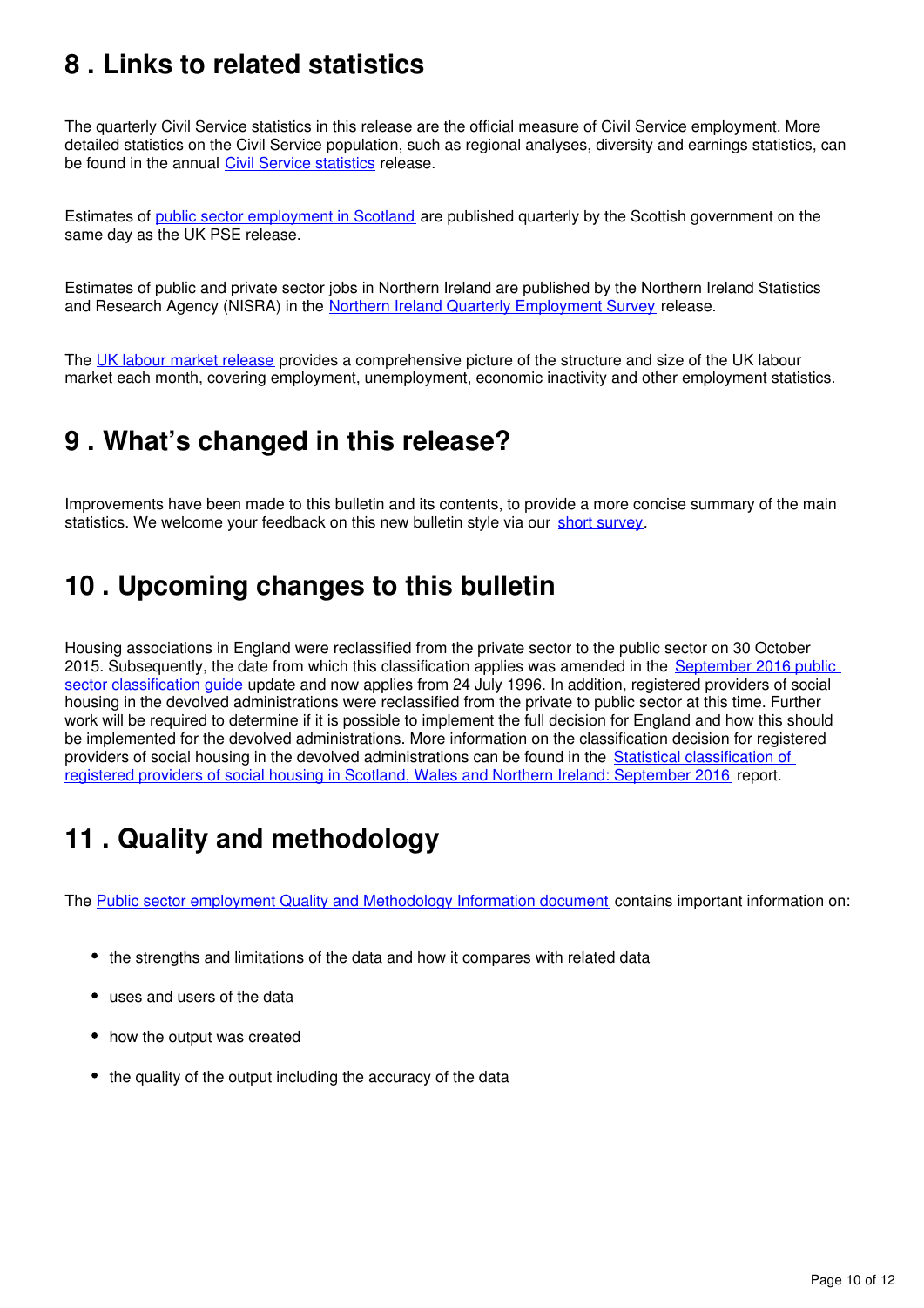## 8 . Links to related statistics

The quarterly Civil Service statistics in this release are the official measure of Civil Service employment. More detailed statistics on the Civil Service population, such as regional analyses, diversity and earnings statistics, can be found in the annual Civil Service statistics release.

Estimates of public sector employment in Scotland are published quarterly by the Scottish government on the same day as the UK PSE release.

Estimates of public and private sector jobs in Northern Ireland are published by the Northern Ireland Statistics and Research Agency (NISRA) in the Northern Ireland Quarterly Employment Survey release.

The UK labour market release provides a comprehensive picture of the structure and size of the UK labour market each month, covering employment, unemployment, economic inactivity and other employment statistics.

## 9 . What's changed in this release?

Improvements have been made to this bulletin and its contents, to provide a more concise summary of the main statistics. We welcome your feedback on this new bulletin style via our short survey.

## 10 . Upcoming changes to this bulletin

Housing associations in England were reclassified from the private sector to the public sector on 30 October 2015. Subsequently, the date from which this classification applies was amended in the September 2016 public sector classification guide update and now applies from 24 July 1996. In addition, registered providers of social housing in the devolved administrations were reclassified from the private to public sector at this time. Further work will be required to determine if it is possible to implement the full decision for England and how this should be implemented for the devolved administrations. More information on the classification decision for registered providers of social housing in the devolved administrations can be found in the Statistical classification of registered providers of social housing in Scotland, Wales and Northern Ireland: September 2016 report.

## 11 . Quality and methodology

The Public sector employment Quality and Methodology Information document contains important information on:

- the strengths and limitations of the data and how it compares with related data
- uses and users of the data
- how the output was created
- the quality of the output including the accuracy of the data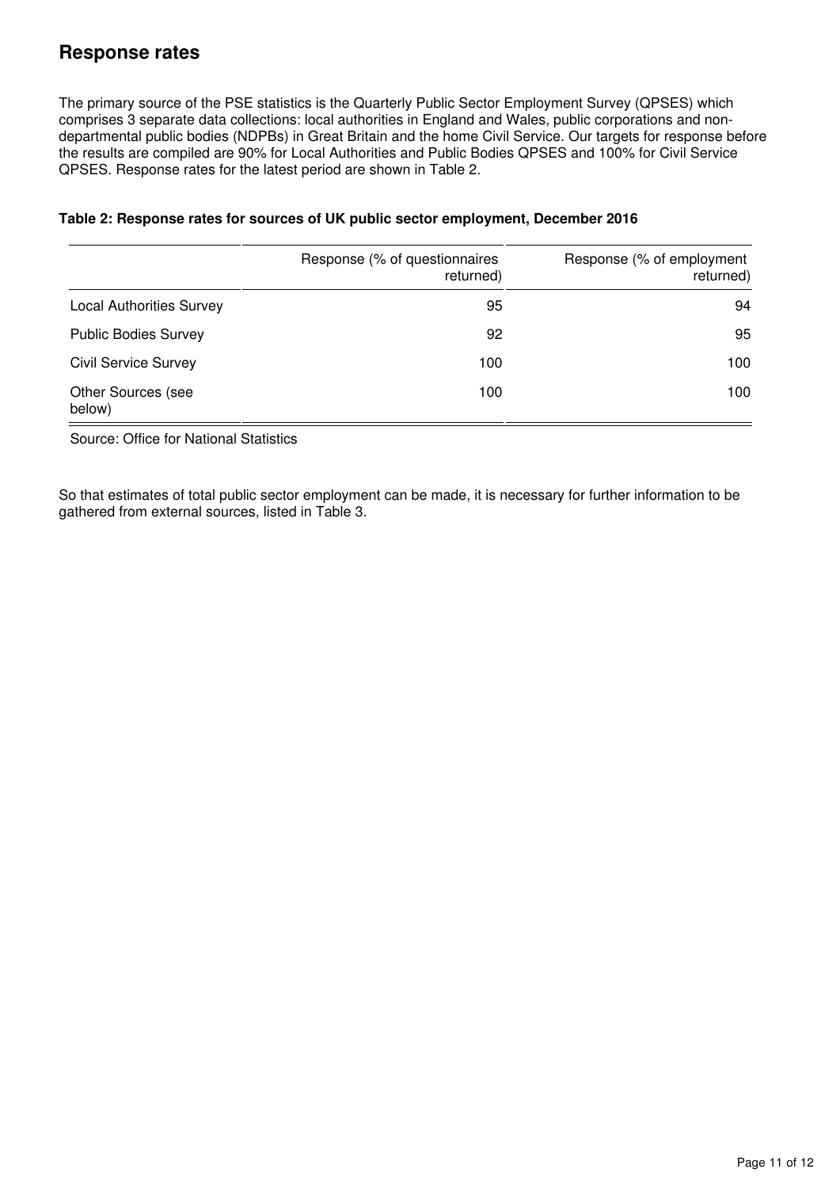## Response rates

The primary source of the PSE statistics is the Quarterly Public Sector Employment Survey (QPSES) which comprises 3 separate data collections: local authorities in England and Wales, public corporations and non-departmental public bodies (NDPBs) in Great Britain and the home Civil Service. Our targets for response before the results are compiled are 90% for Local Authorities and Public Bodies QPSES and 100% for Civil Service QPSES. Response rates for the latest period are shown in Table 2.

**Table 2: Response rates for sources of UK public sector employment, December 2016**

| | Response (% of questionnaires returned) | Response (% of employment returned) |
|---|---|---|
| Local Authorities Survey | 95 | 94 |
| Public Bodies Survey | 92 | 95 |
| Civil Service Survey | 100 | 100 |
| Other Sources (see below) | 100 | 100 |

Source: Office for National Statistics

So that estimates of total public sector employment can be made, it is necessary for further information to be gathered from external sources, listed in Table 3.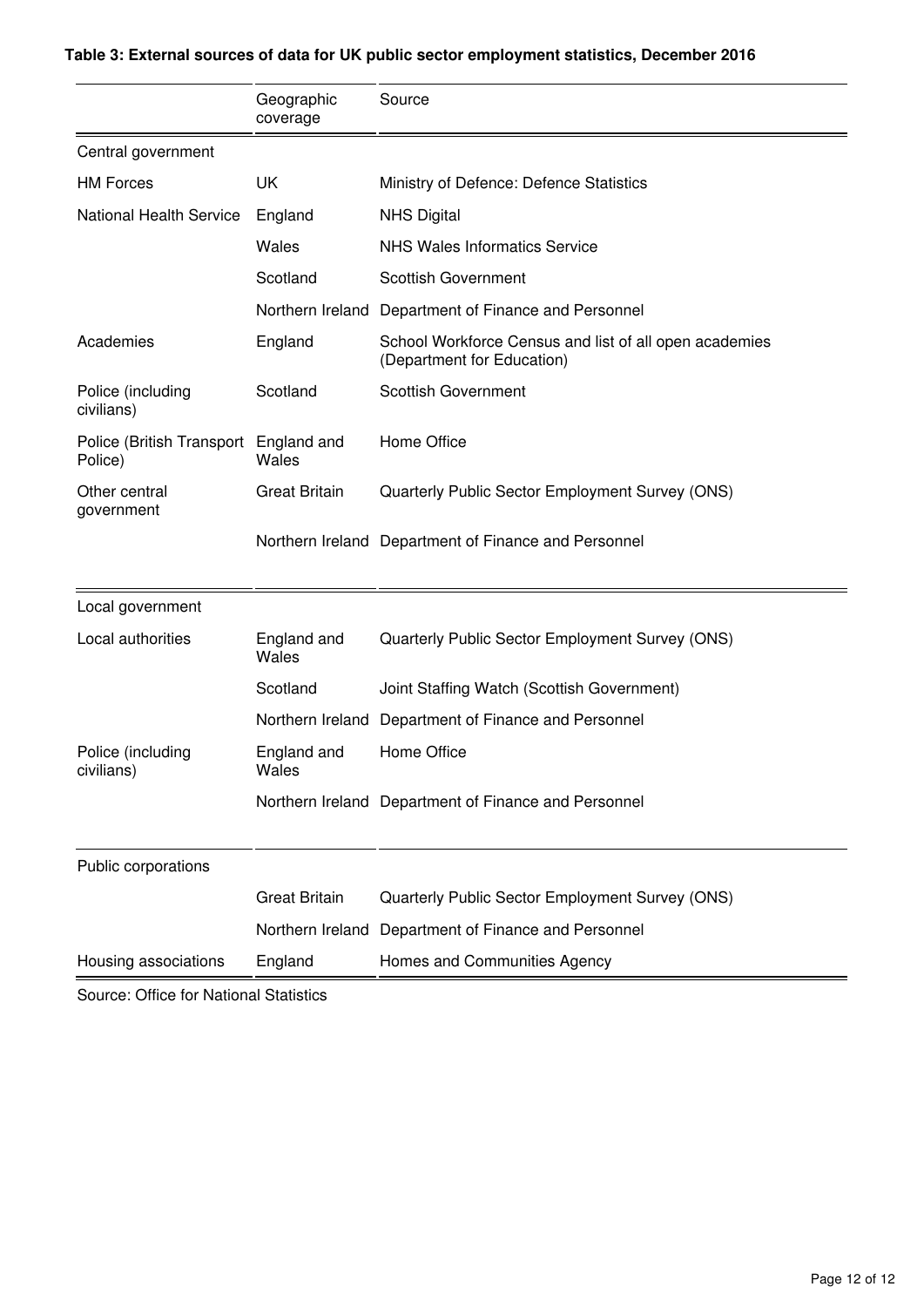**Table 3: External sources of data for UK public sector employment statistics, December 2016**

| | Geographic coverage | Source |
|---|---|---|
| Central government | | |
| HM Forces | UK | Ministry of Defence: Defence Statistics |
| National Health Service | England | NHS Digital |
| | Wales | NHS Wales Informatics Service |
| | Scotland | Scottish Government |
| | Northern Ireland | Department of Finance and Personnel |
| Academies | England | School Workforce Census and list of all open academies (Department for Education) |
| Police (including civilians) | Scotland | Scottish Government |
| Police (British Transport Police) | England and Wales | Home Office |
| Other central government | Great Britain | Quarterly Public Sector Employment Survey (ONS) |
| | Northern Ireland | Department of Finance and Personnel |
| Local government | | |
| Local authorities | England and Wales | Quarterly Public Sector Employment Survey (ONS) |
| | Scotland | Joint Staffing Watch (Scottish Government) |
| | Northern Ireland | Department of Finance and Personnel |
| Police (including civilians) | England and Wales | Home Office |
| | Northern Ireland | Department of Finance and Personnel |
| Public corporations | | |
| | Great Britain | Quarterly Public Sector Employment Survey (ONS) |
| | Northern Ireland | Department of Finance and Personnel |
| Housing associations | England | Homes and Communities Agency |

Source: Office for National Statistics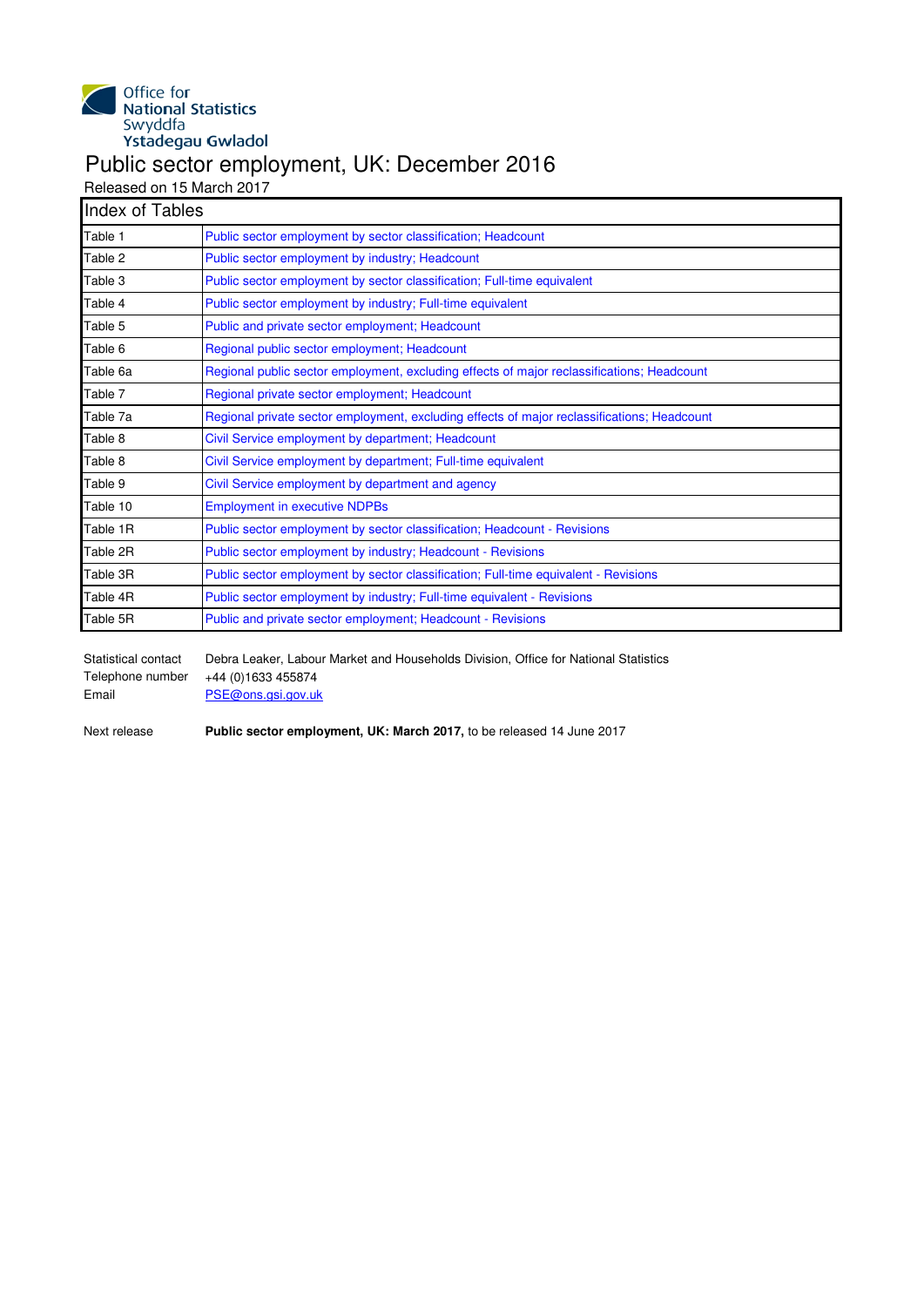Office for National Statistics
Swyddfa Ystadegau Gwladol

# Public sector employment, UK: December 2016

Released on 15 March 2017

| Index of Tables | |
|---|---|
| Table 1 | Public sector employment by sector classification; Headcount |
| Table 2 | Public sector employment by industry; Headcount |
| Table 3 | Public sector employment by sector classification; Full-time equivalent |
| Table 4 | Public sector employment by industry; Full-time equivalent |
| Table 5 | Public and private sector employment; Headcount |
| Table 6 | Regional public sector employment; Headcount |
| Table 6a | Regional public sector employment, excluding effects of major reclassifications; Headcount |
| Table 7 | Regional private sector employment; Headcount |
| Table 7a | Regional private sector employment, excluding effects of major reclassifications; Headcount |
| Table 8 | Civil Service employment by department; Headcount |
| Table 8 | Civil Service employment by department; Full-time equivalent |
| Table 9 | Civil Service employment by department and agency |
| Table 10 | Employment in executive NDPBs |
| Table 1R | Public sector employment by sector classification; Headcount - Revisions |
| Table 2R | Public sector employment by industry; Headcount - Revisions |
| Table 3R | Public sector employment by sector classification; Full-time equivalent - Revisions |
| Table 4R | Public sector employment by industry; Full-time equivalent - Revisions |
| Table 5R | Public and private sector employment; Headcount - Revisions |

Statistical contact: Debra Leaker, Labour Market and Households Division, Office for National Statistics
Telephone number: +44 (0)1633 455874
Email: PSE@ons.gsi.gov.uk

Next release: **Public sector employment, UK: March 2017,** to be released 14 June 2017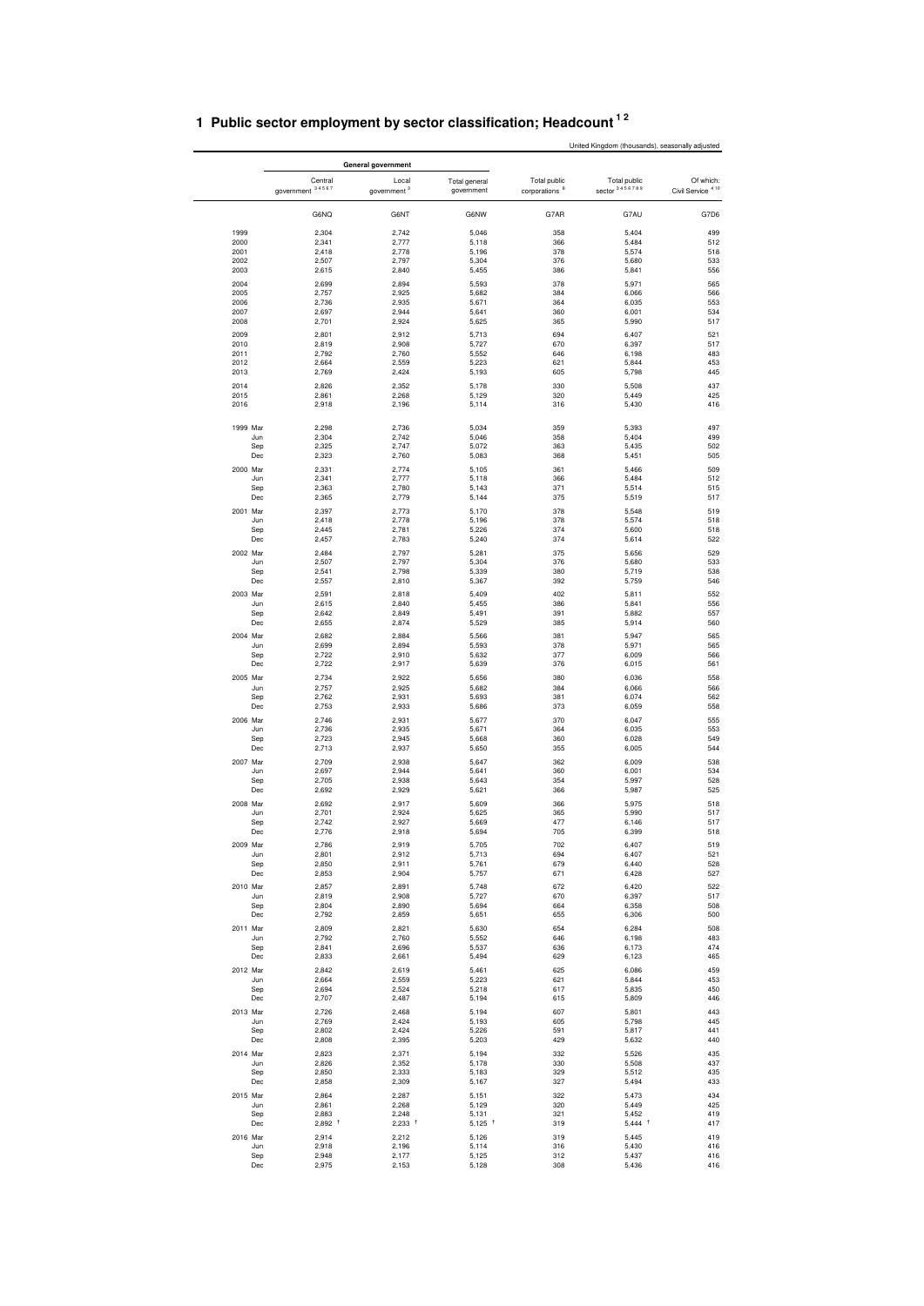# 1 Public sector employment by sector classification; Headcount [1 2]

United Kingdom (thousands), seasonally adjusted

| | General government | | | | | |
|---|---|---|---|---|---|---|
| | Central government [3 4 5 6 7] | Local government [3] | Total general government | Total public corporations [8] | Total public sector [3 4 5 6 7 8 9] | Of which: Civil Service [4 10] |
| | G6NQ | G6NT | G6NW | G7AR | G7AU | G7D6 |
| 1999 | 2,304 | 2,742 | 5,046 | 358 | 5,404 | 499 |
| 2000 | 2,341 | 2,777 | 5,118 | 366 | 5,484 | 512 |
| 2001 | 2,418 | 2,778 | 5,196 | 378 | 5,574 | 518 |
| 2002 | 2,507 | 2,797 | 5,304 | 376 | 5,680 | 533 |
| 2003 | 2,615 | 2,840 | 5,455 | 386 | 5,841 | 556 |
| 2004 | 2,699 | 2,894 | 5,593 | 378 | 5,971 | 565 |
| 2005 | 2,757 | 2,925 | 5,682 | 384 | 6,066 | 566 |
| 2006 | 2,736 | 2,935 | 5,671 | 364 | 6,035 | 553 |
| 2007 | 2,697 | 2,944 | 5,641 | 360 | 6,001 | 534 |
| 2008 | 2,701 | 2,924 | 5,625 | 365 | 5,990 | 517 |
| 2009 | 2,801 | 2,912 | 5,713 | 694 | 6,407 | 521 |
| 2010 | 2,819 | 2,908 | 5,727 | 670 | 6,397 | 517 |
| 2011 | 2,792 | 2,760 | 5,552 | 646 | 6,198 | 483 |
| 2012 | 2,664 | 2,559 | 5,223 | 621 | 5,844 | 453 |
| 2013 | 2,769 | 2,424 | 5,193 | 605 | 5,798 | 445 |
| 2014 | 2,826 | 2,352 | 5,178 | 330 | 5,508 | 437 |
| 2015 | 2,861 | 2,268 | 5,129 | 320 | 5,449 | 425 |
| 2016 | 2,918 | 2,196 | 5,114 | 316 | 5,430 | 416 |
| 1999 Mar | 2,298 | 2,736 | 5,034 | 359 | 5,393 | 497 |
| Jun | 2,304 | 2,742 | 5,046 | 358 | 5,404 | 499 |
| Sep | 2,325 | 2,747 | 5,072 | 363 | 5,435 | 502 |
| Dec | 2,323 | 2,760 | 5,083 | 368 | 5,451 | 505 |
| 2000 Mar | 2,331 | 2,774 | 5,105 | 361 | 5,466 | 509 |
| Jun | 2,341 | 2,777 | 5,118 | 366 | 5,484 | 512 |
| Sep | 2,363 | 2,780 | 5,143 | 371 | 5,514 | 515 |
| Dec | 2,365 | 2,779 | 5,144 | 375 | 5,519 | 517 |
| 2001 Mar | 2,397 | 2,773 | 5,170 | 378 | 5,548 | 519 |
| Jun | 2,418 | 2,778 | 5,196 | 378 | 5,574 | 518 |
| Sep | 2,445 | 2,781 | 5,226 | 374 | 5,600 | 518 |
| Dec | 2,457 | 2,783 | 5,240 | 374 | 5,614 | 522 |
| 2002 Mar | 2,484 | 2,797 | 5,281 | 375 | 5,656 | 529 |
| Jun | 2,507 | 2,797 | 5,304 | 376 | 5,680 | 533 |
| Sep | 2,541 | 2,798 | 5,339 | 380 | 5,719 | 538 |
| Dec | 2,557 | 2,810 | 5,367 | 392 | 5,759 | 546 |
| 2003 Mar | 2,591 | 2,818 | 5,409 | 402 | 5,811 | 552 |
| Jun | 2,615 | 2,840 | 5,455 | 386 | 5,841 | 556 |
| Sep | 2,642 | 2,849 | 5,491 | 391 | 5,882 | 557 |
| Dec | 2,655 | 2,874 | 5,529 | 385 | 5,914 | 560 |
| 2004 Mar | 2,682 | 2,884 | 5,566 | 381 | 5,947 | 565 |
| Jun | 2,699 | 2,894 | 5,593 | 378 | 5,971 | 565 |
| Sep | 2,722 | 2,910 | 5,632 | 377 | 6,009 | 566 |
| Dec | 2,722 | 2,917 | 5,639 | 376 | 6,015 | 561 |
| 2005 Mar | 2,734 | 2,922 | 5,656 | 380 | 6,036 | 558 |
| Jun | 2,757 | 2,925 | 5,682 | 384 | 6,066 | 566 |
| Sep | 2,762 | 2,931 | 5,693 | 381 | 6,074 | 562 |
| Dec | 2,753 | 2,933 | 5,686 | 373 | 6,059 | 558 |
| 2006 Mar | 2,746 | 2,931 | 5,677 | 370 | 6,047 | 555 |
| Jun | 2,736 | 2,935 | 5,671 | 364 | 6,035 | 553 |
| Sep | 2,723 | 2,945 | 5,668 | 360 | 6,028 | 549 |
| Dec | 2,713 | 2,937 | 5,650 | 355 | 6,005 | 544 |
| 2007 Mar | 2,709 | 2,938 | 5,647 | 362 | 6,009 | 538 |
| Jun | 2,697 | 2,944 | 5,641 | 360 | 6,001 | 534 |
| Sep | 2,705 | 2,938 | 5,643 | 354 | 5,997 | 528 |
| Dec | 2,692 | 2,929 | 5,621 | 366 | 5,987 | 525 |
| 2008 Mar | 2,692 | 2,917 | 5,609 | 366 | 5,975 | 518 |
| Jun | 2,701 | 2,924 | 5,625 | 365 | 5,990 | 517 |
| Sep | 2,742 | 2,927 | 5,669 | 477 | 6,146 | 517 |
| Dec | 2,776 | 2,918 | 5,694 | 705 | 6,399 | 518 |
| 2009 Mar | 2,786 | 2,919 | 5,705 | 702 | 6,407 | 519 |
| Jun | 2,801 | 2,912 | 5,713 | 694 | 6,407 | 521 |
| Sep | 2,850 | 2,911 | 5,761 | 679 | 6,440 | 528 |
| Dec | 2,853 | 2,904 | 5,757 | 671 | 6,428 | 527 |
| 2010 Mar | 2,857 | 2,891 | 5,748 | 672 | 6,420 | 522 |
| Jun | 2,819 | 2,908 | 5,727 | 670 | 6,397 | 517 |
| Sep | 2,804 | 2,890 | 5,694 | 664 | 6,358 | 508 |
| Dec | 2,792 | 2,859 | 5,651 | 655 | 6,306 | 500 |
| 2011 Mar | 2,809 | 2,821 | 5,630 | 654 | 6,284 | 508 |
| Jun | 2,792 | 2,760 | 5,552 | 646 | 6,198 | 483 |
| Sep | 2,841 | 2,696 | 5,537 | 636 | 6,173 | 474 |
| Dec | 2,833 | 2,661 | 5,494 | 629 | 6,123 | 465 |
| 2012 Mar | 2,842 | 2,619 | 5,461 | 625 | 6,086 | 459 |
| Jun | 2,664 | 2,559 | 5,223 | 621 | 5,844 | 453 |
| Sep | 2,694 | 2,524 | 5,218 | 617 | 5,835 | 450 |
| Dec | 2,707 | 2,487 | 5,194 | 615 | 5,809 | 446 |
| 2013 Mar | 2,726 | 2,468 | 5,194 | 607 | 5,801 | 443 |
| Jun | 2,769 | 2,424 | 5,193 | 605 | 5,798 | 445 |
| Sep | 2,802 | 2,424 | 5,226 | 591 | 5,817 | 441 |
| Dec | 2,808 | 2,395 | 5,203 | 429 | 5,632 | 440 |
| 2014 Mar | 2,823 | 2,371 | 5,194 | 332 | 5,526 | 435 |
| Jun | 2,826 | 2,352 | 5,178 | 330 | 5,508 | 437 |
| Sep | 2,850 | 2,333 | 5,183 | 329 | 5,512 | 435 |
| Dec | 2,858 | 2,309 | 5,167 | 327 | 5,494 | 433 |
| 2015 Mar | 2,864 | 2,287 | 5,151 | 322 | 5,473 | 434 |
| Jun | 2,861 | 2,268 | 5,129 | 320 | 5,449 | 425 |
| Sep | 2,883 | 2,248 | 5,131 | 321 | 5,452 | 419 |
| Dec | 2,892 † | 2,233 † | 5,125 † | 319 | 5,444 † | 417 |
| 2016 Mar | 2,914 | 2,212 | 5,126 | 319 | 5,445 | 419 |
| Jun | 2,918 | 2,196 | 5,114 | 316 | 5,430 | 416 |
| Sep | 2,948 | 2,177 | 5,125 | 312 | 5,437 | 416 |
| Dec | 2,975 | 2,153 | 5,128 | 308 | 5,436 | 416 |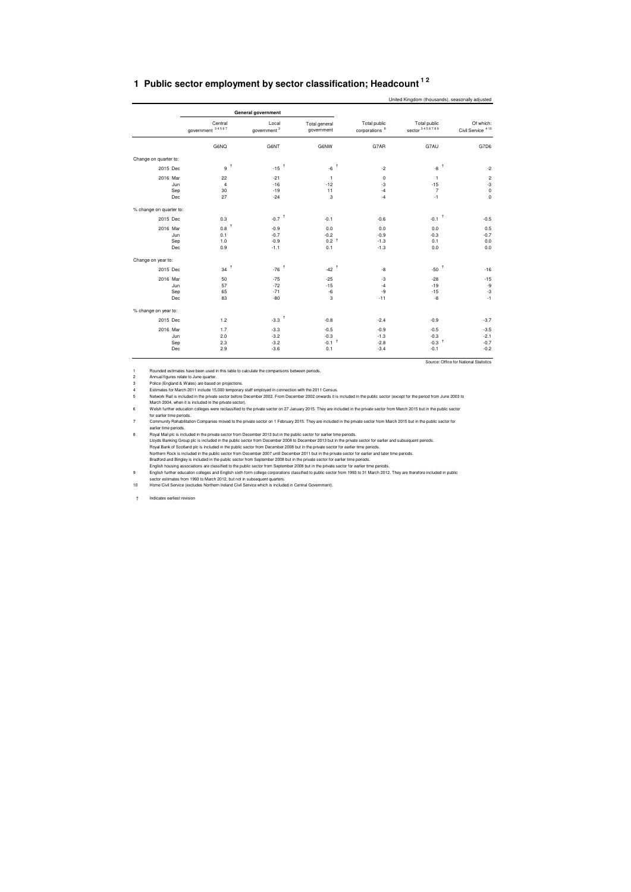# 1 Public sector employment by sector classification; Headcount [1 2]

United Kingdom (thousands), seasonally adjusted

| | General government | | | | | |
|---|---|---|---|---|---|---|
| | Central government [3 4 5 6 7] | Local government [3] | Total general government | Total public corporations [8] | Total public sector [3 4 5 6 7 8 9] | Of which: Civil Service [4 10] |
| | G6NQ | G6NT | G6NW | G7AR | G7AU | G7D6 |
| **Change on quarter to:** | | | | | | |
| 2015 Dec | 9 † | -15 † | -6 † | -2 | -8 † | -2 |
| 2016 Mar | 22 | -21 | 1 | 0 | 1 | 2 |
| Jun | 4 | -16 | -12 | -3 | -15 | -3 |
| Sep | 30 | -19 | 11 | -4 | 7 | 0 |
| Dec | 27 | -24 | 3 | -4 | -1 | 0 |
| **% change on quarter to:** | | | | | | |
| 2015 Dec | 0.3 | -0.7 † | -0.1 | -0.6 | -0.1 † | -0.5 |
| 2016 Mar | 0.8 † | -0.9 | 0.0 | 0.0 | 0.0 | 0.5 |
| Jun | 0.1 | -0.7 | -0.2 | -0.9 | -0.3 | -0.7 |
| Sep | 1.0 | -0.9 | 0.2 † | -1.3 | 0.1 | 0.0 |
| Dec | 0.9 | -1.1 | 0.1 | -1.3 | 0.0 | 0.0 |
| **Change on year to:** | | | | | | |
| 2015 Dec | 34 † | -76 † | -42 † | -8 | -50 † | -16 |
| 2016 Mar | 50 | -75 | -25 | -3 | -28 | -15 |
| Jun | 57 | -72 | -15 | -4 | -19 | -9 |
| Sep | 65 | -71 | -6 | -9 | -15 | -3 |
| Dec | 83 | -80 | 3 | -11 | -8 | -1 |
| **% change on year to:** | | | | | | |
| 2015 Dec | 1.2 | -3.3 † | -0.8 | -2.4 | -0.9 | -3.7 |
| 2016 Mar | 1.7 | -3.3 | -0.5 | -0.9 | -0.5 | -3.5 |
| Jun | 2.0 | -3.2 | -0.3 | -1.3 | -0.3 | -2.1 |
| Sep | 2.3 | -3.2 | -0.1 † | -2.8 | -0.3 † | -0.7 |
| Dec | 2.9 | -3.6 | 0.1 | -3.4 | -0.1 | -0.2 |

Source: Office for National Statistics

1 Rounded estimates have been used in this table to calculate the comparisons between periods.
2 Annual figures relate to June quarter.
3 Police (England & Wales) are based on projections.
4 Estimates for March 2011 include 15,000 temporary staff employed in connection with the 2011 Census.
5 Network Rail is included in the private sector before December 2002. From December 2002 onwards it is included in the public sector (except for the period from June 2003 to March 2004, when it is included in the private sector).
6 Welsh further education colleges were reclassified to the private sector on 27 January 2015. They are included in the private sector from March 2015 but in the public sector for earlier time periods.
7 Community Rehabilitation Companies moved to the private sector on 1 February 2015. They are included in the private sector from March 2015 but in the public sector for earlier time periods.
8 Royal Mail plc is included in the private sector from December 2013 but in the public sector for earlier time periods.
Lloyds Banking Group plc is included in the public sector from December 2008 to December 2013 but in the private sector for earlier and subsequent periods.
Royal Bank of Scotland plc is included in the public sector from December 2008 but in the private sector for earlier time periods.
Northern Rock is included in the public sector from December 2007 until December 2011 but in the private sector for earlier and later time periods.
Bradford and Bingley is included in the public sector from September 2008 but in the private sector for earlier time periods.
English housing associations are classified to the public sector from September 2008 but in the private sector for earlier time periods.
9 English further education colleges and English sixth form college corporations classified to public sector from 1993 to 31 March 2012. They are therefore included in public sector estimates from 1993 to March 2012, but not in subsequent quarters.
10 Home Civil Service (excludes Northern Ireland Civil Service which is included in Central Government).

† Indicates earliest revision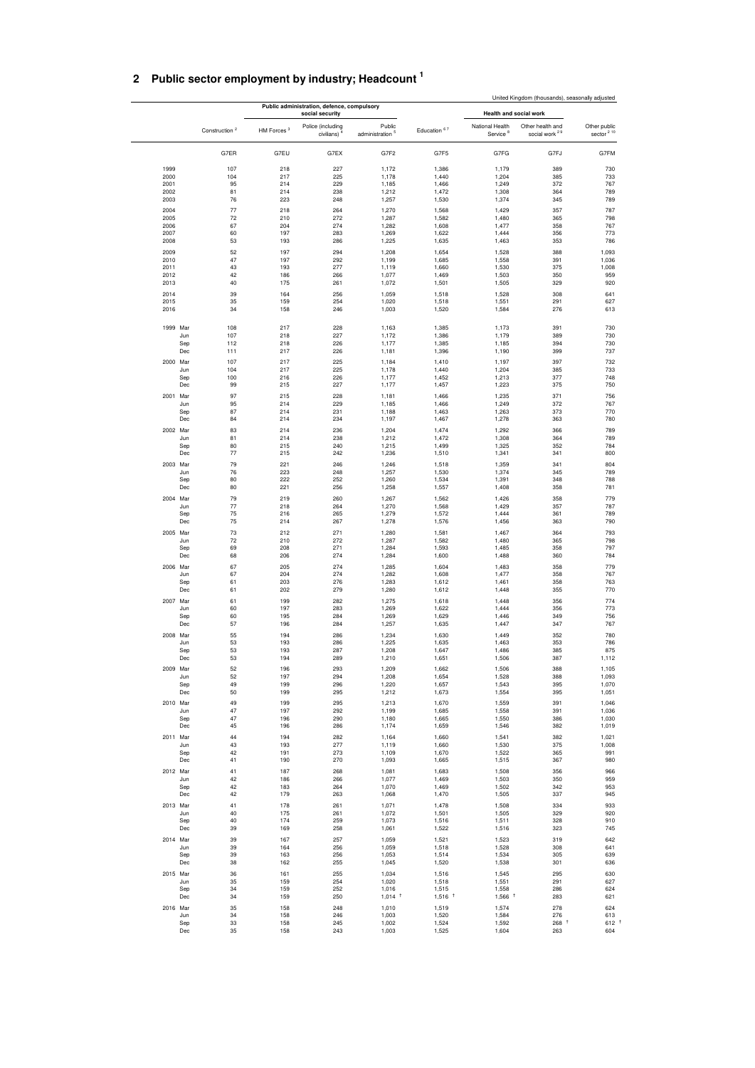## 2 Public sector employment by industry; Headcount [1]

United Kingdom (thousands), seasonally adjusted

| | | Public administration, defence, compulsory social security | | | | Health and social work | | |
|---|---|---|---|---|---|---|---|---|
| | Construction [2] | HM Forces [3] | Police (including civilians) [4] | Public administration [5] | Education [6 7] | National Health Service [8] | Other health and social work [2 9] | Other public sector [2 10] |
| | G7ER | G7EU | G7EX | G7F2 | G7F5 | G7FG | G7FJ | G7FM |
| 1999 | 107 | 218 | 227 | 1,172 | 1,386 | 1,179 | 389 | 730 |
| 2000 | 104 | 217 | 225 | 1,178 | 1,440 | 1,204 | 385 | 733 |
| 2001 | 95 | 214 | 229 | 1,185 | 1,466 | 1,249 | 372 | 767 |
| 2002 | 81 | 214 | 238 | 1,212 | 1,472 | 1,308 | 364 | 789 |
| 2003 | 76 | 223 | 248 | 1,257 | 1,530 | 1,374 | 345 | 789 |
| 2004 | 77 | 218 | 264 | 1,270 | 1,568 | 1,429 | 357 | 787 |
| 2005 | 72 | 210 | 272 | 1,287 | 1,582 | 1,480 | 365 | 798 |
| 2006 | 67 | 204 | 274 | 1,282 | 1,608 | 1,477 | 358 | 767 |
| 2007 | 60 | 197 | 283 | 1,269 | 1,622 | 1,444 | 356 | 773 |
| 2008 | 53 | 193 | 286 | 1,225 | 1,635 | 1,463 | 353 | 786 |
| 2009 | 52 | 197 | 294 | 1,208 | 1,654 | 1,528 | 388 | 1,093 |
| 2010 | 47 | 197 | 292 | 1,199 | 1,685 | 1,558 | 391 | 1,036 |
| 2011 | 43 | 193 | 277 | 1,119 | 1,660 | 1,530 | 375 | 1,008 |
| 2012 | 42 | 186 | 266 | 1,077 | 1,469 | 1,503 | 350 | 959 |
| 2013 | 40 | 175 | 261 | 1,072 | 1,501 | 1,505 | 329 | 920 |
| 2014 | 39 | 164 | 256 | 1,059 | 1,518 | 1,528 | 308 | 641 |
| 2015 | 35 | 159 | 254 | 1,020 | 1,518 | 1,551 | 291 | 627 |
| 2016 | 34 | 158 | 246 | 1,003 | 1,520 | 1,584 | 276 | 613 |
| 1999 Mar | 108 | 217 | 228 | 1,163 | 1,385 | 1,173 | 391 | 730 |
| Jun | 107 | 218 | 227 | 1,172 | 1,386 | 1,179 | 389 | 730 |
| Sep | 112 | 218 | 226 | 1,177 | 1,385 | 1,185 | 394 | 730 |
| Dec | 111 | 217 | 226 | 1,181 | 1,396 | 1,190 | 399 | 737 |
| 2000 Mar | 107 | 217 | 225 | 1,184 | 1,410 | 1,197 | 397 | 732 |
| Jun | 104 | 217 | 225 | 1,178 | 1,440 | 1,204 | 385 | 733 |
| Sep | 100 | 216 | 226 | 1,177 | 1,452 | 1,213 | 377 | 748 |
| Dec | 99 | 215 | 227 | 1,177 | 1,457 | 1,223 | 375 | 750 |
| 2001 Mar | 97 | 215 | 228 | 1,181 | 1,466 | 1,235 | 371 | 756 |
| Jun | 95 | 214 | 229 | 1,185 | 1,466 | 1,249 | 372 | 767 |
| Sep | 87 | 214 | 231 | 1,188 | 1,463 | 1,263 | 373 | 770 |
| Dec | 84 | 214 | 234 | 1,197 | 1,467 | 1,278 | 363 | 780 |
| 2002 Mar | 83 | 214 | 236 | 1,204 | 1,474 | 1,292 | 366 | 789 |
| Jun | 81 | 214 | 238 | 1,212 | 1,472 | 1,308 | 364 | 789 |
| Sep | 80 | 215 | 240 | 1,215 | 1,499 | 1,325 | 352 | 784 |
| Dec | 77 | 215 | 242 | 1,236 | 1,510 | 1,341 | 341 | 800 |
| 2003 Mar | 79 | 221 | 246 | 1,246 | 1,518 | 1,359 | 341 | 804 |
| Jun | 76 | 223 | 248 | 1,257 | 1,530 | 1,374 | 345 | 789 |
| Sep | 80 | 222 | 252 | 1,260 | 1,534 | 1,391 | 348 | 788 |
| Dec | 80 | 221 | 256 | 1,258 | 1,557 | 1,408 | 358 | 781 |
| 2004 Mar | 79 | 219 | 260 | 1,267 | 1,562 | 1,426 | 358 | 779 |
| Jun | 77 | 218 | 264 | 1,270 | 1,568 | 1,429 | 357 | 787 |
| Sep | 75 | 216 | 265 | 1,279 | 1,572 | 1,444 | 361 | 789 |
| Dec | 75 | 214 | 267 | 1,278 | 1,576 | 1,456 | 363 | 790 |
| 2005 Mar | 73 | 212 | 271 | 1,280 | 1,581 | 1,467 | 364 | 793 |
| Jun | 72 | 210 | 272 | 1,287 | 1,582 | 1,480 | 365 | 798 |
| Sep | 69 | 208 | 271 | 1,284 | 1,593 | 1,485 | 358 | 797 |
| Dec | 68 | 206 | 274 | 1,284 | 1,600 | 1,488 | 360 | 784 |
| 2006 Mar | 67 | 205 | 274 | 1,285 | 1,604 | 1,483 | 358 | 779 |
| Jun | 67 | 204 | 274 | 1,282 | 1,608 | 1,477 | 358 | 767 |
| Sep | 61 | 203 | 276 | 1,283 | 1,612 | 1,461 | 358 | 763 |
| Dec | 61 | 202 | 279 | 1,280 | 1,612 | 1,448 | 355 | 770 |
| 2007 Mar | 61 | 199 | 282 | 1,275 | 1,618 | 1,448 | 356 | 774 |
| Jun | 60 | 197 | 283 | 1,269 | 1,622 | 1,444 | 356 | 773 |
| Sep | 60 | 195 | 284 | 1,269 | 1,629 | 1,446 | 349 | 756 |
| Dec | 57 | 196 | 284 | 1,257 | 1,635 | 1,447 | 347 | 767 |
| 2008 Mar | 55 | 194 | 286 | 1,234 | 1,630 | 1,449 | 352 | 780 |
| Jun | 53 | 193 | 286 | 1,225 | 1,635 | 1,463 | 353 | 786 |
| Sep | 53 | 193 | 287 | 1,208 | 1,647 | 1,486 | 385 | 875 |
| Dec | 53 | 194 | 289 | 1,210 | 1,651 | 1,506 | 387 | 1,112 |
| 2009 Mar | 52 | 196 | 293 | 1,209 | 1,662 | 1,506 | 388 | 1,105 |
| Jun | 52 | 197 | 294 | 1,208 | 1,654 | 1,528 | 388 | 1,093 |
| Sep | 49 | 199 | 296 | 1,220 | 1,657 | 1,543 | 395 | 1,070 |
| Dec | 50 | 199 | 295 | 1,212 | 1,673 | 1,554 | 395 | 1,051 |
| 2010 Mar | 49 | 199 | 295 | 1,213 | 1,670 | 1,559 | 391 | 1,046 |
| Jun | 47 | 197 | 292 | 1,199 | 1,685 | 1,558 | 391 | 1,036 |
| Sep | 47 | 196 | 290 | 1,180 | 1,665 | 1,550 | 386 | 1,030 |
| Dec | 45 | 196 | 286 | 1,174 | 1,659 | 1,546 | 382 | 1,019 |
| 2011 Mar | 44 | 194 | 282 | 1,164 | 1,660 | 1,541 | 382 | 1,021 |
| Jun | 43 | 193 | 277 | 1,119 | 1,660 | 1,530 | 375 | 1,008 |
| Sep | 42 | 191 | 273 | 1,109 | 1,670 | 1,522 | 365 | 991 |
| Dec | 41 | 190 | 270 | 1,093 | 1,665 | 1,515 | 367 | 980 |
| 2012 Mar | 41 | 187 | 268 | 1,081 | 1,683 | 1,508 | 356 | 966 |
| Jun | 42 | 186 | 266 | 1,077 | 1,469 | 1,503 | 350 | 959 |
| Sep | 42 | 183 | 264 | 1,070 | 1,469 | 1,502 | 342 | 953 |
| Dec | 42 | 179 | 263 | 1,068 | 1,470 | 1,505 | 337 | 945 |
| 2013 Mar | 41 | 178 | 261 | 1,071 | 1,478 | 1,508 | 334 | 933 |
| Jun | 40 | 175 | 261 | 1,072 | 1,501 | 1,505 | 329 | 920 |
| Sep | 40 | 174 | 259 | 1,073 | 1,516 | 1,511 | 328 | 910 |
| Dec | 39 | 169 | 258 | 1,061 | 1,522 | 1,516 | 323 | 745 |
| 2014 Mar | 39 | 167 | 257 | 1,059 | 1,521 | 1,523 | 319 | 642 |
| Jun | 39 | 164 | 256 | 1,059 | 1,518 | 1,528 | 308 | 641 |
| Sep | 39 | 163 | 256 | 1,053 | 1,514 | 1,534 | 305 | 639 |
| Dec | 38 | 162 | 255 | 1,045 | 1,520 | 1,538 | 301 | 636 |
| 2015 Mar | 36 | 161 | 255 | 1,034 | 1,516 | 1,545 | 295 | 630 |
| Jun | 35 | 159 | 254 | 1,020 | 1,518 | 1,551 | 291 | 627 |
| Sep | 34 | 159 | 252 | 1,016 | 1,515 | 1,558 | 286 | 624 |
| Dec | 34 | 159 | 250 | 1,014 † | 1,516 † | 1,566 † | 283 | 621 |
| 2016 Mar | 35 | 158 | 248 | 1,010 | 1,519 | 1,574 | 278 | 624 |
| Jun | 34 | 158 | 246 | 1,003 | 1,520 | 1,584 | 276 | 613 |
| Sep | 33 | 158 | 245 | 1,002 | 1,524 | 1,592 | 268 † | 612 † |
| Dec | 35 | 158 | 243 | 1,003 | 1,525 | 1,604 | 263 | 604 |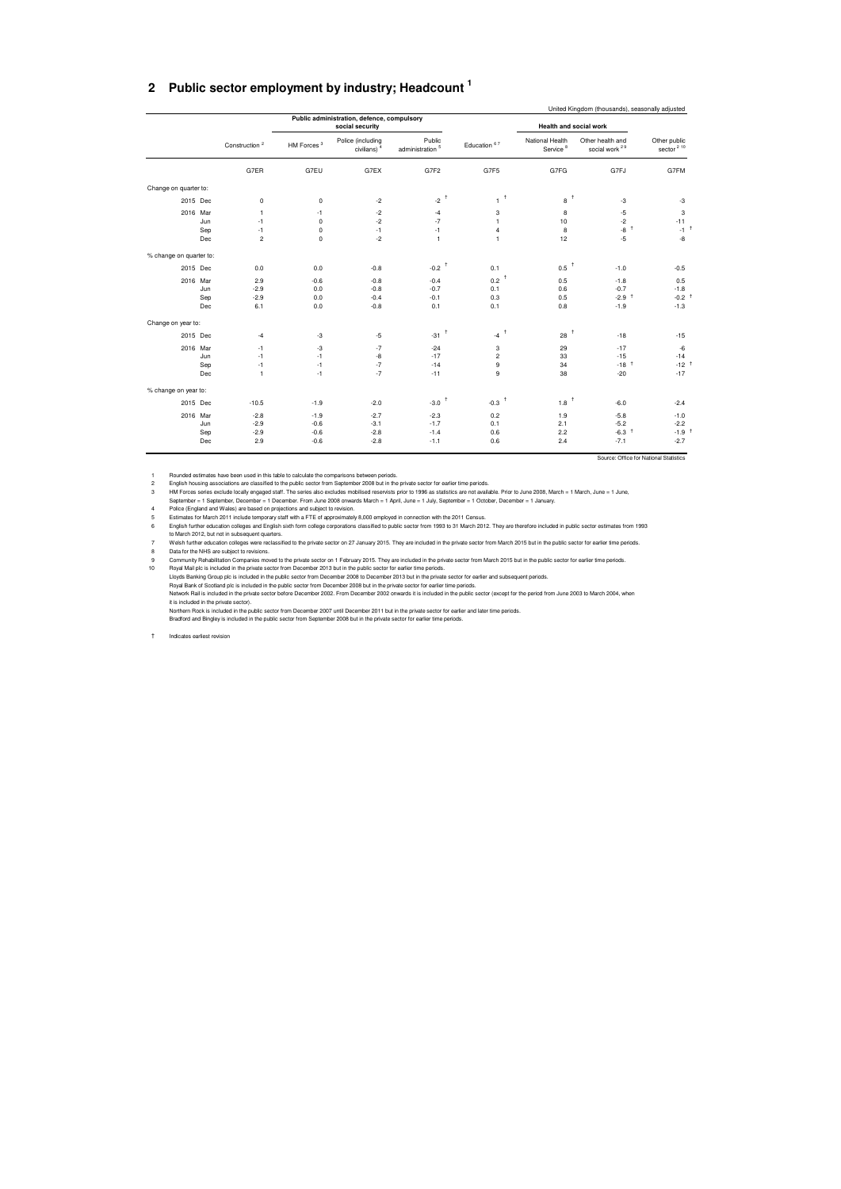## 2 Public sector employment by industry; Headcount [1]

United Kingdom (thousands), seasonally adjusted

| | | Public administration, defence, compulsory social security | | | | Health and social work | | |
|---|---|---|---|---|---|---|---|---|
| | Construction [2] | HM Forces [3] | Police (including civilians) [4] | Public administration [5] | Education [6 7] | National Health Service [8] | Other health and social work [2 9] | Other public sector [2 10] |
| | G7ER | G7EU | G7EX | G7F2 | G7F5 | G7FG | G7FJ | G7FM |
| **Change on quarter to:** | | | | | | | | |
| 2015 Dec | 0 | 0 | -2 | -2 † | 1 † | 8 † | -3 | -3 |
| 2016 Mar | 1 | -1 | -2 | -4 | 3 | 8 | -5 | 3 |
| Jun | -1 | 0 | -2 | -7 | 1 | 10 | -2 | -11 |
| Sep | -1 | 0 | -1 | -1 | 4 | 8 | -8 † | -1 † |
| Dec | 2 | 0 | -2 | 1 | 1 | 12 | -5 | -8 |
| **% change on quarter to:** | | | | | | | | |
| 2015 Dec | 0.0 | 0.0 | -0.8 | -0.2 † | 0.1 | 0.5 † | -1.0 | -0.5 |
| 2016 Mar | 2.9 | -0.6 | -0.8 | -0.4 | 0.2 † | 0.5 | -1.8 | 0.5 |
| Jun | -2.9 | 0.0 | -0.8 | -0.7 | 0.1 | 0.6 | -0.7 | -1.8 |
| Sep | -2.9 | 0.0 | -0.4 | -0.1 | 0.3 | 0.5 | -2.9 † | -0.2 † |
| Dec | 6.1 | 0.0 | -0.8 | 0.1 | 0.1 | 0.8 | -1.9 | -1.3 |
| **Change on year to:** | | | | | | | | |
| 2015 Dec | -4 | -3 | -5 | -31 † | -4 † | 28 † | -18 | -15 |
| 2016 Mar | -1 | -3 | -7 | -24 | 3 | 29 | -17 | -6 |
| Jun | -1 | -1 | -8 | -17 | 2 | 33 | -15 | -14 |
| Sep | -1 | -1 | -7 | -14 | 9 | 34 | -18 † | -12 † |
| Dec | 1 | -1 | -7 | -11 | 9 | 38 | -20 | -17 |
| **% change on year to:** | | | | | | | | |
| 2015 Dec | -10.5 | -1.9 | -2.0 | -3.0 † | -0.3 † | 1.8 † | -6.0 | -2.4 |
| 2016 Mar | -2.8 | -1.9 | -2.7 | -2.3 | 0.2 | 1.9 | -5.8 | -1.0 |
| Jun | -2.9 | -0.6 | -3.1 | -1.7 | 0.1 | 2.1 | -5.2 | -2.2 |
| Sep | -2.9 | -0.6 | -2.8 | -1.4 | 0.6 | 2.2 | -6.3 † | -1.9 † |
| Dec | 2.9 | -0.6 | -2.8 | -1.1 | 0.6 | 2.4 | -7.1 | -2.7 |

Source: Office for National Statistics

1 Rounded estimates have been used in this table to calculate the comparisons between periods.
2 English housing associations are classified to the public sector from September 2008 but in the private sector for earlier time periods.
3 HM Forces series exclude locally engaged staff. The series also excludes mobilised reservists prior to 1996 as statistics are not available. Prior to June 2008, March = 1 March, June = 1 June, September = 1 September, December = 1 December. From June 2008 onwards March = 1 April, June = 1 July, September = 1 October, December = 1 January.
4 Police (England and Wales) are based on projections and subject to revision.
5 Estimates for March 2011 include temporary staff with a FTE of approximately 8,000 employed in connection with the 2011 Census.
6 English further education colleges and English sixth form college corporations classified to public sector from 1993 to 31 March 2012. They are therefore included in public sector estimates from 1993 to March 2012, but not in subsequent quarters.
7 Welsh further education colleges were reclassified to the private sector on 27 January 2015. They are included in the private sector from March 2015 but in the public sector for earlier time periods.
8 Data for the NHS are subject to revisions.
9 Community Rehabilitation Companies moved to the private sector on 1 February 2015. They are included in the private sector from March 2015 but in the public sector for earlier time periods.
10 Royal Mail plc is included in the private sector from December 2013 but in the public sector for earlier time periods.
Lloyds Banking Group plc is included in the public sector from December 2008 to December 2013 but in the private sector for earlier and subsequent periods.
Royal Bank of Scotland plc is included in the public sector from December 2008 but in the private sector for earlier time periods.
Network Rail is included in the private sector before December 2002. From December 2002 onwards it is included in the public sector (except for the period from June 2003 to March 2004, when it is included in the private sector).
Northern Rock is included in the public sector from December 2007 until December 2011 but in the private sector for earlier and later time periods.
Bradford and Bingley is included in the public sector from September 2008 but in the private sector for earlier time periods.

† Indicates earliest revision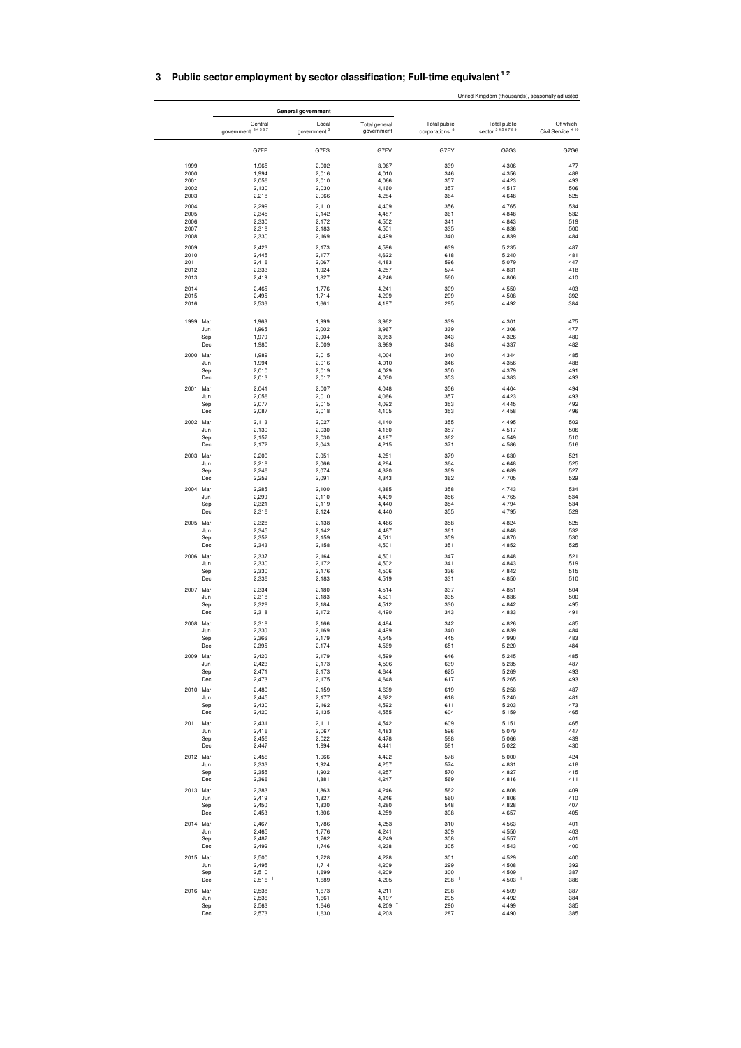## 3 Public sector employment by sector classification; Full-time equivalent [1 2]

United Kingdom (thousands), seasonally adjusted

| | General government | | | | | |
|---|---|---|---|---|---|---|
| | Central government [3 4 5 6 7] | Local government [3] | Total general government | Total public corporations [8] | Total public sector [3 4 5 6 7 8 9] | Of which: Civil Service [4 10] |
| | G7FP | G7FS | G7FV | G7FY | G7G3 | G7G6 |
| 1999 | 1,965 | 2,002 | 3,967 | 339 | 4,306 | 477 |
| 2000 | 1,994 | 2,016 | 4,010 | 346 | 4,356 | 488 |
| 2001 | 2,056 | 2,010 | 4,066 | 357 | 4,423 | 493 |
| 2002 | 2,130 | 2,030 | 4,160 | 357 | 4,517 | 506 |
| 2003 | 2,218 | 2,066 | 4,284 | 364 | 4,648 | 525 |
| 2004 | 2,299 | 2,110 | 4,409 | 356 | 4,765 | 534 |
| 2005 | 2,345 | 2,142 | 4,487 | 361 | 4,848 | 532 |
| 2006 | 2,330 | 2,172 | 4,502 | 341 | 4,843 | 519 |
| 2007 | 2,318 | 2,183 | 4,501 | 335 | 4,836 | 500 |
| 2008 | 2,330 | 2,169 | 4,499 | 340 | 4,839 | 484 |
| 2009 | 2,423 | 2,173 | 4,596 | 639 | 5,235 | 487 |
| 2010 | 2,445 | 2,177 | 4,622 | 618 | 5,240 | 481 |
| 2011 | 2,416 | 2,067 | 4,483 | 596 | 5,079 | 447 |
| 2012 | 2,333 | 1,924 | 4,257 | 574 | 4,831 | 418 |
| 2013 | 2,419 | 1,827 | 4,246 | 560 | 4,806 | 410 |
| 2014 | 2,465 | 1,776 | 4,241 | 309 | 4,550 | 403 |
| 2015 | 2,495 | 1,714 | 4,209 | 299 | 4,508 | 392 |
| 2016 | 2,536 | 1,661 | 4,197 | 295 | 4,492 | 384 |
| 1999 Mar | 1,963 | 1,999 | 3,962 | 339 | 4,301 | 475 |
| Jun | 1,965 | 2,002 | 3,967 | 339 | 4,306 | 477 |
| Sep | 1,979 | 2,004 | 3,983 | 343 | 4,326 | 480 |
| Dec | 1,980 | 2,009 | 3,989 | 348 | 4,337 | 482 |
| 2000 Mar | 1,989 | 2,015 | 4,004 | 340 | 4,344 | 485 |
| Jun | 1,994 | 2,016 | 4,010 | 346 | 4,356 | 488 |
| Sep | 2,010 | 2,019 | 4,029 | 350 | 4,379 | 491 |
| Dec | 2,013 | 2,017 | 4,030 | 353 | 4,383 | 493 |
| 2001 Mar | 2,041 | 2,007 | 4,048 | 356 | 4,404 | 494 |
| Jun | 2,056 | 2,010 | 4,066 | 357 | 4,423 | 493 |
| Sep | 2,077 | 2,015 | 4,092 | 353 | 4,445 | 492 |
| Dec | 2,087 | 2,018 | 4,105 | 353 | 4,458 | 496 |
| 2002 Mar | 2,113 | 2,027 | 4,140 | 355 | 4,495 | 502 |
| Jun | 2,130 | 2,030 | 4,160 | 357 | 4,517 | 506 |
| Sep | 2,157 | 2,030 | 4,187 | 362 | 4,549 | 510 |
| Dec | 2,172 | 2,043 | 4,215 | 371 | 4,586 | 516 |
| 2003 Mar | 2,200 | 2,051 | 4,251 | 379 | 4,630 | 521 |
| Jun | 2,218 | 2,066 | 4,284 | 364 | 4,648 | 525 |
| Sep | 2,246 | 2,074 | 4,320 | 369 | 4,689 | 527 |
| Dec | 2,252 | 2,091 | 4,343 | 362 | 4,705 | 529 |
| 2004 Mar | 2,285 | 2,100 | 4,385 | 358 | 4,743 | 534 |
| Jun | 2,299 | 2,110 | 4,409 | 356 | 4,765 | 534 |
| Sep | 2,321 | 2,119 | 4,440 | 354 | 4,794 | 534 |
| Dec | 2,316 | 2,124 | 4,440 | 355 | 4,795 | 529 |
| 2005 Mar | 2,328 | 2,138 | 4,466 | 358 | 4,824 | 525 |
| Jun | 2,345 | 2,142 | 4,487 | 361 | 4,848 | 532 |
| Sep | 2,352 | 2,159 | 4,511 | 359 | 4,870 | 530 |
| Dec | 2,343 | 2,158 | 4,501 | 351 | 4,852 | 525 |
| 2006 Mar | 2,337 | 2,164 | 4,501 | 347 | 4,848 | 521 |
| Jun | 2,330 | 2,172 | 4,502 | 341 | 4,843 | 519 |
| Sep | 2,330 | 2,176 | 4,506 | 336 | 4,842 | 515 |
| Dec | 2,336 | 2,183 | 4,519 | 331 | 4,850 | 510 |
| 2007 Mar | 2,334 | 2,180 | 4,514 | 337 | 4,851 | 504 |
| Jun | 2,318 | 2,183 | 4,501 | 335 | 4,836 | 500 |
| Sep | 2,328 | 2,184 | 4,512 | 330 | 4,842 | 495 |
| Dec | 2,318 | 2,172 | 4,490 | 343 | 4,833 | 491 |
| 2008 Mar | 2,318 | 2,166 | 4,484 | 342 | 4,826 | 485 |
| Jun | 2,330 | 2,169 | 4,499 | 340 | 4,839 | 484 |
| Sep | 2,366 | 2,179 | 4,545 | 445 | 4,990 | 483 |
| Dec | 2,395 | 2,174 | 4,569 | 651 | 5,220 | 484 |
| 2009 Mar | 2,420 | 2,179 | 4,599 | 646 | 5,245 | 485 |
| Jun | 2,423 | 2,173 | 4,596 | 639 | 5,235 | 487 |
| Sep | 2,471 | 2,173 | 4,644 | 625 | 5,269 | 493 |
| Dec | 2,473 | 2,175 | 4,648 | 617 | 5,265 | 493 |
| 2010 Mar | 2,480 | 2,159 | 4,639 | 619 | 5,258 | 487 |
| Jun | 2,445 | 2,177 | 4,622 | 618 | 5,240 | 481 |
| Sep | 2,430 | 2,162 | 4,592 | 611 | 5,203 | 473 |
| Dec | 2,420 | 2,135 | 4,555 | 604 | 5,159 | 465 |
| 2011 Mar | 2,431 | 2,111 | 4,542 | 609 | 5,151 | 465 |
| Jun | 2,416 | 2,067 | 4,483 | 596 | 5,079 | 447 |
| Sep | 2,456 | 2,022 | 4,478 | 588 | 5,066 | 439 |
| Dec | 2,447 | 1,994 | 4,441 | 581 | 5,022 | 430 |
| 2012 Mar | 2,456 | 1,966 | 4,422 | 578 | 5,000 | 424 |
| Jun | 2,333 | 1,924 | 4,257 | 574 | 4,831 | 418 |
| Sep | 2,355 | 1,902 | 4,257 | 570 | 4,827 | 415 |
| Dec | 2,366 | 1,881 | 4,247 | 569 | 4,816 | 411 |
| 2013 Mar | 2,383 | 1,863 | 4,246 | 562 | 4,808 | 409 |
| Jun | 2,419 | 1,827 | 4,246 | 560 | 4,806 | 410 |
| Sep | 2,450 | 1,830 | 4,280 | 548 | 4,828 | 407 |
| Dec | 2,453 | 1,806 | 4,259 | 398 | 4,657 | 405 |
| 2014 Mar | 2,467 | 1,786 | 4,253 | 310 | 4,563 | 401 |
| Jun | 2,465 | 1,776 | 4,241 | 309 | 4,550 | 403 |
| Sep | 2,487 | 1,762 | 4,249 | 308 | 4,557 | 401 |
| Dec | 2,492 | 1,746 | 4,238 | 305 | 4,543 | 400 |
| 2015 Mar | 2,500 | 1,728 | 4,228 | 301 | 4,529 | 400 |
| Jun | 2,495 | 1,714 | 4,209 | 299 | 4,508 | 392 |
| Sep | 2,510 | 1,699 | 4,209 | 300 | 4,509 | 387 |
| Dec | 2,516 † | 1,689 † | 4,205 | 298 † | 4,503 † | 386 |
| 2016 Mar | 2,538 | 1,673 | 4,211 | 298 | 4,509 | 387 |
| Jun | 2,536 | 1,661 | 4,197 | 295 | 4,492 | 384 |
| Sep | 2,563 | 1,646 | 4,209 † | 290 | 4,499 | 385 |
| Dec | 2,573 | 1,630 | 4,203 | 287 | 4,490 | 385 |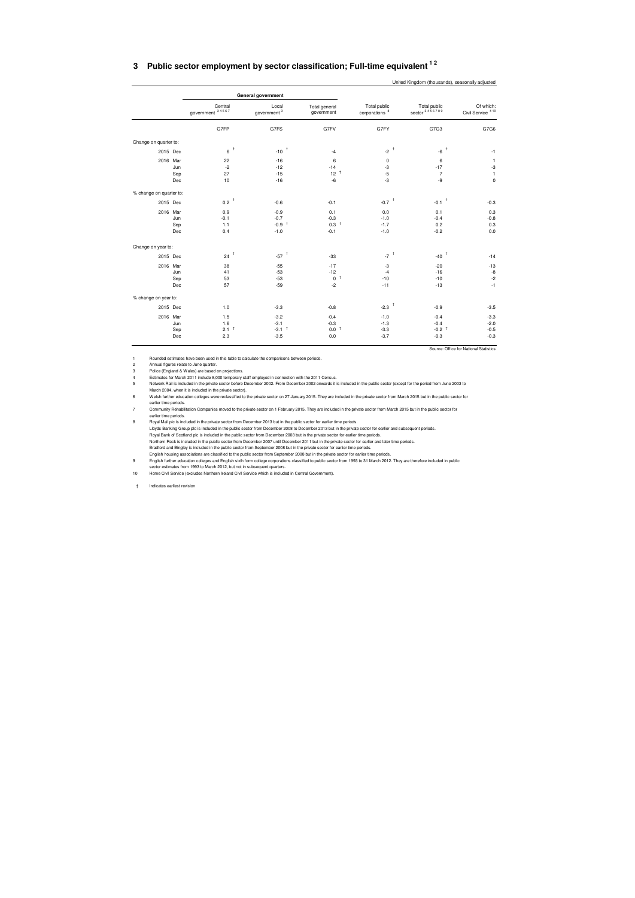## 3 Public sector employment by sector classification; Full-time equivalent [1 2]

United Kingdom (thousands), seasonally adjusted

| | General government | | | | | |
|---|---|---|---|---|---|---|
| | Central government [3 4 5 6 7] | Local government [3] | Total general government | Total public corporations [8] | Total public sector [3 4 5 6 7 8 9] | Of which: Civil Service [4 10] |
| | G7FP | G7FS | G7FV | G7FY | G7G3 | G7G6 |
| **Change on quarter to:** | | | | | | |
| 2015 Dec | 6 † | -10 † | -4 | -2 † | -6 † | -1 |
| 2016 Mar | 22 | -16 | 6 | 0 | 6 | 1 |
| Jun | -2 | -12 | -14 | -3 | -17 | -3 |
| Sep | 27 | -15 | 12 † | -5 | 7 | 1 |
| Dec | 10 | -16 | -6 | -3 | -9 | 0 |
| **% change on quarter to:** | | | | | | |
| 2015 Dec | 0.2 † | -0.6 | -0.1 | -0.7 † | -0.1 † | -0.3 |
| 2016 Mar | 0.9 | -0.9 | 0.1 | 0.0 | 0.1 | 0.3 |
| Jun | -0.1 | -0.7 | -0.3 | -1.0 | -0.4 | -0.8 |
| Sep | 1.1 | -0.9 † | 0.3 † | -1.7 | 0.2 | 0.3 |
| Dec | 0.4 | -1.0 | -0.1 | -1.0 | -0.2 | 0.0 |
| **Change on year to:** | | | | | | |
| 2015 Dec | 24 † | -57 † | -33 | -7 † | -40 † | -14 |
| 2016 Mar | 38 | -55 | -17 | -3 | -20 | -13 |
| Jun | 41 | -53 | -12 | -4 | -16 | -8 |
| Sep | 53 | -53 | 0 † | -10 | -10 | -2 |
| Dec | 57 | -59 | -2 | -11 | -13 | -1 |
| **% change on year to:** | | | | | | |
| 2015 Dec | 1.0 | -3.3 | -0.8 | -2.3 † | -0.9 | -3.5 |
| 2016 Mar | 1.5 | -3.2 | -0.4 | -1.0 | -0.4 | -3.3 |
| Jun | 1.6 | -3.1 | -0.3 | -1.3 | -0.4 | -2.0 |
| Sep | 2.1 † | -3.1 † | 0.0 † | -3.3 | -0.2 † | -0.5 |
| Dec | 2.3 | -3.5 | 0.0 | -3.7 | -0.3 | -0.3 |

Source: Office for National Statistics

1 Rounded estimates have been used in this table to calculate the comparisons between periods.
2 Annual figures relate to June quarter.
3 Police (England & Wales) are based on projections.
4 Estimates for March 2011 include 8,000 temporary staff employed in connection with the 2011 Census.
5 Network Rail is included in the private sector before December 2002. From December 2002 onwards it is included in the public sector (except for the period from June 2003 to March 2004, when it is included in the private sector).
6 Welsh further education colleges were reclassified to the private sector on 27 January 2015. They are included in the private sector from March 2015 but in the public sector for earlier time periods.
7 Community Rehabilitation Companies moved to the private sector on 1 February 2015. They are included in the private sector from March 2015 but in the public sector for earlier time periods.
8 Royal Mail plc is included in the private sector from December 2013 but in the public sector for earlier time periods.
Lloyds Banking Group plc is included in the public sector from December 2008 to December 2013 but in the private sector for earlier and subsequent periods.
Royal Bank of Scotland plc is included in the public sector from December 2008 but in the private sector for earlier time periods.
Northern Rock is included in the public sector from December 2007 until December 2011 but in the private sector for earlier and later time periods.
Bradford and Bingley is included in the public sector from September 2008 but in the private sector for earlier time periods.
English housing associations are classified to the public sector from September 2008 but in the private sector for earlier time periods.
9 English further education colleges and English sixth form college corporations classified to public sector from 1993 to 31 March 2012. They are therefore included in public sector estimates from 1993 to March 2012, but not in subsequent quarters.
10 Home Civil Service (excludes Northern Ireland Civil Service which is included in Central Government).

† Indicates earliest revision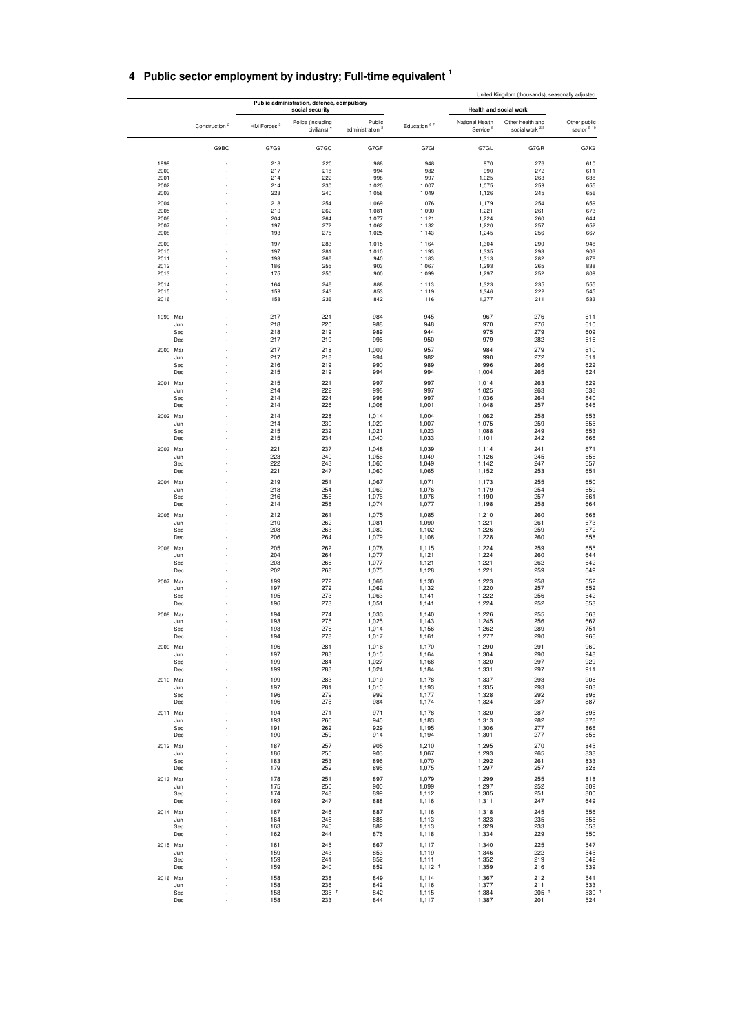# 4 Public sector employment by industry; Full-time equivalent [1]

United Kingdom (thousands), seasonally adjusted

| | Construction [2] | Public administration, defence, compulsory social security | | | Education [6,7] | Health and social work | | Other public sector [2,10] |
|---|---|---|---|---|---|---|---|---|
| | | HM Forces [3] | Police (including civilians) [4] | Public administration [5] | | National Health Service [8] | Other health and social work [2,9] | |
| | G9BC | G7G9 | G7GC | G7GF | G7GI | G7GL | G7GR | G7K2 |
| 1999 | - | 218 | 220 | 988 | 948 | 970 | 276 | 610 |
| 2000 | - | 217 | 218 | 994 | 982 | 990 | 272 | 611 |
| 2001 | - | 214 | 222 | 998 | 997 | 1,025 | 263 | 638 |
| 2002 | - | 214 | 230 | 1,020 | 1,007 | 1,075 | 259 | 655 |
| 2003 | - | 223 | 240 | 1,056 | 1,049 | 1,126 | 245 | 656 |
| 2004 | - | 218 | 254 | 1,069 | 1,076 | 1,179 | 254 | 659 |
| 2005 | - | 210 | 262 | 1,081 | 1,090 | 1,221 | 261 | 673 |
| 2006 | - | 204 | 264 | 1,077 | 1,121 | 1,224 | 260 | 644 |
| 2007 | - | 197 | 272 | 1,062 | 1,132 | 1,220 | 257 | 652 |
| 2008 | - | 193 | 275 | 1,025 | 1,143 | 1,245 | 256 | 667 |
| 2009 | - | 197 | 283 | 1,015 | 1,164 | 1,304 | 290 | 948 |
| 2010 | - | 197 | 281 | 1,010 | 1,193 | 1,335 | 293 | 903 |
| 2011 | - | 193 | 266 | 940 | 1,183 | 1,313 | 282 | 878 |
| 2012 | - | 186 | 255 | 903 | 1,067 | 1,293 | 265 | 838 |
| 2013 | - | 175 | 250 | 900 | 1,099 | 1,297 | 252 | 809 |
| 2014 | - | 164 | 246 | 888 | 1,113 | 1,323 | 235 | 555 |
| 2015 | - | 159 | 243 | 853 | 1,119 | 1,346 | 222 | 545 |
| 2016 | - | 158 | 236 | 842 | 1,116 | 1,377 | 211 | 533 |
| 1999 Mar | - | 217 | 221 | 984 | 945 | 967 | 276 | 611 |
| Jun | - | 218 | 220 | 988 | 948 | 970 | 276 | 610 |
| Sep | - | 218 | 219 | 989 | 944 | 975 | 279 | 609 |
| Dec | - | 217 | 219 | 996 | 950 | 979 | 282 | 616 |
| 2000 Mar | - | 217 | 218 | 1,000 | 957 | 984 | 279 | 610 |
| Jun | - | 217 | 218 | 994 | 982 | 990 | 272 | 611 |
| Sep | - | 216 | 219 | 990 | 989 | 996 | 266 | 622 |
| Dec | - | 215 | 219 | 994 | 994 | 1,004 | 265 | 624 |
| 2001 Mar | - | 215 | 221 | 997 | 997 | 1,014 | 263 | 629 |
| Jun | - | 214 | 222 | 998 | 997 | 1,025 | 263 | 638 |
| Sep | - | 214 | 224 | 998 | 997 | 1,036 | 264 | 640 |
| Dec | - | 214 | 226 | 1,008 | 1,001 | 1,048 | 257 | 646 |
| 2002 Mar | - | 214 | 228 | 1,014 | 1,004 | 1,062 | 258 | 653 |
| Jun | - | 214 | 230 | 1,020 | 1,007 | 1,075 | 259 | 655 |
| Sep | - | 215 | 232 | 1,021 | 1,023 | 1,088 | 249 | 653 |
| Dec | - | 215 | 234 | 1,040 | 1,033 | 1,101 | 242 | 666 |
| 2003 Mar | - | 221 | 237 | 1,048 | 1,039 | 1,114 | 241 | 671 |
| Jun | - | 223 | 240 | 1,056 | 1,049 | 1,126 | 245 | 656 |
| Sep | - | 222 | 243 | 1,060 | 1,049 | 1,142 | 247 | 657 |
| Dec | - | 221 | 247 | 1,060 | 1,065 | 1,152 | 253 | 651 |
| 2004 Mar | - | 219 | 251 | 1,067 | 1,071 | 1,173 | 255 | 650 |
| Jun | - | 218 | 254 | 1,069 | 1,076 | 1,179 | 254 | 659 |
| Sep | - | 216 | 256 | 1,076 | 1,076 | 1,190 | 257 | 661 |
| Dec | - | 214 | 258 | 1,074 | 1,077 | 1,198 | 258 | 664 |
| 2005 Mar | - | 212 | 261 | 1,075 | 1,085 | 1,210 | 260 | 668 |
| Jun | - | 210 | 262 | 1,081 | 1,090 | 1,221 | 261 | 673 |
| Sep | - | 208 | 263 | 1,080 | 1,102 | 1,226 | 259 | 672 |
| Dec | - | 206 | 264 | 1,079 | 1,108 | 1,228 | 260 | 658 |
| 2006 Mar | - | 205 | 262 | 1,078 | 1,115 | 1,224 | 259 | 655 |
| Jun | - | 204 | 264 | 1,077 | 1,121 | 1,224 | 260 | 644 |
| Sep | - | 203 | 266 | 1,077 | 1,121 | 1,221 | 262 | 642 |
| Dec | - | 202 | 268 | 1,075 | 1,128 | 1,221 | 259 | 649 |
| 2007 Mar | - | 199 | 272 | 1,068 | 1,130 | 1,223 | 258 | 652 |
| Jun | - | 197 | 272 | 1,062 | 1,132 | 1,220 | 257 | 652 |
| Sep | - | 195 | 273 | 1,063 | 1,141 | 1,222 | 256 | 642 |
| Dec | - | 196 | 273 | 1,051 | 1,141 | 1,224 | 252 | 653 |
| 2008 Mar | - | 194 | 274 | 1,033 | 1,140 | 1,226 | 255 | 663 |
| Jun | - | 193 | 275 | 1,025 | 1,143 | 1,245 | 256 | 667 |
| Sep | - | 193 | 276 | 1,014 | 1,156 | 1,262 | 289 | 751 |
| Dec | - | 194 | 278 | 1,017 | 1,161 | 1,277 | 290 | 966 |
| 2009 Mar | - | 196 | 281 | 1,016 | 1,170 | 1,290 | 291 | 960 |
| Jun | - | 197 | 283 | 1,015 | 1,164 | 1,304 | 290 | 948 |
| Sep | - | 199 | 284 | 1,027 | 1,168 | 1,320 | 297 | 929 |
| Dec | - | 199 | 283 | 1,024 | 1,184 | 1,331 | 297 | 911 |
| 2010 Mar | - | 199 | 283 | 1,019 | 1,178 | 1,337 | 293 | 908 |
| Jun | - | 197 | 281 | 1,010 | 1,193 | 1,335 | 293 | 903 |
| Sep | - | 196 | 279 | 992 | 1,177 | 1,328 | 292 | 896 |
| Dec | - | 196 | 275 | 984 | 1,174 | 1,324 | 287 | 887 |
| 2011 Mar | - | 194 | 271 | 971 | 1,178 | 1,320 | 287 | 895 |
| Jun | - | 193 | 266 | 940 | 1,183 | 1,313 | 282 | 878 |
| Sep | - | 191 | 262 | 929 | 1,195 | 1,306 | 277 | 866 |
| Dec | - | 190 | 259 | 914 | 1,194 | 1,301 | 277 | 856 |
| 2012 Mar | - | 187 | 257 | 905 | 1,210 | 1,295 | 270 | 845 |
| Jun | - | 186 | 255 | 903 | 1,067 | 1,293 | 265 | 838 |
| Sep | - | 183 | 253 | 896 | 1,070 | 1,292 | 261 | 833 |
| Dec | - | 179 | 252 | 895 | 1,075 | 1,297 | 257 | 828 |
| 2013 Mar | - | 178 | 251 | 897 | 1,079 | 1,299 | 255 | 818 |
| Jun | - | 175 | 250 | 900 | 1,099 | 1,297 | 252 | 809 |
| Sep | - | 174 | 248 | 899 | 1,112 | 1,305 | 251 | 800 |
| Dec | - | 169 | 247 | 888 | 1,116 | 1,311 | 247 | 649 |
| 2014 Mar | - | 167 | 246 | 887 | 1,116 | 1,318 | 245 | 556 |
| Jun | - | 164 | 246 | 888 | 1,113 | 1,323 | 235 | 555 |
| Sep | - | 163 | 245 | 882 | 1,113 | 1,329 | 233 | 553 |
| Dec | - | 162 | 244 | 876 | 1,118 | 1,334 | 229 | 550 |
| 2015 Mar | - | 161 | 245 | 867 | 1,117 | 1,340 | 225 | 547 |
| Jun | - | 159 | 243 | 853 | 1,119 | 1,346 | 222 | 545 |
| Sep | - | 159 | 241 | 852 | 1,111 | 1,352 | 219 | 542 |
| Dec | - | 159 | 240 | 852 | 1,112 † | 1,359 | 216 | 539 |
| 2016 Mar | - | 158 | 238 | 849 | 1,114 | 1,367 | 212 | 541 |
| Jun | - | 158 | 236 | 842 | 1,116 | 1,377 | 211 | 533 |
| Sep | - | 158 | 235 † | 842 | 1,115 | 1,384 | 205 † | 530 † |
| Dec | - | 158 | 233 | 844 | 1,117 | 1,387 | 201 | 524 |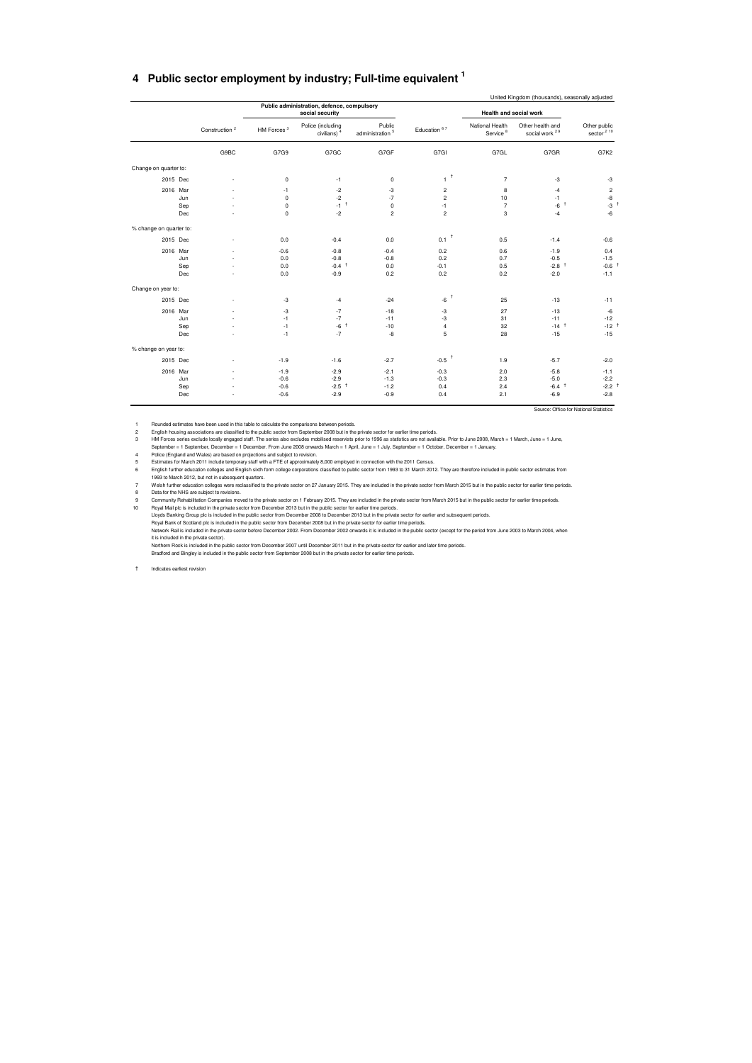# 4 Public sector employment by industry; Full-time equivalent [1]

United Kingdom (thousands), seasonally adjusted

| | Construction [2] | Public administration, defence, compulsory social security | | | Education [6 7] | Health and social work | | Other public sector [2 10] |
|---|---|---|---|---|---|---|---|---|
| | | HM Forces [3] | Police (including civilians) [4] | Public administration [5] | | National Health Service [8] | Other health and social work [2 9] | |
| | G9BC | G7G9 | G7GC | G7GF | G7GI | G7GL | G7GR | G7K2 |
| **Change on quarter to:** | | | | | | | | |
| 2015 Dec | - | 0 | -1 | 0 | 1 † | 7 | -3 | -3 |
| 2016 Mar | - | -1 | -2 | -3 | 2 | 8 | -4 | 2 |
| Jun | - | 0 | -2 | -7 | 2 | 10 | -1 | -8 |
| Sep | - | 0 | -1 † | 0 | -1 | 7 | -6 † | -3 † |
| Dec | - | 0 | -2 | 2 | 2 | 3 | -4 | -6 |
| **% change on quarter to:** | | | | | | | | |
| 2015 Dec | - | 0.0 | -0.4 | 0.0 | 0.1 † | 0.5 | -1.4 | -0.6 |
| 2016 Mar | - | -0.6 | -0.8 | -0.4 | 0.2 | 0.6 | -1.9 | 0.4 |
| Jun | - | 0.0 | -0.8 | -0.8 | 0.2 | 0.7 | -0.5 | -1.5 |
| Sep | - | 0.0 | -0.4 † | 0.0 | -0.1 | 0.5 | -2.8 † | -0.6 † |
| Dec | - | 0.0 | -0.9 | 0.2 | 0.2 | 0.2 | -2.0 | -1.1 |
| **Change on year to:** | | | | | | | | |
| 2015 Dec | - | -3 | -4 | -24 | -6 † | 25 | -13 | -11 |
| 2016 Mar | - | -3 | -7 | -18 | -3 | 27 | -13 | -6 |
| Jun | - | -1 | -7 | -11 | -3 | 31 | -11 | -12 |
| Sep | - | -1 | -6 † | -10 | 4 | 32 | -14 † | -12 † |
| Dec | - | -1 | -7 | -8 | 5 | 28 | -15 | -15 |
| **% change on year to:** | | | | | | | | |
| 2015 Dec | - | -1.9 | -1.6 | -2.7 | -0.5 † | 1.9 | -5.7 | -2.0 |
| 2016 Mar | - | -1.9 | -2.9 | -2.1 | -0.3 | 2.0 | -5.8 | -1.1 |
| Jun | - | -0.6 | -2.9 | -1.3 | -0.3 | 2.3 | -5.0 | -2.2 |
| Sep | - | -0.6 | -2.5 † | -1.2 | 0.4 | 2.4 | -6.4 † | -2.2 † |
| Dec | - | -0.6 | -2.9 | -0.9 | 0.4 | 2.1 | -6.9 | -2.8 |

Source: Office for National Statistics

1 Rounded estimates have been used in this table to calculate the comparisons between periods.
2 English housing associations are classified to the public sector from September 2008 but in the private sector for earlier time periods.
3 HM Forces series exclude locally engaged staff. The series also excludes mobilised reservists prior to 1996 as statistics are not available. Prior to June 2008, March = 1 March, June = 1 June, September = 1 September, December = 1 December. From June 2008 onwards March = 1 April, June = 1 July, September = 1 October, December = 1 January.
4 Police (England and Wales) are based on projections and subject to revision.
5 Estimates for March 2011 include temporary staff with a FTE of approximately 8,000 employed in connection with the 2011 Census.
6 English further education colleges and English sixth form college corporations classified to public sector from 1993 to 31 March 2012. They are therefore included in public sector estimates from 1993 to March 2012, but not in subsequent quarters.
7 Welsh further education colleges were reclassified to the private sector on 27 January 2015. They are included in the private sector from March 2015 but in the public sector for earlier time periods.
8 Data for the NHS are subject to revisions.
9 Community Rehabilitation Companies moved to the private sector on 1 February 2015. They are included in the private sector from March 2015 but in the public sector for earlier time periods.
10 Royal Mail plc is included in the private sector from December 2013 but in the public sector for earlier time periods.
Lloyds Banking Group plc is included in the public sector from December 2008 to December 2013 but in the private sector for earlier and subsequent periods.
Royal Bank of Scotland plc is included in the public sector from December 2008 but in the private sector for earlier time periods.
Network Rail is included in the private sector before December 2002. From December 2002 onwards it is included in the public sector (except for the period from June 2003 to March 2004, when it is included in the private sector).
Northern Rock is included in the public sector from December 2007 until December 2011 but in the private sector for earlier and later time periods.
Bradford and Bingley is included in the public sector from September 2008 but in the private sector for earlier time periods.

† Indicates earliest revision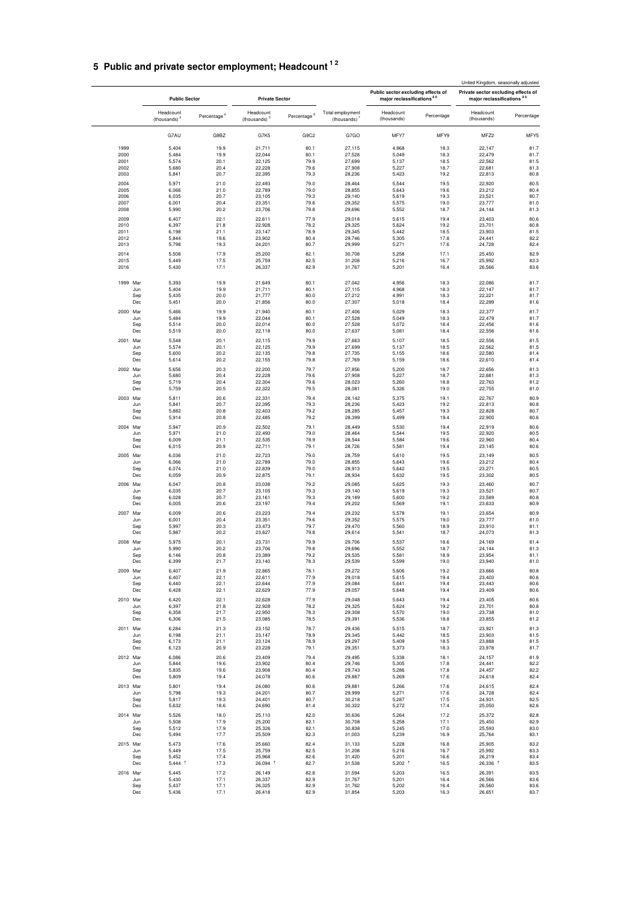# 5 Public and private sector employment; Headcount [1 2]

United Kingdom, seasonally adjusted

| | Public Sector | | Private Sector | | | Public sector excluding effects of major reclassifications [8 9] | | Private sector excluding effects of major reclassifications [8 9] | |
|---|---|---|---|---|---|---|---|---|---|
| | Headcount (thousands) [3] | Percentage [4] | Headcount (thousands) [5] | Percentage [6] | Total employment (thousands) [7] | Headcount (thousands) | Percentage | Headcount (thousands) | Percentage |
| | G7AU | G9BZ | G7K5 | G9C2 | G7GO | MFY7 | MFY9 | MFZ2 | MFY5 |
| 1999 | 5,404 | 19.9 | 21,711 | 80.1 | 27,115 | 4,968 | 18.3 | 22,147 | 81.7 |
| 2000 | 5,484 | 19.9 | 22,044 | 80.1 | 27,528 | 5,049 | 18.3 | 22,479 | 81.7 |
| 2001 | 5,574 | 20.1 | 22,125 | 79.9 | 27,699 | 5,137 | 18.5 | 22,562 | 81.5 |
| 2002 | 5,680 | 20.4 | 22,228 | 79.6 | 27,908 | 5,227 | 18.7 | 22,681 | 81.3 |
| 2003 | 5,841 | 20.7 | 22,395 | 79.3 | 28,236 | 5,423 | 19.2 | 22,813 | 80.8 |
| 2004 | 5,971 | 21.0 | 22,493 | 79.0 | 28,464 | 5,544 | 19.5 | 22,920 | 80.5 |
| 2005 | 6,066 | 21.0 | 22,789 | 79.0 | 28,855 | 5,643 | 19.6 | 23,212 | 80.4 |
| 2006 | 6,035 | 20.7 | 23,105 | 79.3 | 29,140 | 5,619 | 19.3 | 23,521 | 80.7 |
| 2007 | 6,001 | 20.4 | 23,351 | 79.6 | 29,352 | 5,575 | 19.0 | 23,777 | 81.0 |
| 2008 | 5,990 | 20.2 | 23,706 | 79.8 | 29,696 | 5,552 | 18.7 | 24,144 | 81.3 |
| 2009 | 6,407 | 22.1 | 22,611 | 77.9 | 29,018 | 5,615 | 19.4 | 23,403 | 80.6 |
| 2010 | 6,397 | 21.8 | 22,928 | 78.2 | 29,325 | 5,624 | 19.2 | 23,701 | 80.8 |
| 2011 | 6,198 | 21.1 | 23,147 | 78.9 | 29,345 | 5,442 | 18.5 | 23,903 | 81.5 |
| 2012 | 5,844 | 19.6 | 23,902 | 80.4 | 29,746 | 5,305 | 17.8 | 24,441 | 82.2 |
| 2013 | 5,798 | 19.3 | 24,201 | 80.7 | 29,999 | 5,271 | 17.6 | 24,728 | 82.4 |
| 2014 | 5,508 | 17.9 | 25,200 | 82.1 | 30,708 | 5,258 | 17.1 | 25,450 | 82.9 |
| 2015 | 5,449 | 17.5 | 25,759 | 82.5 | 31,208 | 5,216 | 16.7 | 25,992 | 83.3 |
| 2016 | 5,430 | 17.1 | 26,337 | 82.9 | 31,767 | 5,201 | 16.4 | 26,566 | 83.6 |
| 1999 Mar | 5,393 | 19.9 | 21,649 | 80.1 | 27,042 | 4,956 | 18.3 | 22,086 | 81.7 |
| Jun | 5,404 | 19.9 | 21,711 | 80.1 | 27,115 | 4,968 | 18.3 | 22,147 | 81.7 |
| Sep | 5,435 | 20.0 | 21,777 | 80.0 | 27,212 | 4,991 | 18.3 | 22,221 | 81.7 |
| Dec | 5,451 | 20.0 | 21,856 | 80.0 | 27,307 | 5,018 | 18.4 | 22,289 | 81.6 |
| 2000 Mar | 5,466 | 19.9 | 21,940 | 80.1 | 27,406 | 5,029 | 18.3 | 22,377 | 81.7 |
| Jun | 5,484 | 19.9 | 22,044 | 80.1 | 27,528 | 5,049 | 18.3 | 22,479 | 81.7 |
| Sep | 5,514 | 20.0 | 22,014 | 80.0 | 27,528 | 5,072 | 18.4 | 22,456 | 81.6 |
| Dec | 5,519 | 20.0 | 22,118 | 80.0 | 27,637 | 5,081 | 18.4 | 22,556 | 81.6 |
| 2001 Mar | 5,548 | 20.1 | 22,115 | 79.9 | 27,663 | 5,107 | 18.5 | 22,556 | 81.5 |
| Jun | 5,574 | 20.1 | 22,125 | 79.9 | 27,699 | 5,137 | 18.5 | 22,562 | 81.5 |
| Sep | 5,600 | 20.2 | 22,135 | 79.8 | 27,735 | 5,155 | 18.6 | 22,580 | 81.4 |
| Dec | 5,614 | 20.2 | 22,155 | 79.8 | 27,769 | 5,159 | 18.6 | 22,610 | 81.4 |
| 2002 Mar | 5,656 | 20.3 | 22,200 | 79.7 | 27,856 | 5,200 | 18.7 | 22,656 | 81.3 |
| Jun | 5,680 | 20.4 | 22,228 | 79.6 | 27,908 | 5,227 | 18.7 | 22,681 | 81.3 |
| Sep | 5,719 | 20.4 | 22,304 | 79.6 | 28,023 | 5,260 | 18.8 | 22,763 | 81.2 |
| Dec | 5,759 | 20.5 | 22,322 | 79.5 | 28,081 | 5,326 | 19.0 | 22,755 | 81.0 |
| 2003 Mar | 5,811 | 20.6 | 22,331 | 79.4 | 28,142 | 5,375 | 19.1 | 22,767 | 80.9 |
| Jun | 5,841 | 20.7 | 22,395 | 79.3 | 28,236 | 5,423 | 19.2 | 22,813 | 80.8 |
| Sep | 5,882 | 20.8 | 22,403 | 79.2 | 28,285 | 5,457 | 19.3 | 22,828 | 80.7 |
| Dec | 5,914 | 20.8 | 22,485 | 79.2 | 28,399 | 5,499 | 19.4 | 22,900 | 80.6 |
| 2004 Mar | 5,947 | 20.9 | 22,502 | 79.1 | 28,449 | 5,530 | 19.4 | 22,919 | 80.6 |
| Jun | 5,971 | 21.0 | 22,493 | 79.0 | 28,464 | 5,544 | 19.5 | 22,920 | 80.5 |
| Sep | 6,009 | 21.1 | 22,535 | 78.9 | 28,544 | 5,584 | 19.6 | 22,960 | 80.4 |
| Dec | 6,015 | 20.9 | 22,711 | 79.1 | 28,726 | 5,581 | 19.4 | 23,145 | 80.6 |
| 2005 Mar | 6,036 | 21.0 | 22,723 | 79.0 | 28,759 | 5,610 | 19.5 | 23,149 | 80.5 |
| Jun | 6,066 | 21.0 | 22,789 | 79.0 | 28,855 | 5,643 | 19.6 | 23,212 | 80.4 |
| Sep | 6,074 | 21.0 | 22,839 | 79.0 | 28,913 | 5,642 | 19.5 | 23,271 | 80.5 |
| Dec | 6,059 | 20.9 | 22,875 | 79.1 | 28,934 | 5,632 | 19.5 | 23,302 | 80.5 |
| 2006 Mar | 6,047 | 20.8 | 23,038 | 79.2 | 29,085 | 5,625 | 19.3 | 23,460 | 80.7 |
| Jun | 6,035 | 20.7 | 23,105 | 79.3 | 29,140 | 5,619 | 19.3 | 23,521 | 80.7 |
| Sep | 6,028 | 20.7 | 23,161 | 79.3 | 29,189 | 5,600 | 19.2 | 23,589 | 80.8 |
| Dec | 6,005 | 20.6 | 23,197 | 79.4 | 29,202 | 5,569 | 19.1 | 23,633 | 80.9 |
| 2007 Mar | 6,009 | 20.6 | 23,223 | 79.4 | 29,232 | 5,578 | 19.1 | 23,654 | 80.9 |
| Jun | 6,001 | 20.4 | 23,351 | 79.6 | 29,352 | 5,575 | 19.0 | 23,777 | 81.0 |
| Sep | 5,997 | 20.3 | 23,473 | 79.7 | 29,470 | 5,560 | 18.9 | 23,910 | 81.1 |
| Dec | 5,987 | 20.2 | 23,627 | 79.8 | 29,614 | 5,541 | 18.7 | 24,073 | 81.3 |
| 2008 Mar | 5,975 | 20.1 | 23,731 | 79.9 | 29,706 | 5,537 | 18.6 | 24,169 | 81.4 |
| Jun | 5,990 | 20.2 | 23,706 | 79.8 | 29,696 | 5,552 | 18.7 | 24,144 | 81.3 |
| Sep | 6,146 | 20.8 | 23,389 | 79.2 | 29,535 | 5,581 | 18.9 | 23,954 | 81.1 |
| Dec | 6,399 | 21.7 | 23,140 | 78.3 | 29,539 | 5,599 | 19.0 | 23,940 | 81.0 |
| 2009 Mar | 6,407 | 21.9 | 22,865 | 78.1 | 29,272 | 5,606 | 19.2 | 23,666 | 80.8 |
| Jun | 6,407 | 22.1 | 22,611 | 77.9 | 29,018 | 5,615 | 19.4 | 23,403 | 80.6 |
| Sep | 6,440 | 22.1 | 22,644 | 77.9 | 29,084 | 5,641 | 19.4 | 23,443 | 80.6 |
| Dec | 6,428 | 22.1 | 22,629 | 77.9 | 29,057 | 5,648 | 19.4 | 23,409 | 80.6 |
| 2010 Mar | 6,420 | 22.1 | 22,628 | 77.9 | 29,048 | 5,643 | 19.4 | 23,405 | 80.6 |
| Jun | 6,397 | 21.8 | 22,928 | 78.2 | 29,325 | 5,624 | 19.2 | 23,701 | 80.8 |
| Sep | 6,358 | 21.7 | 22,950 | 78.3 | 29,308 | 5,570 | 19.0 | 23,738 | 81.0 |
| Dec | 6,306 | 21.5 | 23,085 | 78.5 | 29,391 | 5,536 | 18.8 | 23,855 | 81.2 |
| 2011 Mar | 6,284 | 21.3 | 23,152 | 78.7 | 29,436 | 5,515 | 18.7 | 23,921 | 81.3 |
| Jun | 6,198 | 21.1 | 23,147 | 78.9 | 29,345 | 5,442 | 18.5 | 23,903 | 81.5 |
| Sep | 6,173 | 21.1 | 23,124 | 78.9 | 29,297 | 5,409 | 18.5 | 23,888 | 81.5 |
| Dec | 6,123 | 20.9 | 23,228 | 79.1 | 29,351 | 5,373 | 18.3 | 23,978 | 81.7 |
| 2012 Mar | 6,086 | 20.6 | 23,409 | 79.4 | 29,495 | 5,338 | 18.1 | 24,157 | 81.9 |
| Jun | 5,844 | 19.6 | 23,902 | 80.4 | 29,746 | 5,305 | 17.8 | 24,441 | 82.2 |
| Sep | 5,835 | 19.6 | 23,908 | 80.4 | 29,743 | 5,286 | 17.8 | 24,457 | 82.2 |
| Dec | 5,809 | 19.4 | 24,078 | 80.6 | 29,887 | 5,269 | 17.6 | 24,618 | 82.4 |
| 2013 Mar | 5,801 | 19.4 | 24,080 | 80.6 | 29,881 | 5,266 | 17.6 | 24,615 | 82.4 |
| Jun | 5,798 | 19.3 | 24,201 | 80.7 | 29,999 | 5,271 | 17.6 | 24,728 | 82.4 |
| Sep | 5,817 | 19.3 | 24,401 | 80.7 | 30,218 | 5,287 | 17.5 | 24,931 | 82.5 |
| Dec | 5,632 | 18.6 | 24,690 | 81.4 | 30,322 | 5,272 | 17.4 | 25,050 | 82.6 |
| 2014 Mar | 5,526 | 18.0 | 25,110 | 82.0 | 30,636 | 5,264 | 17.2 | 25,372 | 82.8 |
| Jun | 5,508 | 17.9 | 25,200 | 82.1 | 30,708 | 5,258 | 17.1 | 25,450 | 82.9 |
| Sep | 5,512 | 17.9 | 25,326 | 82.1 | 30,838 | 5,245 | 17.0 | 25,593 | 83.0 |
| Dec | 5,494 | 17.7 | 25,509 | 82.3 | 31,003 | 5,239 | 16.9 | 25,764 | 83.1 |
| 2015 Mar | 5,473 | 17.6 | 25,660 | 82.4 | 31,133 | 5,228 | 16.8 | 25,905 | 83.2 |
| Jun | 5,449 | 17.5 | 25,759 | 82.5 | 31,208 | 5,216 | 16.7 | 25,992 | 83.3 |
| Sep | 5,452 | 17.4 | 25,968 | 82.6 | 31,420 | 5,201 | 16.6 | 26,219 | 83.4 |
| Dec | 5,444 † | 17.3 | 26,094 † | 82.7 | 31,538 | 5,202 † | 16.5 | 26,336 † | 83.5 |
| 2016 Mar | 5,445 | 17.2 | 26,149 | 82.8 | 31,594 | 5,203 | 16.5 | 26,391 | 83.5 |
| Jun | 5,430 | 17.1 | 26,337 | 82.9 | 31,767 | 5,201 | 16.4 | 26,566 | 83.6 |
| Sep | 5,437 | 17.1 | 26,325 | 82.9 | 31,762 | 5,202 | 16.4 | 26,560 | 83.6 |
| Dec | 5,436 | 17.1 | 26,418 | 82.9 | 31,854 | 5,203 | 16.3 | 26,651 | 83.7 |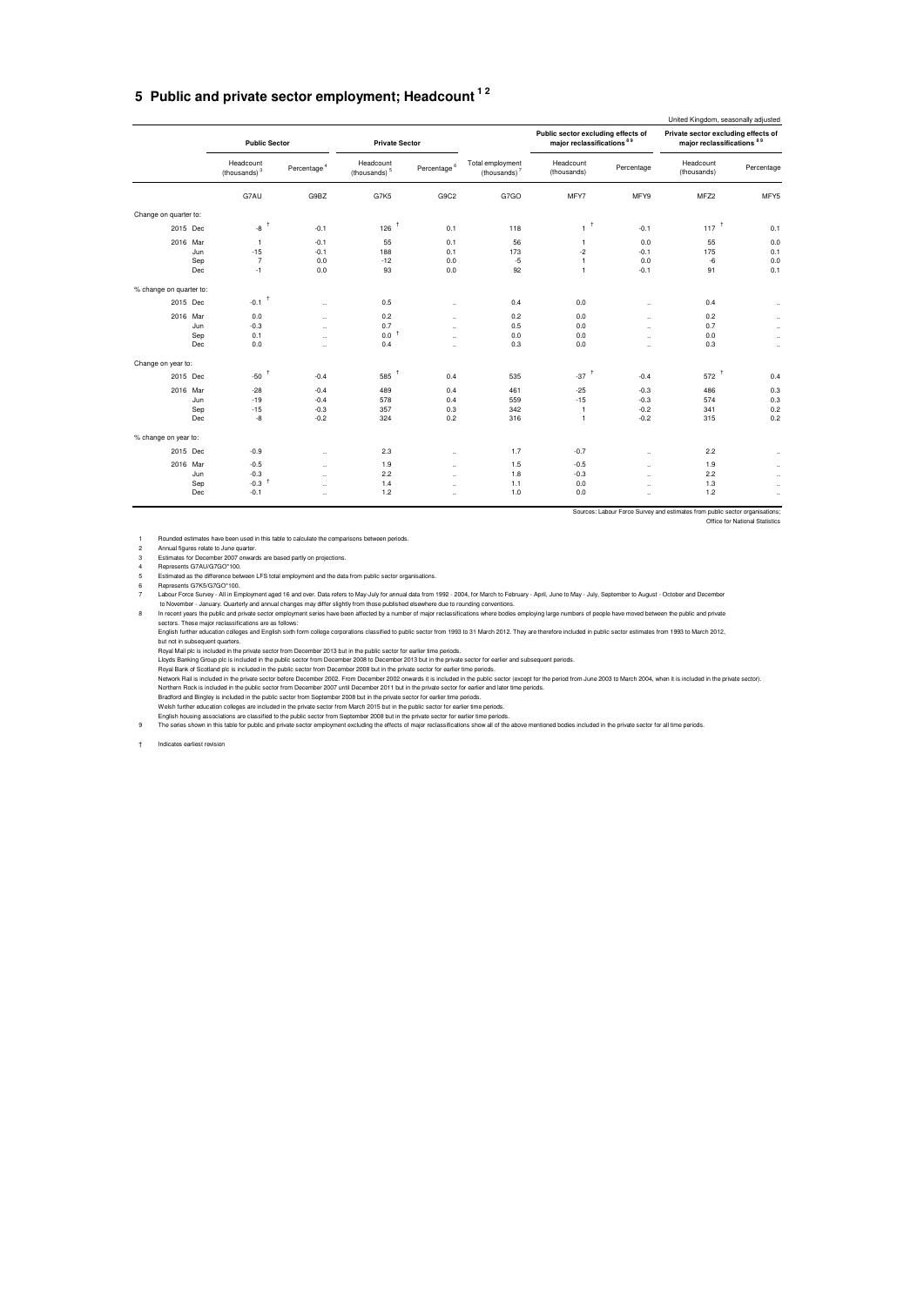# 5 Public and private sector employment; Headcount [1 2]

United Kingdom, seasonally adjusted

| | Public Sector | | Private Sector | | | Public sector excluding effects of major reclassifications [8 9] | | Private sector excluding effects of major reclassifications [8 9] | |
|---|---|---|---|---|---|---|---|---|---|
| | Headcount (thousands) [3] | Percentage [4] | Headcount (thousands) [5] | Percentage [6] | Total employment (thousands) [7] | Headcount (thousands) | Percentage | Headcount (thousands) | Percentage |
| | G7AU | G9BZ | G7K5 | G9C2 | G7GO | MFY7 | MFY9 | MFZ2 | MFY5 |
| **Change on quarter to:** | | | | | | | | | |
| 2015 Dec | -8 † | -0.1 | 126 † | 0.1 | 118 | 1 † | -0.1 | 117 † | 0.1 |
| 2016 Mar | 1 | -0.1 | 55 | 0.1 | 56 | 1 | 0.0 | 55 | 0.0 |
| Jun | -15 | -0.1 | 188 | 0.1 | 173 | -2 | -0.1 | 175 | 0.1 |
| Sep | 7 | 0.0 | -12 | 0.0 | -5 | 1 | 0.0 | -6 | 0.0 |
| Dec | -1 | 0.0 | 93 | 0.0 | 92 | 1 | -0.1 | 91 | 0.1 |
| **% change on quarter to:** | | | | | | | | | |
| 2015 Dec | -0.1 † | .. | 0.5 | .. | 0.4 | 0.0 | .. | 0.4 | .. |
| 2016 Mar | 0.0 | .. | 0.2 | .. | 0.2 | 0.0 | .. | 0.2 | .. |
| Jun | -0.3 | .. | 0.7 | .. | 0.5 | 0.0 | .. | 0.7 | .. |
| Sep | 0.1 | .. | 0.0 † | .. | 0.0 | 0.0 | .. | 0.0 | .. |
| Dec | 0.0 | .. | 0.4 | .. | 0.3 | 0.0 | .. | 0.3 | .. |
| **Change on year to:** | | | | | | | | | |
| 2015 Dec | -50 † | -0.4 | 585 † | 0.4 | 535 | -37 † | -0.4 | 572 † | 0.4 |
| 2016 Mar | -28 | -0.4 | 489 | 0.4 | 461 | -25 | -0.3 | 486 | 0.3 |
| Jun | -19 | -0.4 | 578 | 0.4 | 559 | -15 | -0.3 | 574 | 0.3 |
| Sep | -15 | -0.3 | 357 | 0.3 | 342 | 1 | -0.2 | 341 | 0.2 |
| Dec | -8 | -0.2 | 324 | 0.2 | 316 | 1 | -0.2 | 315 | 0.2 |
| **% change on year to:** | | | | | | | | | |
| 2015 Dec | -0.9 | .. | 2.3 | .. | 1.7 | -0.7 | .. | 2.2 | .. |
| 2016 Mar | -0.5 | .. | 1.9 | .. | 1.5 | -0.5 | .. | 1.9 | .. |
| Jun | -0.3 | .. | 2.2 | .. | 1.8 | -0.3 | .. | 2.2 | .. |
| Sep | -0.3 † | .. | 1.4 | .. | 1.1 | 0.0 | .. | 1.3 | .. |
| Dec | -0.1 | .. | 1.2 | .. | 1.0 | 0.0 | .. | 1.2 | .. |

Sources: Labour Force Survey and estimates from public sector organisations; Office for National Statistics

1 Rounded estimates have been used in this table to calculate the comparisons between periods.
2 Annual figures relate to June quarter.
3 Estimates for December 2007 onwards are based partly on projections.
4 Represents G7AU/G7GO*100.
5 Estimated as the difference between LFS total employment and the data from public sector organisations.
6 Represents G7K5/G7GO*100.
7 Labour Force Survey - All in Employment aged 16 and over. Data refers to May-July for annual data from 1992 - 2004, for March to February - April, June to May - July, September to August - October and December to November - January. Quarterly and annual changes may differ slightly from those published elsewhere due to rounding conventions.
8 In recent years the public and private sector employment series have been affected by a number of major reclassifications where bodies employing large numbers of people have moved between the public and private sectors. These major reclassifications are as follows:
English further education colleges and English sixth form college corporations classified to public sector from 1993 to 31 March 2012. They are therefore included in public sector estimates from 1993 to March 2012, but not in subsequent quarters.
Royal Mail plc is included in the private sector from December 2013 but in the public sector for earlier time periods.
Lloyds Banking Group plc is included in the public sector from December 2008 to December 2013 but in the private sector for earlier and subsequent periods.
Royal Bank of Scotland plc is included in the public sector from December 2008 but in the private sector for earlier time periods.
Network Rail is included in the private sector before December 2002. From December 2002 onwards it is included in the public sector (except for the period from June 2003 to March 2004, when it is included in the private sector).
Northern Rock is included in the public sector from December 2007 until December 2011 but in the private sector for earlier and later time periods.
Bradford and Bingley is included in the public sector from September 2008 but in the private sector for earlier time periods.
Welsh further education colleges are included in the private sector from March 2015 but in the public sector for earlier time periods.
English housing associations are classified to the public sector from September 2008 but in the private sector for earlier time periods.
9 The series shown in this table for public and private sector employment excluding the effects of major reclassifications show all of the above mentioned bodies included in the private sector for all time periods.

† Indicates earliest revision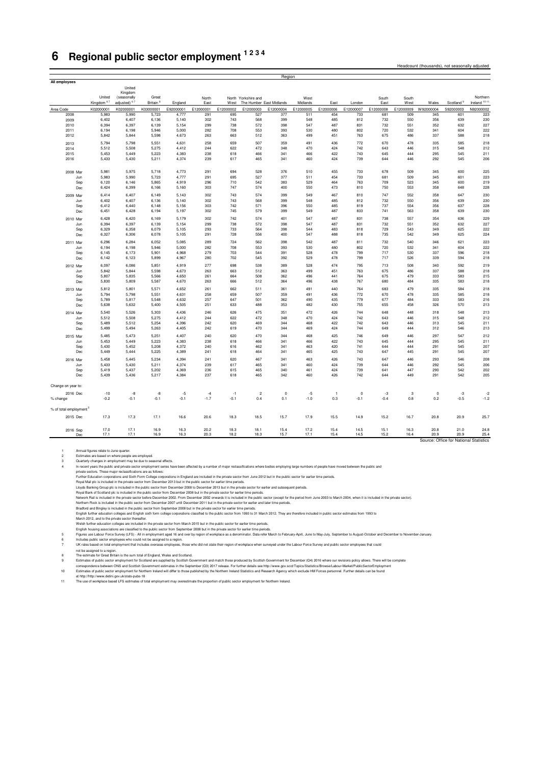# 6 Regional public sector employment [1 2 3 4]

Headcount (thousands), not seasonally adjusted

| All employees | United Kingdom [6 7] | United Kingdom (seasonally adjusted) [6 7] | Great Britain [8] | England | North East | North West | Yorkshire and The Humber | East Midlands | West Midlands | East | London | South East | South West | Wales | Scotland [9] | Northern Ireland [10 11] |
|---|---|---|---|---|---|---|---|---|---|---|---|---|---|---|---|---|
| | | | | | Region | | | | | | | | | | | |
| Area Code | K02000001 | K02000001 | K03000001 | E92000001 | E12000001 | E12000002 | E12000003 | E12000004 | E12000005 | E12000006 | E12000007 | E12000008 | E12000009 | W92000004 | S92000003 | N92000002 |
| 2008 | 5,983 | 5,990 | 5,723 | 4,777 | 291 | 695 | 527 | 377 | 511 | 454 | 733 | 681 | 509 | 345 | 601 | 223 |
| 2009 | 6,402 | 6,407 | 6,136 | 5,140 | 302 | 743 | 568 | 399 | 548 | 485 | 812 | 732 | 550 | 356 | 639 | 230 |
| 2010 | 6,394 | 6,397 | 6,139 | 5,154 | 299 | 738 | 572 | 398 | 547 | 487 | 831 | 732 | 551 | 352 | 632 | 227 |
| 2011 | 6,194 | 6,198 | 5,946 | 5,000 | 282 | 708 | 553 | 393 | 530 | 480 | 802 | 720 | 532 | 341 | 604 | 222 |
| 2012 | 5,842 | 5,844 | 5,598 | 4,673 | 263 | 663 | 512 | 363 | 499 | 451 | 763 | 675 | 486 | 337 | 588 | 218 |
| 2013 | 5,794 | 5,798 | 5,551 | 4,631 | 258 | 659 | 507 | 359 | 491 | 436 | 772 | 670 | 478 | 335 | 585 | 218 |
| 2014 | 5,512 | 5,508 | 5,275 | 4,412 | 244 | 622 | 472 | 348 | 470 | 424 | 742 | 643 | 446 | 315 | 548 | 212 |
| 2015 | 5,453 | 5,449 | 5,223 | 4,383 | 238 | 618 | 466 | 341 | 466 | 422 | 743 | 645 | 444 | 295 | 545 | 211 |
| 2016 | 5,433 | 5,430 | 5,211 | 4,374 | 239 | 617 | 465 | 341 | 460 | 424 | 739 | 644 | 446 | 292 | 545 | 206 |
| 2008 Mar | 5,981 | 5,975 | 5,718 | 4,773 | 291 | 694 | 528 | 376 | 510 | 455 | 733 | 678 | 509 | 345 | 600 | 225 |
| Jun | 5,983 | 5,990 | 5,723 | 4,777 | 291 | 695 | 527 | 377 | 511 | 454 | 733 | 681 | 509 | 345 | 601 | 223 |
| Sep | 6,120 | 6,146 | 5,865 | 4,919 | 296 | 710 | 542 | 383 | 529 | 464 | 763 | 709 | 523 | 345 | 600 | 219 |
| Dec | 6,424 | 6,399 | 6,166 | 5,160 | 303 | 747 | 574 | 400 | 550 | 473 | 810 | 750 | 553 | 358 | 648 | 228 |
| 2009 Mar | 6,414 | 6,407 | 6,149 | 5,143 | 302 | 743 | 574 | 399 | 549 | 467 | 810 | 747 | 552 | 358 | 647 | 230 |
| Jun | 6,402 | 6,407 | 6,136 | 5,140 | 302 | 743 | 568 | 399 | 548 | 485 | 812 | 732 | 550 | 356 | 639 | 230 |
| Sep | 6,412 | 6,440 | 6,148 | 5,156 | 303 | 742 | 571 | 396 | 550 | 485 | 819 | 737 | 554 | 356 | 637 | 228 |
| Dec | 6,451 | 6,428 | 6,194 | 5,197 | 302 | 745 | 579 | 399 | 549 | 487 | 833 | 741 | 563 | 358 | 639 | 230 |
| 2010 Mar | 6,428 | 6,420 | 6,169 | 5,179 | 302 | 742 | 574 | 401 | 547 | 487 | 831 | 738 | 557 | 354 | 636 | 229 |
| Jun | 6,394 | 6,397 | 6,139 | 5,154 | 299 | 738 | 572 | 398 | 547 | 487 | 831 | 732 | 551 | 352 | 632 | 227 |
| Sep | 6,329 | 6,358 | 6,079 | 5,105 | 293 | 733 | 564 | 398 | 544 | 483 | 818 | 729 | 543 | 349 | 625 | 222 |
| Dec | 6,327 | 6,306 | 6,078 | 5,105 | 291 | 728 | 556 | 400 | 547 | 488 | 818 | 735 | 542 | 349 | 625 | 224 |
| 2011 Mar | 6,296 | 6,284 | 6,052 | 5,085 | 289 | 724 | 562 | 398 | 542 | 487 | 811 | 732 | 540 | 346 | 621 | 223 |
| Jun | 6,194 | 6,198 | 5,946 | 5,000 | 282 | 708 | 553 | 393 | 530 | 480 | 802 | 720 | 532 | 341 | 604 | 222 |
| Sep | 6,145 | 6,173 | 5,901 | 4,968 | 279 | 703 | 544 | 391 | 528 | 478 | 799 | 717 | 530 | 337 | 596 | 218 |
| Dec | 6,142 | 6,123 | 5,899 | 4,967 | 280 | 702 | 545 | 392 | 529 | 478 | 799 | 717 | 526 | 339 | 594 | 218 |
| 2012 Mar | 6,097 | 6,086 | 5,851 | 4,919 | 277 | 698 | 538 | 389 | 528 | 474 | 795 | 713 | 508 | 340 | 592 | 219 |
| Jun | 5,842 | 5,844 | 5,598 | 4,673 | 263 | 663 | 512 | 363 | 499 | 451 | 763 | 675 | 486 | 337 | 588 | 218 |
| Sep | 5,807 | 5,835 | 5,566 | 4,650 | 261 | 664 | 508 | 362 | 496 | 441 | 764 | 675 | 479 | 333 | 583 | 215 |
| Dec | 5,830 | 5,809 | 5,587 | 4,670 | 263 | 666 | 512 | 364 | 496 | 438 | 767 | 680 | 484 | 335 | 583 | 218 |
| 2013 Mar | 5,812 | 5,801 | 5,571 | 4,652 | 261 | 662 | 511 | 361 | 491 | 440 | 764 | 683 | 479 | 335 | 584 | 218 |
| Jun | 5,794 | 5,798 | 5,551 | 4,631 | 258 | 659 | 507 | 359 | 491 | 436 | 772 | 670 | 478 | 335 | 585 | 218 |
| Sep | 5,789 | 5,817 | 5,548 | 4,632 | 257 | 647 | 501 | 362 | 490 | 435 | 779 | 677 | 484 | 333 | 583 | 216 |
| Dec | 5,638 | 5,632 | 5,400 | 4,505 | 251 | 633 | 488 | 353 | 482 | 430 | 755 | 655 | 458 | 326 | 570 | 213 |
| 2014 Mar | 5,540 | 5,526 | 5,303 | 4,436 | 246 | 626 | 475 | 351 | 472 | 426 | 744 | 648 | 448 | 318 | 548 | 213 |
| Jun | 5,512 | 5,508 | 5,275 | 4,412 | 244 | 622 | 472 | 348 | 470 | 424 | 742 | 643 | 446 | 315 | 548 | 212 |
| Sep | 5,489 | 5,512 | 5,254 | 4,396 | 242 | 620 | 469 | 344 | 468 | 422 | 742 | 643 | 446 | 313 | 545 | 211 |
| Dec | 5,499 | 5,494 | 5,263 | 4,405 | 242 | 619 | 470 | 344 | 469 | 424 | 744 | 649 | 444 | 312 | 546 | 213 |
| 2015 Mar | 5,485 | 5,473 | 5,251 | 4,407 | 240 | 620 | 470 | 344 | 468 | 425 | 746 | 649 | 446 | 297 | 547 | 212 |
| Jun | 5,453 | 5,449 | 5,223 | 4,383 | 238 | 618 | 466 | 341 | 466 | 422 | 743 | 645 | 444 | 295 | 545 | 211 |
| Sep | 5,430 | 5,452 | 5,208 | 4,372 | 240 | 616 | 462 | 341 | 463 | 420 | 741 | 644 | 444 | 291 | 545 | 207 |
| Dec | 5,449 | 5,444 | 5,225 | 4,389 | 241 | 618 | 464 | 341 | 465 | 425 | 743 | 647 | 445 | 291 | 545 | 207 |
| 2016 Mar | 5,458 | 5,445 | 5,234 | 4,394 | 241 | 620 | 467 | 341 | 463 | 426 | 743 | 647 | 446 | 293 | 546 | 208 |
| Jun | 5,433 | 5,430 | 5,211 | 4,374 | 239 | 617 | 465 | 341 | 460 | 424 | 739 | 644 | 446 | 292 | 545 | 206 |
| Sep | 5,419 | 5,437 | 5,202 | 4,369 | 236 | 615 | 465 | 340 | 461 | 424 | 739 | 641 | 447 | 290 | 542 | 202 |
| Dec | 5,439 | 5,436 | 5,217 | 4,384 | 237 | 618 | 465 | 342 | 460 | 426 | 742 | 644 | 449 | 291 | 542 | 205 |
| Change on year to: | | | | | | | | | | | | | | | | |
| 2016 Dec | -10 | -8 | -8 | -5 | -4 | -1 | 2 | 0 | -5 | 1 | 0 | -3 | 3 | 0 | -3 | -2 |
| % change | -0.2 | -0.1 | -0.1 | -0.1 | -1.7 | -0.1 | 0.4 | 0.1 | -1.0 | 0.3 | -0.1 | -0.4 | 0.8 | 0.2 | -0.5 | -1.2 |
| % of total employment [5] | | | | | | | | | | | | | | | | |
| 2015 Dec | 17.3 | 17.3 | 17.1 | 16.6 | 20.6 | 18.3 | 18.5 | 15.7 | 17.9 | 15.5 | 14.9 | 15.2 | 16.7 | 20.8 | 20.9 | 25.7 |
| 2016 Sep | 17.0 | 17.1 | 16.9 | 16.3 | 20.2 | 18.3 | 18.1 | 15.4 | 17.2 | 15.4 | 14.5 | 15.1 | 16.3 | 20.8 | 21.0 | 24.8 |
| Dec | 17.1 | 17.1 | 16.9 | 16.3 | 20.3 | 18.2 | 18.3 | 15.7 | 17.1 | 15.4 | 14.5 | 15.2 | 16.4 | 20.9 | 20.9 | 25.4 |

Source: Office for National Statistics

1 Annual figures relate to June quarter.
2 Estimates are based on where people are employed.
3 Quarterly changes in employment may be due to seasonal effects.
4 In recent years the public and private sector employment series have been affected by a number of major reclassifications where bodies employing large numbers of people have moved between the public and private sectors. These major reclassifications are as follows:
Further Education corporations and Sixth Form College corporations in England are included in the private sector from June 2012 but in the public sector for earlier time periods.
Royal Mail plc is included in the private sector from December 2013 but in the public sector for earlier time periods.
Lloyds Banking Group plc is included in the public sector from December 2008 to December 2013 but in the private sector for earlier and subsequent periods.
Royal Bank of Scotland plc is included in the public sector from December 2008 but in the private sector for earlier time periods.
Network Rail is included in the private sector before December 2002. From December 2002 onwards it is included in the public sector (except for the period from June 2003 to March 2004, when it is included in the private sector).
Northern Rock is included in the public sector from December 2007 until December 2011 but in the private sector for earlier and later time periods.
Bradford and Bingley is included in the public sector from September 2008 but in the private sector for earlier time periods.
English further education colleges and English sixth form college corporations classified to the public sector from 1993 to 31 March 2012. They are therefore included in public sector estimates from 1993 to March 2012, and to the private sector thereafter.
Welsh further education colleges are included in the private sector from March 2015 but in the public sector for earlier time periods.
English housing associations are classified to the public sector from September 2008 but in the private sector for earlier time periods.
5 Figures use Labour Force Survey (LFS) - All in employment aged 16 and over by region of workplace as a denominator. Data refer March to February-April, June to May-July, September to August-October and December to November-January.
6 Includes public sector employees who could not be assigned to a region.
7 UK rates based on total employment that includes overseas employees, those who did not state their region of workplace when surveyed under the Labour Force Survey and public sector employees that could not be assigned to a region.
8 The estimate for Great Britain is the sum total of England, Wales and Scotland.
9 Estimates of public sector employment for Scotland are supplied by Scottish Government and match those produced by Scottish Government for December (Q4) 2016 where our revisions policy allows. There will be complete correspondence between ONS and Scottish Government estimates in the September (Q3) 2017 release. For further details see http://www.gov.scot/Topics/Statistics/Browse/Labour-Market/PublicSectorEmployment
10 Estimates of public sector employment for Northern Ireland will differ to those published by the Northern Ireland Statistics and Research Agency which exclude HM Forces personnel. Further details can be found at http://http://www.detini.gov.uk/stats-pubs-18
11 The use of workplace based LFS estimates of total employment may overestimate the proportion of public sector employment for Northern Ireland.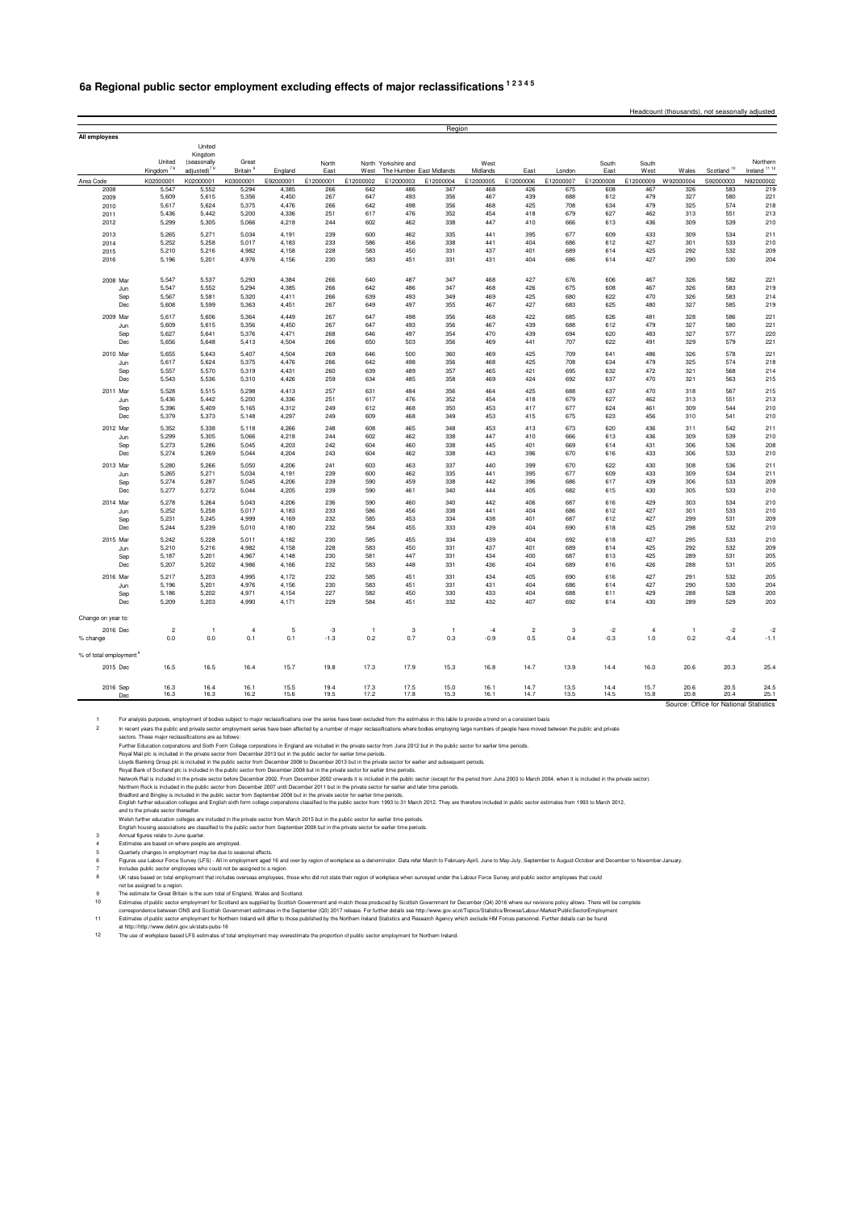## 6a Regional public sector employment excluding effects of major reclassifications [1 2 3 4 5]

Headcount (thousands), not seasonally adjusted

| All employees | | Region | | | | | | | | | | | | | | | |
|---|---|---|---|---|---|---|---|---|---|---|---|---|---|---|---|---|---|
| | | United Kingdom [7 8] | United Kingdom (seasonally adjusted) [7 8] | Great Britain [9] | England | North East | North West | Yorkshire and The Humber | East Midlands | West Midlands | East | London | South East | South West | Wales | Scotland [10] | Northern Ireland [11 12] |
| Area Code | | K02000001 | K02000001 | K03000001 | E92000001 | E12000001 | E12000002 | E12000003 | E12000004 | E12000005 | E12000006 | E12000007 | E12000008 | E12000009 | W92000004 | S92000003 | N92000002 |
| 2008 | | 5,547 | 5,552 | 5,294 | 4,385 | 266 | 642 | 486 | 347 | 468 | 426 | 675 | 608 | 467 | 326 | 583 | 219 |
| 2009 | | 5,609 | 5,615 | 5,356 | 4,450 | 267 | 647 | 493 | 356 | 467 | 439 | 688 | 612 | 479 | 327 | 580 | 221 |
| 2010 | | 5,617 | 5,624 | 5,375 | 4,476 | 266 | 642 | 498 | 356 | 468 | 425 | 708 | 634 | 479 | 325 | 574 | 218 |
| 2011 | | 5,436 | 5,442 | 5,200 | 4,336 | 251 | 617 | 476 | 352 | 454 | 418 | 679 | 627 | 462 | 313 | 551 | 213 |
| 2012 | | 5,299 | 5,305 | 5,066 | 4,218 | 244 | 602 | 462 | 338 | 447 | 410 | 666 | 613 | 436 | 309 | 539 | 210 |
| 2013 | | 5,265 | 5,271 | 5,034 | 4,191 | 239 | 600 | 462 | 335 | 441 | 395 | 677 | 609 | 433 | 309 | 534 | 211 |
| 2014 | | 5,252 | 5,258 | 5,017 | 4,183 | 233 | 586 | 456 | 338 | 441 | 404 | 686 | 612 | 427 | 301 | 533 | 210 |
| 2015 | | 5,210 | 5,216 | 4,982 | 4,158 | 228 | 583 | 450 | 331 | 437 | 401 | 689 | 614 | 425 | 292 | 532 | 209 |
| 2016 | | 5,196 | 5,201 | 4,976 | 4,156 | 230 | 583 | 451 | 331 | 431 | 404 | 686 | 614 | 427 | 290 | 530 | 204 |
| 2008 | Mar | 5,547 | 5,537 | 5,293 | 4,384 | 266 | 640 | 487 | 347 | 468 | 427 | 676 | 606 | 467 | 326 | 582 | 221 |
| | Jun | 5,547 | 5,552 | 5,294 | 4,385 | 266 | 642 | 486 | 347 | 468 | 426 | 675 | 608 | 467 | 326 | 583 | 219 |
| | Sep | 5,567 | 5,581 | 5,320 | 4,411 | 266 | 639 | 493 | 349 | 469 | 425 | 680 | 622 | 470 | 326 | 583 | 214 |
| | Dec | 5,608 | 5,599 | 5,363 | 4,451 | 267 | 649 | 497 | 355 | 467 | 427 | 683 | 625 | 480 | 327 | 585 | 219 |
| 2009 | Mar | 5,617 | 5,606 | 5,364 | 4,449 | 267 | 647 | 498 | 356 | 468 | 422 | 685 | 626 | 481 | 328 | 586 | 221 |
| | Jun | 5,609 | 5,615 | 5,356 | 4,450 | 267 | 647 | 493 | 356 | 467 | 439 | 688 | 612 | 479 | 327 | 580 | 221 |
| | Sep | 5,627 | 5,641 | 5,376 | 4,471 | 268 | 646 | 497 | 354 | 470 | 439 | 694 | 620 | 483 | 327 | 577 | 220 |
| | Dec | 5,656 | 5,648 | 5,413 | 4,504 | 266 | 650 | 503 | 356 | 469 | 441 | 707 | 622 | 491 | 329 | 579 | 221 |
| 2010 | Mar | 5,655 | 5,643 | 5,407 | 4,504 | 269 | 646 | 500 | 360 | 469 | 425 | 709 | 641 | 486 | 326 | 578 | 221 |
| | Jun | 5,617 | 5,624 | 5,375 | 4,476 | 266 | 642 | 498 | 356 | 468 | 425 | 708 | 634 | 479 | 325 | 574 | 218 |
| | Sep | 5,557 | 5,570 | 5,319 | 4,431 | 260 | 639 | 489 | 357 | 465 | 421 | 695 | 632 | 472 | 321 | 568 | 214 |
| | Dec | 5,543 | 5,536 | 5,310 | 4,426 | 259 | 634 | 485 | 358 | 469 | 424 | 692 | 637 | 470 | 321 | 563 | 215 |
| 2011 | Mar | 5,528 | 5,515 | 5,298 | 4,413 | 257 | 631 | 484 | 356 | 464 | 425 | 688 | 637 | 470 | 318 | 567 | 215 |
| | Jun | 5,436 | 5,442 | 5,200 | 4,336 | 251 | 617 | 476 | 352 | 454 | 418 | 679 | 627 | 462 | 313 | 551 | 213 |
| | Sep | 5,396 | 5,409 | 5,165 | 4,312 | 249 | 612 | 468 | 350 | 453 | 417 | 677 | 624 | 461 | 309 | 544 | 210 |
| | Dec | 5,379 | 5,373 | 5,148 | 4,297 | 249 | 609 | 468 | 349 | 453 | 415 | 675 | 623 | 456 | 310 | 541 | 210 |
| 2012 | Mar | 5,352 | 5,338 | 5,118 | 4,266 | 248 | 608 | 465 | 348 | 453 | 413 | 673 | 620 | 436 | 311 | 542 | 211 |
| | Jun | 5,299 | 5,305 | 5,066 | 4,218 | 244 | 602 | 462 | 338 | 447 | 410 | 666 | 613 | 436 | 309 | 539 | 210 |
| | Sep | 5,273 | 5,286 | 5,045 | 4,203 | 242 | 604 | 460 | 338 | 445 | 401 | 669 | 614 | 431 | 306 | 536 | 208 |
| | Dec | 5,274 | 5,269 | 5,044 | 4,204 | 243 | 604 | 462 | 338 | 443 | 396 | 670 | 616 | 433 | 306 | 533 | 210 |
| 2013 | Mar | 5,280 | 5,266 | 5,050 | 4,206 | 241 | 603 | 463 | 337 | 440 | 399 | 670 | 622 | 430 | 308 | 536 | 211 |
| | Jun | 5,265 | 5,271 | 5,034 | 4,191 | 239 | 600 | 462 | 335 | 441 | 395 | 677 | 609 | 433 | 309 | 534 | 211 |
| | Sep | 5,274 | 5,287 | 5,045 | 4,206 | 239 | 590 | 459 | 338 | 442 | 396 | 686 | 617 | 439 | 306 | 533 | 209 |
| | Dec | 5,277 | 5,272 | 5,044 | 4,205 | 239 | 590 | 461 | 340 | 444 | 405 | 682 | 615 | 430 | 305 | 533 | 210 |
| 2014 | Mar | 5,278 | 5,264 | 5,043 | 4,206 | 236 | 590 | 460 | 340 | 442 | 406 | 687 | 616 | 429 | 303 | 534 | 210 |
| | Jun | 5,252 | 5,258 | 5,017 | 4,183 | 233 | 586 | 456 | 338 | 441 | 404 | 686 | 612 | 427 | 301 | 533 | 210 |
| | Sep | 5,231 | 5,245 | 4,999 | 4,169 | 232 | 585 | 453 | 334 | 438 | 401 | 687 | 612 | 427 | 299 | 531 | 209 |
| | Dec | 5,244 | 5,239 | 5,010 | 4,180 | 232 | 584 | 455 | 333 | 439 | 404 | 690 | 618 | 425 | 298 | 532 | 210 |
| 2015 | Mar | 5,242 | 5,228 | 5,011 | 4,182 | 230 | 585 | 455 | 334 | 439 | 404 | 692 | 618 | 427 | 295 | 533 | 210 |
| | Jun | 5,210 | 5,216 | 4,982 | 4,158 | 228 | 583 | 450 | 331 | 437 | 401 | 689 | 614 | 425 | 292 | 532 | 209 |
| | Sep | 5,187 | 5,201 | 4,967 | 4,148 | 230 | 581 | 447 | 331 | 434 | 400 | 687 | 613 | 425 | 289 | 531 | 205 |
| | Dec | 5,207 | 5,202 | 4,986 | 4,166 | 232 | 583 | 448 | 331 | 436 | 404 | 689 | 616 | 426 | 288 | 531 | 205 |
| 2016 | Mar | 5,217 | 5,203 | 4,995 | 4,172 | 232 | 585 | 451 | 331 | 434 | 405 | 690 | 616 | 427 | 291 | 532 | 205 |
| | Jun | 5,196 | 5,201 | 4,976 | 4,156 | 230 | 583 | 451 | 331 | 431 | 404 | 686 | 614 | 427 | 290 | 530 | 204 |
| | Sep | 5,186 | 5,202 | 4,971 | 4,154 | 227 | 582 | 450 | 330 | 433 | 404 | 688 | 611 | 429 | 288 | 528 | 200 |
| | Dec | 5,209 | 5,203 | 4,990 | 4,171 | 229 | 584 | 451 | 332 | 432 | 407 | 692 | 614 | 430 | 289 | 529 | 203 |
| Change on year to: | | | | | | | | | | | | | | | | | |
| 2016 | Dec | 2 | 1 | 4 | 5 | -3 | 1 | 3 | 1 | -4 | 2 | 3 | -2 | 4 | 1 | -2 | -2 |
| % change | | 0.0 | 0.0 | 0.1 | 0.1 | -1.3 | 0.2 | 0.7 | 0.3 | -0.9 | 0.5 | 0.4 | -0.3 | 1.0 | 0.2 | -0.4 | -1.1 |
| % of total employment [6] | | | | | | | | | | | | | | | | | |
| 2015 | Dec | 16.5 | 16.5 | 16.4 | 15.7 | 19.8 | 17.3 | 17.9 | 15.3 | 16.8 | 14.7 | 13.9 | 14.4 | 16.0 | 20.6 | 20.3 | 25.4 |
| 2016 | Sep | 16.3 | 16.4 | 16.1 | 15.5 | 19.4 | 17.3 | 17.5 | 15.0 | 16.1 | 14.7 | 13.5 | 14.4 | 15.7 | 20.6 | 20.5 | 24.5 |
| | Dec | 16.3 | 16.3 | 16.2 | 15.6 | 19.5 | 17.2 | 17.8 | 15.3 | 16.1 | 14.7 | 13.5 | 14.5 | 15.8 | 20.8 | 20.4 | 25.1 |

Source: Office for National Statistics

1 For analysis purposes, employment of bodies subject to major reclassifications over the series have been excluded from the estimates in this table to provide a trend on a consistent basis

2 In recent years the public and private sector employment series have been affected by a number of major reclassifications where bodies employing large numbers of people have moved between the public and private sectors. These major reclassifications are as follows:
Further Education corporations and Sixth Form College corporations in England are included in the private sector from June 2012 but in the public sector for earlier time periods.
Royal Mail plc is included in the private sector from December 2013 but in the public sector for earlier time periods.
Lloyds Banking Group plc is included in the public sector from December 2008 to December 2013 but in the private sector for earlier and subsequent periods.
Royal Bank of Scotland plc is included in the public sector from December 2008 but in the private sector for earlier time periods.
Network Rail is included in the private sector before December 2002. From December 2002 onwards it is included in the public sector (except for the period from June 2003 to March 2004, when it is included in the private sector).
Northern Rock is included in the public sector from December 2007 until December 2011 but in the private sector for earlier and later time periods.
Bradford and Bingley is included in the public sector from September 2008 but in the private sector for earlier time periods.
English further education colleges and English sixth form college corporations classified to the public sector from 1993 to 31 March 2012. They are therefore included in public sector estimates from 1993 to March 2012, and to the private sector thereafter.
Welsh further education colleges are included in the private sector from March 2015 but in the public sector for earlier time periods.
English housing associations are classified to the public sector from September 2008 but in the private sector for earlier time periods.

3 Annual figures relate to June quarter.

4 Estimates are based on where people are employed.

5 Quarterly changes in employment may be due to seasonal effects.

6 Figures use Labour Force Survey (LFS) - All in employment aged 16 and over by region of workplace as a denominator. Data refer March to February-April, June to May-July, September to August-October and December to November-January.

7 Includes public sector employees who could not be assigned to a region.

8 UK rates based on total employment that includes overseas employees, those who did not state their region of workplace when surveyed under the Labour Force Survey and public sector employees that could not be assigned to a region.

9 The estimate for Great Britain is the sum total of England, Wales and Scotland.

10 Estimates of public sector employment for Scotland are supplied by Scottish Government and match those produced by Scottish Government for December (Q4) 2016 where our revisions policy allows. There will be complete correspondence between ONS and Scottish Government estimates in the September (Q3) 2017 release. For further details see http://www.gov.scot/Topics/Statistics/Browse/Labour-Market/PublicSectorEmployment

11 Estimates of public sector employment for Northern Ireland will differ to those published by the Northern Ireland Statistics and Research Agency which exclude HM Forces personnel. Further details can be found at http://http://www.detini.gov.uk/stats-pubs-18

12 The use of workplace based LFS estimates of total employment may overestimate the proportion of public sector employment for Northern Ireland.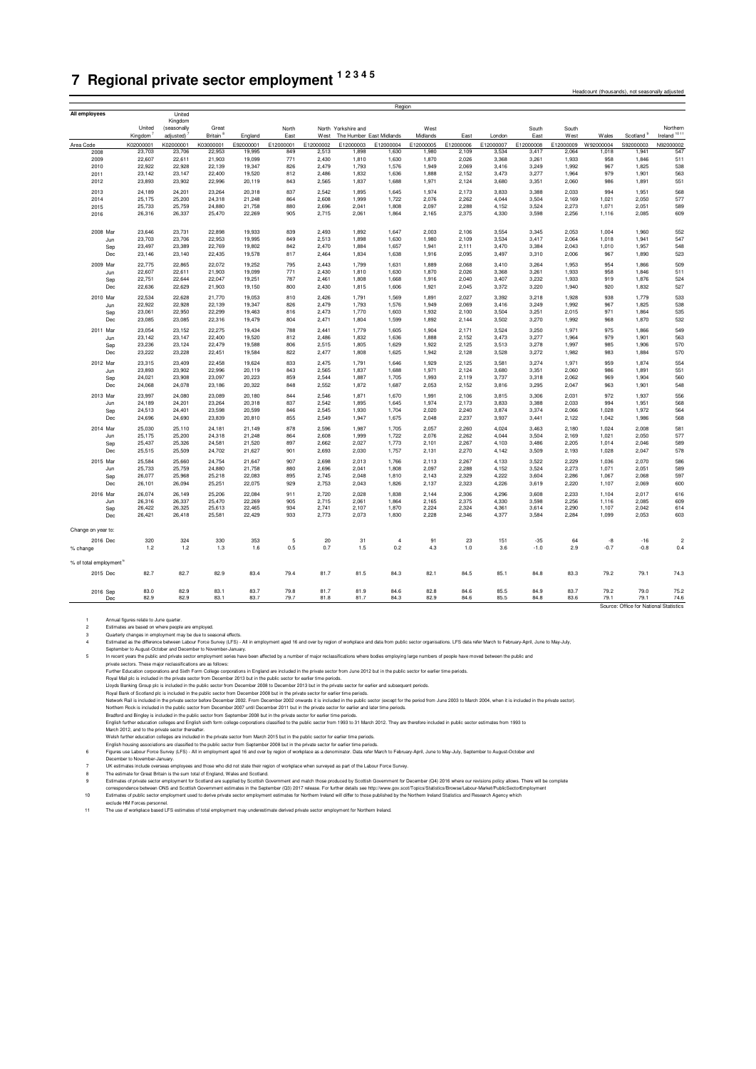# 7 Regional private sector employment [1 2 3 4 5]

Headcount (thousands), not seasonally adjusted

| All employees | | United Kingdom [7] | United Kingdom (seasonally adjusted) [7] | Great Britain [8] | England | North East | North West | Yorkshire and The Humber | East Midlands | West Midlands | East | London | South East | South West | Wales | Scotland [9] | Northern Ireland [10 11] |
|---|---|---|---|---|---|---|---|---|---|---|---|---|---|---|---|---|---|
| Area Code | | K02000001 | K02000001 | K03000001 | E92000001 | E12000001 | E12000002 | E12000003 | E12000004 | E12000005 | E12000006 | E12000007 | E12000008 | E12000009 | W92000004 | S92000003 | N92000002 |
| 2008 | | 23,703 | 23,706 | 22,953 | 19,995 | 849 | 2,513 | 1,898 | 1,630 | 1,980 | 2,109 | 3,534 | 3,417 | 2,064 | 1,018 | 1,941 | 547 |
| 2009 | | 22,607 | 22,611 | 21,903 | 19,099 | 771 | 2,430 | 1,810 | 1,630 | 1,870 | 2,026 | 3,368 | 3,261 | 1,933 | 958 | 1,846 | 511 |
| 2010 | | 22,922 | 22,928 | 22,139 | 19,347 | 826 | 2,479 | 1,793 | 1,576 | 1,949 | 2,069 | 3,416 | 3,249 | 1,992 | 967 | 1,825 | 538 |
| 2011 | | 23,142 | 23,147 | 22,400 | 19,520 | 812 | 2,486 | 1,832 | 1,636 | 1,888 | 2,152 | 3,473 | 3,277 | 1,964 | 979 | 1,901 | 563 |
| 2012 | | 23,893 | 23,902 | 22,996 | 20,119 | 843 | 2,565 | 1,837 | 1,688 | 1,971 | 2,124 | 3,680 | 3,351 | 2,060 | 986 | 1,891 | 551 |
| 2013 | | 24,189 | 24,201 | 23,264 | 20,318 | 837 | 2,542 | 1,895 | 1,645 | 1,974 | 2,173 | 3,833 | 3,388 | 2,033 | 994 | 1,951 | 568 |
| 2014 | | 25,175 | 25,200 | 24,318 | 21,248 | 864 | 2,608 | 1,999 | 1,722 | 2,076 | 2,262 | 4,044 | 3,504 | 2,169 | 1,021 | 2,050 | 577 |
| 2015 | | 25,733 | 25,759 | 24,880 | 21,758 | 880 | 2,696 | 2,041 | 1,808 | 2,097 | 2,288 | 4,152 | 3,524 | 2,273 | 1,071 | 2,051 | 589 |
| 2016 | | 26,316 | 26,337 | 25,470 | 22,269 | 905 | 2,715 | 2,061 | 1,864 | 2,165 | 2,375 | 4,330 | 3,598 | 2,256 | 1,116 | 2,085 | 609 |
| 2008 | Mar | 23,646 | 23,731 | 22,898 | 19,933 | 839 | 2,493 | 1,892 | 1,647 | 2,003 | 2,106 | 3,554 | 3,345 | 2,053 | 1,004 | 1,960 | 552 |
| | Jun | 23,703 | 23,706 | 22,953 | 19,995 | 849 | 2,513 | 1,898 | 1,630 | 1,980 | 2,109 | 3,534 | 3,417 | 2,064 | 1,018 | 1,941 | 547 |
| | Sep | 23,497 | 23,389 | 22,769 | 19,802 | 842 | 2,470 | 1,884 | 1,657 | 1,941 | 2,111 | 3,470 | 3,384 | 2,043 | 1,010 | 1,957 | 548 |
| | Dec | 23,146 | 23,140 | 22,435 | 19,578 | 817 | 2,464 | 1,834 | 1,638 | 1,916 | 2,095 | 3,497 | 3,310 | 2,006 | 967 | 1,890 | 523 |
| 2009 | Mar | 22,775 | 22,865 | 22,072 | 19,252 | 795 | 2,443 | 1,799 | 1,631 | 1,889 | 2,068 | 3,410 | 3,264 | 1,953 | 954 | 1,866 | 509 |
| | Jun | 22,607 | 22,611 | 21,903 | 19,099 | 771 | 2,430 | 1,810 | 1,630 | 1,870 | 2,026 | 3,368 | 3,261 | 1,933 | 958 | 1,846 | 511 |
| | Sep | 22,751 | 22,644 | 22,047 | 19,251 | 787 | 2,461 | 1,808 | 1,668 | 1,916 | 2,040 | 3,407 | 3,232 | 1,933 | 919 | 1,876 | 524 |
| | Dec | 22,636 | 22,629 | 21,903 | 19,150 | 800 | 2,430 | 1,815 | 1,606 | 1,921 | 2,045 | 3,372 | 3,220 | 1,940 | 920 | 1,832 | 527 |
| 2010 | Mar | 22,534 | 22,628 | 21,770 | 19,053 | 810 | 2,426 | 1,791 | 1,569 | 1,891 | 2,027 | 3,392 | 3,218 | 1,928 | 938 | 1,779 | 533 |
| | Jun | 22,922 | 22,928 | 22,139 | 19,347 | 826 | 2,479 | 1,793 | 1,576 | 1,949 | 2,069 | 3,416 | 3,249 | 1,992 | 967 | 1,825 | 538 |
| | Sep | 23,061 | 22,950 | 22,299 | 19,463 | 816 | 2,473 | 1,770 | 1,603 | 1,932 | 2,100 | 3,504 | 3,251 | 2,015 | 971 | 1,864 | 535 |
| | Dec | 23,085 | 23,085 | 22,316 | 19,479 | 804 | 2,471 | 1,804 | 1,599 | 1,892 | 2,144 | 3,502 | 3,270 | 1,992 | 968 | 1,870 | 532 |
| 2011 | Mar | 23,054 | 23,152 | 22,275 | 19,434 | 788 | 2,441 | 1,779 | 1,605 | 1,904 | 2,171 | 3,524 | 3,250 | 1,971 | 975 | 1,866 | 549 |
| | Jun | 23,142 | 23,147 | 22,400 | 19,520 | 812 | 2,486 | 1,832 | 1,636 | 1,888 | 2,152 | 3,473 | 3,277 | 1,964 | 979 | 1,901 | 563 |
| | Sep | 23,236 | 23,124 | 22,479 | 19,588 | 806 | 2,515 | 1,805 | 1,629 | 1,922 | 2,125 | 3,513 | 3,278 | 1,997 | 985 | 1,906 | 570 |
| | Dec | 23,222 | 23,228 | 22,451 | 19,584 | 822 | 2,477 | 1,808 | 1,625 | 1,942 | 2,128 | 3,528 | 3,272 | 1,982 | 983 | 1,884 | 570 |
| 2012 | Mar | 23,315 | 23,409 | 22,458 | 19,624 | 833 | 2,475 | 1,791 | 1,646 | 1,929 | 2,125 | 3,581 | 3,274 | 1,971 | 959 | 1,874 | 554 |
| | Jun | 23,893 | 23,902 | 22,996 | 20,119 | 843 | 2,565 | 1,837 | 1,688 | 1,971 | 2,124 | 3,680 | 3,351 | 2,060 | 986 | 1,891 | 551 |
| | Sep | 24,021 | 23,908 | 23,097 | 20,223 | 859 | 2,544 | 1,887 | 1,705 | 1,993 | 2,119 | 3,737 | 3,318 | 2,062 | 969 | 1,904 | 560 |
| | Dec | 24,068 | 24,078 | 23,186 | 20,322 | 848 | 2,552 | 1,872 | 1,687 | 2,053 | 2,152 | 3,816 | 3,295 | 2,047 | 963 | 1,901 | 548 |
| 2013 | Mar | 23,997 | 24,080 | 23,089 | 20,180 | 844 | 2,546 | 1,871 | 1,670 | 1,991 | 2,106 | 3,815 | 3,306 | 2,031 | 972 | 1,937 | 556 |
| | Jun | 24,189 | 24,201 | 23,264 | 20,318 | 837 | 2,542 | 1,895 | 1,645 | 1,974 | 2,173 | 3,833 | 3,388 | 2,033 | 994 | 1,951 | 568 |
| | Sep | 24,513 | 24,401 | 23,598 | 20,599 | 846 | 2,545 | 1,930 | 1,704 | 2,020 | 2,240 | 3,874 | 3,374 | 2,066 | 1,028 | 1,972 | 564 |
| | Dec | 24,696 | 24,690 | 23,839 | 20,810 | 855 | 2,549 | 1,947 | 1,675 | 2,048 | 2,237 | 3,937 | 3,441 | 2,122 | 1,042 | 1,986 | 568 |
| 2014 | Mar | 25,030 | 25,110 | 24,181 | 21,149 | 878 | 2,596 | 1,987 | 1,705 | 2,057 | 2,260 | 4,024 | 3,463 | 2,180 | 1,024 | 2,008 | 581 |
| | Jun | 25,175 | 25,200 | 24,318 | 21,248 | 864 | 2,608 | 1,999 | 1,722 | 2,076 | 2,262 | 4,044 | 3,504 | 2,169 | 1,021 | 2,050 | 577 |
| | Sep | 25,437 | 25,326 | 24,581 | 21,520 | 897 | 2,662 | 2,027 | 1,773 | 2,101 | 2,267 | 4,103 | 3,486 | 2,205 | 1,014 | 2,046 | 589 |
| | Dec | 25,515 | 25,509 | 24,702 | 21,627 | 901 | 2,693 | 2,030 | 1,757 | 2,131 | 2,270 | 4,142 | 3,509 | 2,193 | 1,028 | 2,047 | 578 |
| 2015 | Mar | 25,584 | 25,660 | 24,754 | 21,647 | 907 | 2,698 | 2,013 | 1,766 | 2,113 | 2,267 | 4,133 | 3,522 | 2,229 | 1,036 | 2,070 | 586 |
| | Jun | 25,733 | 25,759 | 24,880 | 21,758 | 880 | 2,696 | 2,041 | 1,808 | 2,097 | 2,288 | 4,152 | 3,524 | 2,273 | 1,071 | 2,051 | 589 |
| | Sep | 26,077 | 25,968 | 25,218 | 22,083 | 895 | 2,745 | 2,048 | 1,810 | 2,143 | 2,329 | 4,222 | 3,604 | 2,286 | 1,067 | 2,068 | 597 |
| | Dec | 26,101 | 26,094 | 25,251 | 22,075 | 929 | 2,753 | 2,043 | 1,826 | 2,137 | 2,323 | 4,226 | 3,619 | 2,220 | 1,107 | 2,069 | 600 |
| 2016 | Mar | 26,074 | 26,149 | 25,206 | 22,084 | 911 | 2,720 | 2,028 | 1,838 | 2,144 | 2,306 | 4,296 | 3,608 | 2,233 | 1,104 | 2,017 | 616 |
| | Jun | 26,316 | 26,337 | 25,470 | 22,269 | 905 | 2,715 | 2,061 | 1,864 | 2,165 | 2,375 | 4,330 | 3,598 | 2,256 | 1,116 | 2,085 | 609 |
| | Sep | 26,422 | 26,325 | 25,613 | 22,465 | 934 | 2,741 | 2,107 | 1,870 | 2,224 | 2,324 | 4,361 | 3,614 | 2,290 | 1,107 | 2,042 | 614 |
| | Dec | 26,421 | 26,418 | 25,581 | 22,429 | 933 | 2,773 | 2,073 | 1,830 | 2,228 | 2,346 | 4,377 | 3,584 | 2,284 | 1,099 | 2,053 | 603 |
| Change on year to: | | | | | | | | | | | | | | | | | |
| 2016 | Dec | 320 | 324 | 330 | 353 | 5 | 20 | 31 | 4 | 91 | 23 | 151 | -35 | 64 | -8 | -16 | 2 |
| % change | | 1.2 | 1.2 | 1.3 | 1.6 | 0.5 | 0.7 | 1.5 | 0.2 | 4.3 | 1.0 | 3.6 | -1.0 | 2.9 | -0.7 | -0.8 | 0.4 |
| % of total employment [6] | | | | | | | | | | | | | | | | | |
| 2015 | Dec | 82.7 | 82.7 | 82.9 | 83.4 | 79.4 | 81.7 | 81.5 | 84.3 | 82.1 | 84.5 | 85.1 | 84.8 | 83.3 | 79.2 | 79.1 | 74.3 |
| 2016 | Sep | 83.0 | 82.9 | 83.1 | 83.7 | 79.8 | 81.7 | 81.9 | 84.6 | 82.8 | 84.6 | 85.5 | 84.9 | 83.7 | 79.2 | 79.0 | 75.2 |
| | Dec | 82.9 | 82.9 | 83.1 | 83.7 | 79.7 | 81.8 | 81.7 | 84.3 | 82.9 | 84.6 | 85.5 | 84.8 | 83.6 | 79.1 | 79.1 | 74.6 |

Source: Office for National Statistics

1. Annual figures relate to June quarter.
2. Estimates are based on where people are employed.
3. Quarterly changes in employment may be due to seasonal effects.
4. Estimated as the difference between Labour Force Survey (LFS) - All in employment aged 16 and over by region of workplace and data from public sector organisations. LFS data refer March to February-April, June to May-July, September to August-October and December to November-January.
5. In recent years the public and private sector employment series have been affected by a number of major reclassifications where bodies employing large numbers of people have moved between the public and private sectors. These major reclassifications are as follows:
   Further Education corporations and Sixth Form College corporations in England are included in the private sector from June 2012 but in the public sector for earlier time periods.
   Royal Mail plc is included in the private sector from December 2013 but in the public sector for earlier time periods.
   Lloyds Banking Group plc is included in the public sector from December 2008 to December 2013 but in the private sector for earlier and subsequent periods.
   Royal Bank of Scotland plc is included in the public sector from December 2008 but in the private sector for earlier time periods.
   Network Rail is included in the private sector before December 2002. From December 2002 onwards it is included in the public sector (except for the period from June 2003 to March 2004, when it is included in the private sector).
   Northern Rock is included in the public sector from December 2007 until December 2011 but in the private sector for earlier and later time periods.
   Bradford and Bingley is included in the public sector from September 2008 but in the private sector for earlier time periods.
   English further education colleges and English sixth form college corporations classified to the public sector from 1993 to 31 March 2012. They are therefore included in public sector estimates from 1993 to March 2012, and to the private sector thereafter.
   Welsh further education colleges are included in the private sector from March 2015 but in the public sector for earlier time periods.
   English housing associations are classified to the public sector from September 2008 but in the private sector for earlier time periods.
6. Figures use Labour Force Survey (LFS) - All in employment aged 16 and over by region of workplace as a denominator. Data refer March to February-April, June to May-July, September to August-October and December to November-January.
7. UK estimates include overseas employees and those who did not state their region of workplace when surveyed as part of the Labour Force Survey.
8. The estimate for Great Britain is the sum total of England, Wales and Scotland.
9. Estimates of private sector employment for Scotland are supplied by Scottish Government and match those produced by Scottish Government for December (Q4) 2016 where our revisions policy allows. There will be complete correspondence between ONS and Scottish Government estimates in the September (Q3) 2017 release. For further details see http://www.gov.scot/Topics/Statistics/Browse/Labour-Market/PublicSectorEmployment
10. Estimates of public sector employment used to derive private sector employment estimates for Northern Ireland will differ to those published by the Northern Ireland Statistics and Research Agency which exclude HM Forces personnel.
11. The use of workplace based LFS estimates of total employment may underestimate derived private sector employment for Northern Ireland.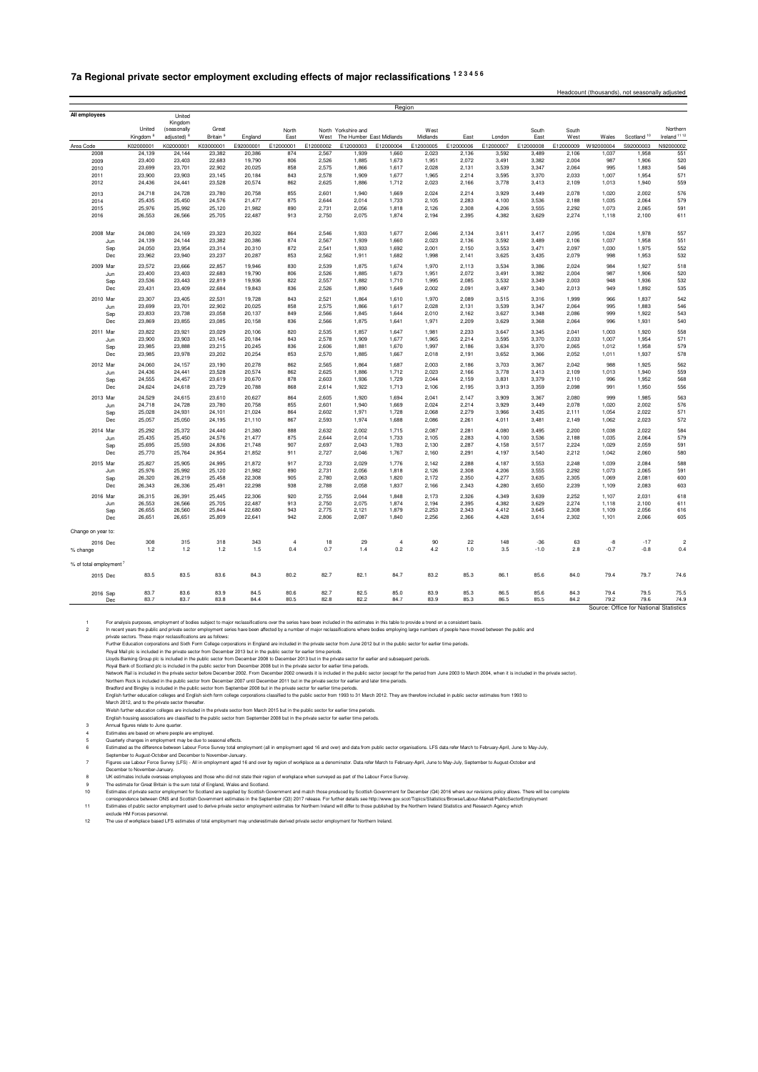# 7a Regional private sector employment excluding effects of major reclassifications [1 2 3 4 5 6]

Headcount (thousands), not seasonally adjusted

| All employees | United Kingdom [8] | United Kingdom (seasonally adjusted) [8] | Great Britain [9] | England | North East | North West | Yorkshire and The Humber | East Midlands | West Midlands | East | London | South East | South West | Wales | Scotland [10] | Northern Ireland [11 12] |
|---|---|---|---|---|---|---|---|---|---|---|---|---|---|---|---|---|
| Area Code | K02000001 | K02000001 | K03000001 | E92000001 | E12000001 | E12000002 | E12000003 | E12000004 | E12000005 | E12000006 | E12000007 | E12000008 | E12000009 | W92000004 | S92000003 | N92000002 |
| 2008 | 24,139 | 24,144 | 23,382 | 20,386 | 874 | 2,567 | 1,939 | 1,660 | 2,023 | 2,136 | 3,592 | 3,489 | 2,106 | 1,037 | 1,958 | 551 |
| 2009 | 23,400 | 23,403 | 22,683 | 19,790 | 806 | 2,526 | 1,885 | 1,673 | 1,951 | 2,072 | 3,491 | 3,382 | 2,004 | 987 | 1,906 | 520 |
| 2010 | 23,699 | 23,701 | 22,902 | 20,025 | 858 | 2,575 | 1,866 | 1,617 | 2,028 | 2,131 | 3,539 | 3,347 | 2,064 | 995 | 1,883 | 546 |
| 2011 | 23,900 | 23,903 | 23,145 | 20,184 | 843 | 2,578 | 1,909 | 1,677 | 1,965 | 2,214 | 3,595 | 3,370 | 2,033 | 1,007 | 1,954 | 571 |
| 2012 | 24,436 | 24,441 | 23,528 | 20,574 | 862 | 2,625 | 1,886 | 1,712 | 2,023 | 2,166 | 3,778 | 3,413 | 2,109 | 1,013 | 1,940 | 559 |
| 2013 | 24,718 | 24,728 | 23,780 | 20,758 | 855 | 2,601 | 1,940 | 1,669 | 2,024 | 2,214 | 3,929 | 3,449 | 2,078 | 1,020 | 2,002 | 576 |
| 2014 | 25,435 | 25,450 | 24,576 | 21,477 | 875 | 2,644 | 2,014 | 1,733 | 2,105 | 2,283 | 4,100 | 3,536 | 2,188 | 1,035 | 2,064 | 579 |
| 2015 | 25,976 | 25,992 | 25,120 | 21,982 | 890 | 2,731 | 2,056 | 1,818 | 2,126 | 2,308 | 4,206 | 3,555 | 2,292 | 1,073 | 2,065 | 591 |
| 2016 | 26,553 | 26,566 | 25,705 | 22,487 | 913 | 2,750 | 2,075 | 1,874 | 2,194 | 2,395 | 4,382 | 3,629 | 2,274 | 1,118 | 2,100 | 611 |
| 2008 Mar | 24,080 | 24,169 | 23,323 | 20,322 | 864 | 2,546 | 1,933 | 1,677 | 2,046 | 2,134 | 3,611 | 3,417 | 2,095 | 1,024 | 1,978 | 557 |
| Jun | 24,139 | 24,144 | 23,382 | 20,386 | 874 | 2,567 | 1,939 | 1,660 | 2,023 | 2,136 | 3,592 | 3,489 | 2,106 | 1,037 | 1,958 | 551 |
| Sep | 24,050 | 23,954 | 23,314 | 20,310 | 872 | 2,541 | 1,933 | 1,692 | 2,001 | 2,150 | 3,553 | 3,471 | 2,097 | 1,030 | 1,975 | 552 |
| Dec | 23,962 | 23,940 | 23,237 | 20,287 | 853 | 2,562 | 1,911 | 1,682 | 1,998 | 2,141 | 3,625 | 3,435 | 2,079 | 998 | 1,953 | 532 |
| 2009 Mar | 23,572 | 23,666 | 22,857 | 19,946 | 830 | 2,539 | 1,875 | 1,674 | 1,970 | 2,113 | 3,534 | 3,386 | 2,024 | 984 | 1,927 | 518 |
| Jun | 23,400 | 23,403 | 22,683 | 19,790 | 806 | 2,526 | 1,885 | 1,673 | 1,951 | 2,072 | 3,491 | 3,382 | 2,004 | 987 | 1,906 | 520 |
| Sep | 23,536 | 23,443 | 22,819 | 19,936 | 822 | 2,557 | 1,882 | 1,710 | 1,995 | 2,085 | 3,532 | 3,349 | 2,003 | 948 | 1,936 | 532 |
| Dec | 23,431 | 23,409 | 22,684 | 19,843 | 836 | 2,526 | 1,890 | 1,649 | 2,002 | 2,091 | 3,497 | 3,340 | 2,013 | 949 | 1,892 | 535 |
| 2010 Mar | 23,307 | 23,405 | 22,531 | 19,728 | 843 | 2,521 | 1,864 | 1,610 | 1,970 | 2,089 | 3,515 | 3,316 | 1,999 | 966 | 1,837 | 542 |
| Jun | 23,699 | 23,701 | 22,902 | 20,025 | 858 | 2,575 | 1,866 | 1,617 | 2,028 | 2,131 | 3,539 | 3,347 | 2,064 | 995 | 1,883 | 546 |
| Sep | 23,833 | 23,738 | 23,058 | 20,137 | 849 | 2,566 | 1,845 | 1,644 | 2,010 | 2,162 | 3,627 | 3,348 | 2,086 | 999 | 1,922 | 543 |
| Dec | 23,869 | 23,855 | 23,085 | 20,158 | 836 | 2,566 | 1,875 | 1,641 | 1,971 | 2,209 | 3,629 | 3,368 | 2,064 | 996 | 1,931 | 540 |
| 2011 Mar | 23,822 | 23,921 | 23,029 | 20,106 | 820 | 2,535 | 1,857 | 1,647 | 1,981 | 2,233 | 3,647 | 3,345 | 2,041 | 1,003 | 1,920 | 558 |
| Jun | 23,900 | 23,903 | 23,145 | 20,184 | 843 | 2,578 | 1,909 | 1,677 | 1,965 | 2,214 | 3,595 | 3,370 | 2,033 | 1,007 | 1,954 | 571 |
| Sep | 23,985 | 23,888 | 23,215 | 20,245 | 836 | 2,606 | 1,881 | 1,670 | 1,997 | 2,186 | 3,634 | 3,370 | 2,065 | 1,012 | 1,958 | 579 |
| Dec | 23,985 | 23,978 | 23,202 | 20,254 | 853 | 2,570 | 1,885 | 1,667 | 2,018 | 2,191 | 3,652 | 3,366 | 2,052 | 1,011 | 1,937 | 578 |
| 2012 Mar | 24,060 | 24,157 | 23,190 | 20,278 | 862 | 2,565 | 1,864 | 1,687 | 2,003 | 2,186 | 3,703 | 3,367 | 2,042 | 988 | 1,925 | 562 |
| Jun | 24,436 | 24,441 | 23,528 | 20,574 | 862 | 2,625 | 1,886 | 1,712 | 2,023 | 2,166 | 3,778 | 3,413 | 2,109 | 1,013 | 1,940 | 559 |
| Sep | 24,555 | 24,457 | 23,619 | 20,670 | 878 | 2,603 | 1,936 | 1,729 | 2,044 | 2,159 | 3,831 | 3,379 | 2,110 | 996 | 1,952 | 568 |
| Dec | 24,624 | 24,618 | 23,729 | 20,788 | 868 | 2,614 | 1,922 | 1,713 | 2,106 | 2,195 | 3,913 | 3,359 | 2,098 | 991 | 1,950 | 556 |
| 2013 Mar | 24,529 | 24,615 | 23,610 | 20,627 | 864 | 2,605 | 1,920 | 1,694 | 2,041 | 2,147 | 3,909 | 3,367 | 2,080 | 999 | 1,985 | 563 |
| Jun | 24,718 | 24,728 | 23,780 | 20,758 | 855 | 2,601 | 1,940 | 1,669 | 2,024 | 2,214 | 3,929 | 3,449 | 2,078 | 1,020 | 2,002 | 576 |
| Sep | 25,028 | 24,931 | 24,101 | 21,024 | 864 | 2,602 | 1,971 | 1,728 | 2,068 | 2,279 | 3,966 | 3,435 | 2,111 | 1,054 | 2,022 | 571 |
| Dec | 25,057 | 25,050 | 24,195 | 21,110 | 867 | 2,593 | 1,974 | 1,688 | 2,086 | 2,261 | 4,011 | 3,481 | 2,149 | 1,062 | 2,023 | 572 |
| 2014 Mar | 25,292 | 25,372 | 24,440 | 21,380 | 888 | 2,632 | 2,002 | 1,715 | 2,087 | 2,281 | 4,080 | 3,495 | 2,200 | 1,038 | 2,022 | 584 |
| Jun | 25,435 | 25,450 | 24,576 | 21,477 | 875 | 2,644 | 2,014 | 1,733 | 2,105 | 2,283 | 4,100 | 3,536 | 2,188 | 1,035 | 2,064 | 579 |
| Sep | 25,695 | 25,593 | 24,836 | 21,748 | 907 | 2,697 | 2,043 | 1,783 | 2,130 | 2,287 | 4,158 | 3,517 | 2,224 | 1,029 | 2,059 | 591 |
| Dec | 25,770 | 25,764 | 24,954 | 21,852 | 911 | 2,727 | 2,046 | 1,767 | 2,160 | 2,291 | 4,197 | 3,540 | 2,212 | 1,042 | 2,060 | 580 |
| 2015 Mar | 25,827 | 25,905 | 24,995 | 21,872 | 917 | 2,733 | 2,029 | 1,776 | 2,142 | 2,288 | 4,187 | 3,553 | 2,248 | 1,039 | 2,084 | 588 |
| Jun | 25,976 | 25,992 | 25,120 | 21,982 | 890 | 2,731 | 2,056 | 1,818 | 2,126 | 2,308 | 4,206 | 3,555 | 2,292 | 1,073 | 2,065 | 591 |
| Sep | 26,320 | 26,219 | 25,458 | 22,308 | 905 | 2,780 | 2,063 | 1,820 | 2,172 | 2,350 | 4,277 | 3,635 | 2,305 | 1,069 | 2,081 | 600 |
| Dec | 26,343 | 26,336 | 25,491 | 22,298 | 938 | 2,788 | 2,058 | 1,837 | 2,166 | 2,343 | 4,280 | 3,650 | 2,239 | 1,109 | 2,083 | 603 |
| 2016 Mar | 26,315 | 26,391 | 25,445 | 22,306 | 920 | 2,755 | 2,044 | 1,848 | 2,173 | 2,326 | 4,349 | 3,639 | 2,252 | 1,107 | 2,031 | 618 |
| Jun | 26,553 | 26,566 | 25,705 | 22,487 | 913 | 2,750 | 2,075 | 1,874 | 2,194 | 2,395 | 4,382 | 3,629 | 2,274 | 1,118 | 2,100 | 611 |
| Sep | 26,655 | 26,560 | 25,844 | 22,680 | 943 | 2,775 | 2,121 | 1,879 | 2,253 | 2,343 | 4,412 | 3,645 | 2,308 | 1,109 | 2,056 | 616 |
| Dec | 26,651 | 26,651 | 25,809 | 22,641 | 942 | 2,806 | 2,087 | 1,840 | 2,256 | 2,366 | 4,428 | 3,614 | 2,302 | 1,101 | 2,066 | 605 |
| Change on year to: | | | | | | | | | | | | | | | | |
| 2016 Dec | 308 | 315 | 318 | 343 | 4 | 18 | 29 | 4 | 90 | 22 | 148 | -36 | 63 | -8 | -17 | 2 |
| % change | 1.2 | 1.2 | 1.2 | 1.5 | 0.4 | 0.7 | 1.4 | 0.2 | 4.2 | 1.0 | 3.5 | -1.0 | 2.8 | -0.7 | -0.8 | 0.4 |
| % of total employment [7] | | | | | | | | | | | | | | | | |
| 2015 Dec | 83.5 | 83.5 | 83.6 | 84.3 | 80.2 | 82.7 | 82.1 | 84.7 | 83.2 | 85.3 | 86.1 | 85.6 | 84.0 | 79.4 | 79.7 | 74.6 |
| 2016 Sep | 83.7 | 83.6 | 83.9 | 84.5 | 80.6 | 82.7 | 82.5 | 85.0 | 83.9 | 85.3 | 86.5 | 85.6 | 84.3 | 79.4 | 79.5 | 75.5 |
| Dec | 83.7 | 83.7 | 83.8 | 84.4 | 80.5 | 82.8 | 82.2 | 84.7 | 83.9 | 85.3 | 86.5 | 85.5 | 84.2 | 79.2 | 79.6 | 74.9 |

Source: Office for National Statistics

1 For analysis purposes, employment of bodies subject to major reclassifications over the series have been included in the estimates in this table to provide a trend on a consistent basis.

2 In recent years the public and private sector employment series have been affected by a number of major reclassifications where bodies employing large numbers of people have moved between the public and private sectors. These major reclassifications are as follows:
Further Education corporations and Sixth Form College corporations in England are included in the private sector from June 2012 but in the public sector for earlier time periods.
Royal Mail plc is included in the private sector from December 2013 but in the public sector for earlier time periods.
Lloyds Banking Group plc is included in the public sector from December 2008 to December 2013 but in the private sector for earlier and subsequent periods.
Royal Bank of Scotland plc is included in the public sector from December 2008 but in the private sector for earlier time periods.
Network Rail is included in the private sector before December 2002. From December 2002 onwards it is included in the public sector (except for the period from June 2003 to March 2004, when it is included in the private sector).
Northern Rock is included in the public sector from December 2007 until December 2011 but in the private sector for earlier and later time periods.
Bradford and Bingley is included in the public sector from September 2008 but in the private sector for earlier time periods.
English further education colleges and English sixth form college corporations classified to the public sector from 1993 to 31 March 2012. They are therefore included in public sector estimates from 1993 to March 2012, and to the private sector thereafter.
Welsh further education colleges are included in the private sector from March 2015 but in the public sector for earlier time periods.
English housing associations are classified to the public sector from September 2008 but in the private sector for earlier time periods.

3 Annual figures relate to June quarter.

4 Estimates are based on where people are employed.

5 Quarterly changes in employment may be due to seasonal effects.

6 Estimated as the difference between Labour Force Survey total employment (all in employment aged 16 and over) and data from public sector organisations. LFS data refer March to February-April, June to May-July, September to August-October and December to November-January.

7 Figures use Labour Force Survey (LFS) - All in employment aged 16 and over by region of workplace as a denominator. Data refer March to February-April, June to May-July, September to August-October and December to November-January.

8 UK estimates include overseas employees and those who did not state their region of workplace when surveyed as part of the Labour Force Survey.

9 The estimate for Great Britain is the sum total of England, Wales and Scotland.

10 Estimates of private sector employment for Scotland are supplied by Scottish Government and match those produced by Scottish Government for December (Q4) 2016 where our revisions policy allows. There will be complete correspondence between ONS and Scottish Government estimates in the September (Q3) 2017 release. For further details see http://www.gov.scot/Topics/Statistics/Browse/Labour-Market/PublicSectorEmployment

11 Estimates of public sector employment used to derive private sector employment estimates for Northern Ireland will differ to those published by the Northern Ireland Statistics and Research Agency which exclude HM Forces personnel.

12 The use of workplace based LFS estimates of total employment may underestimate derived private sector employment for Northern Ireland.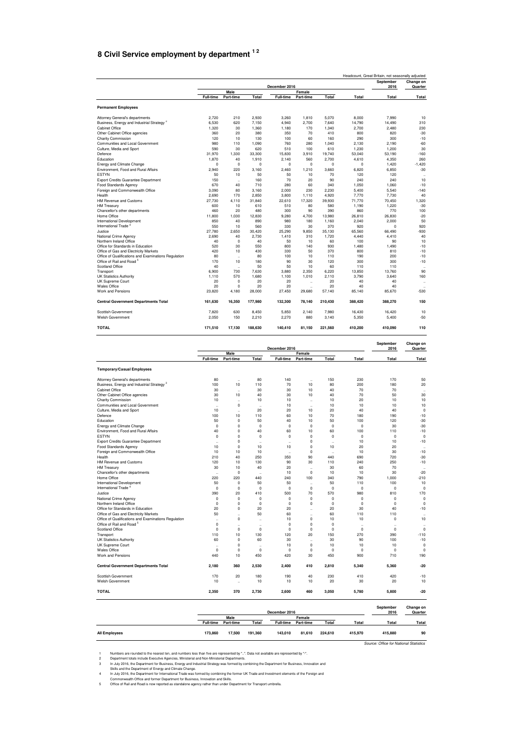# 8 Civil Service employment by department [1 2]

Headcount, Great Britain, not seasonally adjusted

| | December 2016 | | | | | | | September 2016 | Change on Quarter |
|---|---|---|---|---|---|---|---|---|---|
| | Male | | | Female | | | | | |
| | Full-time | Part-time | Total | Full-time | Part-time | Total | Total | Total | Total |
| **Permanent Employees** | | | | | | | | | |
| Attorney General's departments | 2,720 | 210 | 2,930 | 3,260 | 1,810 | 5,070 | 8,000 | 7,990 | 10 |
| Business, Energy and Industrial Strategy [3] | 6,530 | 620 | 7,150 | 4,940 | 2,700 | 7,640 | 14,790 | 14,490 | 310 |
| Cabinet Office | 1,320 | 30 | 1,360 | 1,180 | 170 | 1,340 | 2,700 | 2,480 | 230 |
| Other Cabinet Office agencies | 360 | 20 | 380 | 350 | 70 | 410 | 800 | 820 | -30 |
| Charity Commission | 120 | 10 | 130 | 100 | 60 | 160 | 290 | 300 | -10 |
| Communities and Local Government | 980 | 110 | 1,090 | 760 | 280 | 1,040 | 2,130 | 2,190 | -60 |
| Culture, Media and Sport | 590 | 30 | 620 | 510 | 100 | 610 | 1,230 | 1,200 | 30 |
| Defence | 31,970 | 1,330 | 33,300 | 15,830 | 3,910 | 19,740 | 53,040 | 53,190 | -160 |
| Education | 1,870 | 40 | 1,910 | 2,140 | 560 | 2,700 | 4,610 | 4,350 | 260 |
| Energy and Climate Change | 0 | 0 | 0 | 0 | 0 | 0 | 0 | 1,420 | -1,420 |
| Environment, Food and Rural Affairs | 2,940 | 220 | 3,160 | 2,460 | 1,210 | 3,660 | 6,820 | 6,850 | -30 |
| ESTYN | 50 | 10 | 50 | 50 | 10 | 70 | 120 | 120 | .. |
| Export Credits Guarantee Department | 150 | .. | 160 | 70 | 20 | 90 | 240 | 240 | 10 |
| Food Standards Agency | 670 | 40 | 710 | 280 | 60 | 340 | 1,050 | 1,060 | -10 |
| Foreign and Commonwealth Office | 3,090 | 80 | 3,160 | 2,000 | 230 | 2,230 | 5,400 | 5,540 | -140 |
| Health | 2,690 | 170 | 2,850 | 3,800 | 1,110 | 4,920 | 7,770 | 7,730 | 40 |
| HM Revenue and Customs | 27,730 | 4,110 | 31,840 | 22,610 | 17,320 | 39,930 | 71,770 | 70,450 | 1,320 |
| HM Treasury | 600 | 10 | 610 | 510 | 80 | 580 | 1,190 | 1,220 | -30 |
| Chancellor's other departments | 460 | 20 | 480 | 300 | 90 | 390 | 860 | 770 | 100 |
| Home Office | 11,800 | 1,030 | 12,830 | 9,280 | 4,700 | 13,980 | 26,810 | 26,830 | -20 |
| International Development | 850 | 40 | 890 | 980 | 180 | 1,160 | 2,040 | 2,000 | 50 |
| International Trade [4] | 550 | 10 | 560 | 330 | 30 | 370 | 920 | 0 | 920 |
| Justice | 27,780 | 2,650 | 30,420 | 25,290 | 9,850 | 35,130 | 65,560 | 66,490 | -930 |
| National Crime Agency | 2,690 | 40 | 2,730 | 1,410 | 310 | 1,720 | 4,440 | 4,410 | 40 |
| Northern Ireland Office | 40 | 0 | 40 | 50 | 10 | 60 | 100 | 90 | 10 |
| Office for Standards in Education | 520 | 30 | 550 | 800 | 140 | 930 | 1,480 | 1,490 | -10 |
| Office of Gas and Electricity Markets | 420 | 10 | 430 | 330 | 50 | 370 | 800 | 810 | -10 |
| Office of Qualifications and Examinations Regulation | 80 | | 80 | 100 | 10 | 110 | 190 | 200 | -10 |
| Office of Rail and Road [5] | 170 | 10 | 180 | 90 | 30 | 120 | 300 | 300 | -10 |
| Scotland Office | 40 | .. | 50 | 50 | 10 | 60 | 110 | 110 | .. |
| Transport | 6,900 | 730 | 7,630 | 3,880 | 2,350 | 6,220 | 13,850 | 13,760 | 90 |
| UK Statistics Authority | 1,110 | 570 | 1,680 | 1,100 | 1,010 | 2,110 | 3,790 | 3,640 | 160 |
| UK Supreme Court | 20 | 0 | 20 | 20 | .. | 20 | 40 | 40 | .. |
| Wales Office | 20 | 0 | 20 | 20 | .. | 20 | 40 | 40 | .. |
| Work and Pensions | 23,820 | 4,180 | 28,000 | 27,450 | 29,680 | 57,140 | 85,140 | 85,670 | -530 |
| **Central Government Departments Total** | **161,630** | **16,350** | **177,980** | **132,300** | **78,140** | **210,430** | **388,420** | **388,270** | **150** |
| Scottish Government | 7,820 | 630 | 8,450 | 5,850 | 2,140 | 7,980 | 16,430 | 16,420 | 10 |
| Welsh Government | 2,050 | 150 | 2,210 | 2,270 | 880 | 3,140 | 5,350 | 5,400 | -50 |
| **TOTAL** | **171,510** | **17,130** | **188,630** | **140,410** | **81,150** | **221,560** | **410,200** | **410,090** | **110** |

| | December 2016 | | | | | | | September 2016 | Change on Quarter |
|---|---|---|---|---|---|---|---|---|---|
| | Male | | | Female | | | | | |
| | Full-time | Part-time | Total | Full-time | Part-time | Total | Total | Total | Total |
| **Temporary/Casual Employees** | | | | | | | | | |
| Attorney General's departments | 80 | .. | 80 | 140 | .. | 150 | 230 | 170 | 50 |
| Business, Energy and Industrial Strategy [3] | 100 | 10 | 110 | 70 | 10 | 80 | 200 | 180 | 20 |
| Cabinet Office | 30 | .. | 30 | 30 | 10 | 40 | 70 | 70 | .. |
| Other Cabinet Office agencies | 30 | 10 | 40 | 30 | 10 | 40 | 70 | 50 | 30 |
| Charity Commission | 10 | .. | 10 | 10 | .. | 10 | 20 | 10 | 10 |
| Communities and Local Government | .. | 0 | .. | 10 | .. | 10 | 10 | 10 | 10 |
| Culture, Media and Sport | 10 | .. | 20 | 20 | 10 | 20 | 40 | 40 | 0 |
| Defence | 100 | 10 | 110 | 60 | 10 | 70 | 180 | 190 | -10 |
| Education | 50 | 0 | 50 | 40 | 10 | 50 | 100 | 120 | -30 |
| Energy and Climate Change | 0 | 0 | 0 | 0 | 0 | 0 | 0 | 30 | -30 |
| Environment, Food and Rural Affairs | 40 | 0 | 40 | 60 | 10 | 60 | 100 | 110 | -10 |
| ESTYN | 0 | 0 | 0 | 0 | 0 | 0 | 0 | 0 | 0 |
| Export Credits Guarantee Department | .. | 0 | .. | .. | 0 | .. | 10 | 10 | -10 |
| Food Standards Agency | 10 | 0 | 10 | 10 | 0 | 10 | 20 | 20 | .. |
| Foreign and Commonwealth Office | 10 | 10 | 10 | .. | 0 | .. | 10 | 30 | -10 |
| Health | 210 | 40 | 250 | 350 | 90 | 440 | 690 | 720 | -30 |
| HM Revenue and Customs | 120 | 10 | 130 | 90 | 30 | 110 | 240 | 250 | -10 |
| HM Treasury | 30 | 10 | 40 | 20 | .. | 30 | 60 | 70 | .. |
| Chancellor's other departments | .. | 0 | .. | 10 | 0 | 10 | 10 | 30 | -20 |
| Home Office | 220 | 220 | 440 | 240 | 100 | 340 | 790 | 1,000 | -210 |
| International Development | 50 | 0 | 50 | 50 | .. | 50 | 110 | 100 | 10 |
| International Trade [4] | 0 | 0 | 0 | 0 | 0 | 0 | 0 | 0 | 0 |
| Justice | 390 | 20 | 410 | 500 | 70 | 570 | 980 | 810 | 170 |
| National Crime Agency | 0 | 0 | 0 | 0 | 0 | 0 | 0 | 0 | 0 |
| Northern Ireland Office | 0 | 0 | 0 | 0 | 0 | 0 | 0 | 0 | 0 |
| Office for Standards in Education | 20 | 0 | 20 | 20 | .. | 20 | 30 | 40 | -10 |
| Office of Gas and Electricity Markets | 50 | .. | 50 | 60 | .. | 60 | 110 | 110 | .. |
| Office of Qualifications and Examinations Regulation | .. | 0 | .. | 10 | 0 | 10 | 10 | 0 | 10 |
| Office of Rail and Road [5] | 0 | .. | .. | 0 | 0 | 0 | .. | .. | .. |
| Scotland Office | 0 | 0 | 0 | 0 | 0 | 0 | 0 | 0 | 0 |
| Transport | 110 | 10 | 130 | 120 | 20 | 150 | 270 | 390 | -110 |
| UK Statistics Authority | 60 | 0 | 60 | 30 | .. | 30 | 90 | 100 | -10 |
| UK Supreme Court | .. | 0 | .. | 10 | 0 | 10 | 10 | 10 | 0 |
| Wales Office | 0 | 0 | 0 | 0 | 0 | 0 | 0 | 0 | 0 |
| Work and Pensions | 440 | 10 | 450 | 420 | 30 | 450 | 900 | 710 | 190 |
| **Central Government Departments Total** | **2,180** | **360** | **2,530** | **2,400** | **410** | **2,810** | **5,340** | **5,360** | **-20** |
| Scottish Government | 170 | 20 | 180 | 190 | 40 | 230 | 410 | 420 | -10 |
| Welsh Government | 10 | .. | 10 | 10 | 10 | 20 | 30 | 20 | 10 |
| **TOTAL** | **2,350** | **370** | **2,730** | **2,600** | **460** | **3,050** | **5,780** | **5,800** | **-20** |

| | December 2016 | | | | | | | September 2016 | Change on Quarter |
|---|---|---|---|---|---|---|---|---|---|
| | Male | | | Female | | | | | |
| | Full-time | Part-time | Total | Full-time | Part-time | Total | Total | Total | Total |
| **All Employees** | **173,860** | **17,500** | **191,360** | **143,010** | **81,610** | **224,610** | **415,970** | **415,880** | **90** |

*Source: Office for National Statistics*

1. Numbers are rounded to the nearest ten, and numbers less than five are represented by "..". Data not available are represented by "-".
2. Department totals include Executive Agencies, Ministerial and Non-Ministerial Departments.
3. In July 2016, the Department for Business, Energy and Industrial Strategy was formed by combining the Department for Business, Innovation and Skills and the Department of Energy and Climate Change.
4. In July 2016, the Department for International Trade was formed by combining the former UK Trade and Investment elements of the Foreign and Commonwealth Office and former Department for Business, Innovation and Skills.
5. Office of Rail and Road is now reported as standalone agency rather than under Department for Transport umbrella.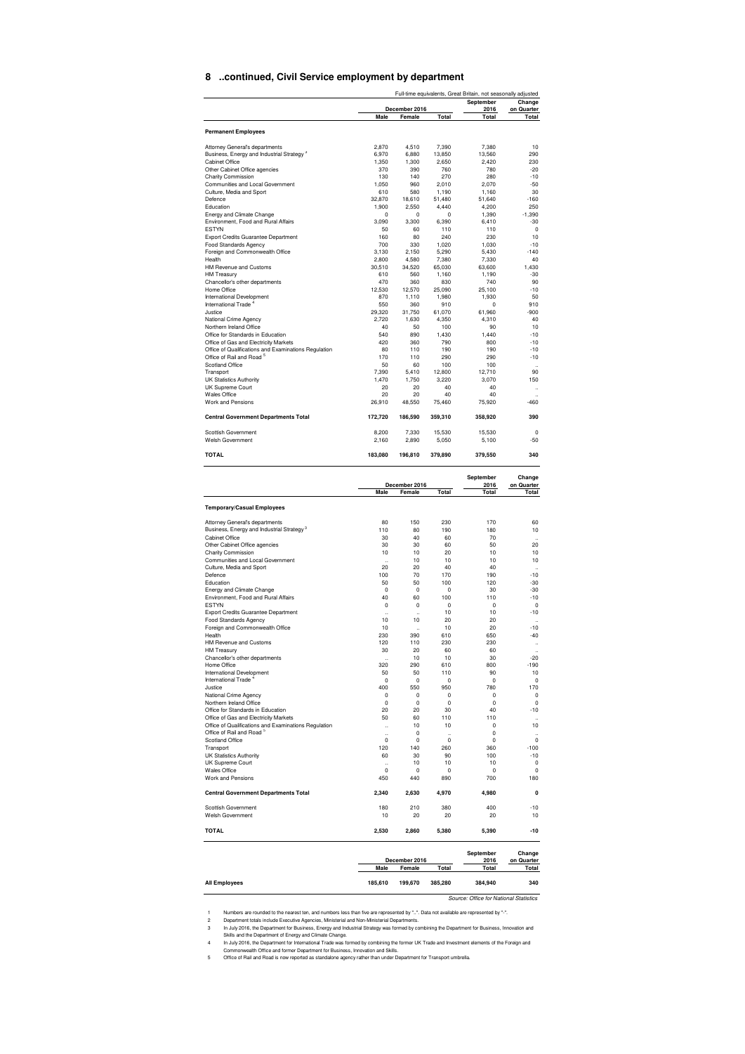# 8 ..continued, Civil Service employment by department

Full-time equivalents, Great Britain, not seasonally adjusted

| | December 2016 | | | September 2016 | Change on Quarter |
|---|---|---|---|---|---|
| | Male | Female | Total | Total | Total |
| **Permanent Employees** | | | | | |
| Attorney General's departments | 2,870 | 4,510 | 7,390 | 7,380 | 10 |
| Business, Energy and Industrial Strategy [3] | 6,970 | 6,880 | 13,850 | 13,560 | 290 |
| Cabinet Office | 1,350 | 1,300 | 2,650 | 2,420 | 230 |
| Other Cabinet Office agencies | 370 | 390 | 760 | 780 | -20 |
| Charity Commission | 130 | 140 | 270 | 280 | -10 |
| Communities and Local Government | 1,050 | 960 | 2,010 | 2,070 | -50 |
| Culture, Media and Sport | 610 | 580 | 1,190 | 1,160 | 30 |
| Defence | 32,870 | 18,610 | 51,480 | 51,640 | -160 |
| Education | 1,900 | 2,550 | 4,440 | 4,200 | 250 |
| Energy and Climate Change | 0 | 0 | 0 | 1,390 | -1,390 |
| Environment, Food and Rural Affairs | 3,090 | 3,300 | 6,390 | 6,410 | -30 |
| ESTYN | 50 | 60 | 110 | 110 | 0 |
| Export Credits Guarantee Department | 160 | 80 | 240 | 230 | 10 |
| Food Standards Agency | 700 | 330 | 1,020 | 1,030 | -10 |
| Foreign and Commonwealth Office | 3,130 | 2,150 | 5,290 | 5,430 | -140 |
| Health | 2,800 | 4,580 | 7,380 | 7,330 | 40 |
| HM Revenue and Customs | 30,510 | 34,520 | 65,030 | 63,600 | 1,430 |
| HM Treasury | 610 | 560 | 1,160 | 1,190 | -30 |
| Chancellor's other departments | 470 | 360 | 830 | 740 | 90 |
| Home Office | 12,530 | 12,570 | 25,090 | 25,100 | -10 |
| International Development | 870 | 1,110 | 1,980 | 1,930 | 50 |
| International Trade [4] | 550 | 360 | 910 | 0 | 910 |
| Justice | 29,320 | 31,750 | 61,070 | 61,960 | -900 |
| National Crime Agency | 2,720 | 1,630 | 4,350 | 4,310 | 40 |
| Northern Ireland Office | 40 | 50 | 100 | 90 | 10 |
| Office for Standards in Education | 540 | 890 | 1,430 | 1,440 | -10 |
| Office of Gas and Electricity Markets | 420 | 360 | 790 | 800 | -10 |
| Office of Qualifications and Examinations Regulation | 80 | 110 | 190 | 190 | -10 |
| Office of Rail and Road [5] | 170 | 110 | 290 | 290 | -10 |
| Scotland Office | 50 | 60 | 100 | 100 | .. |
| Transport | 7,390 | 5,410 | 12,800 | 12,710 | 90 |
| UK Statistics Authority | 1,470 | 1,750 | 3,220 | 3,070 | 150 |
| UK Supreme Court | 20 | 20 | 40 | 40 | .. |
| Wales Office | 20 | 20 | 40 | 40 | .. |
| Work and Pensions | 26,910 | 48,550 | 75,460 | 75,920 | -460 |
| **Central Government Departments Total** | **172,720** | **186,590** | **359,310** | **358,920** | **390** |
| Scottish Government | 8,200 | 7,330 | 15,530 | 15,530 | 0 |
| Welsh Government | 2,160 | 2,890 | 5,050 | 5,100 | -50 |
| **TOTAL** | **183,080** | **196,810** | **379,890** | **379,550** | **340** |

| | December 2016 | | | September 2016 | Change on Quarter |
|---|---|---|---|---|---|
| | Male | Female | Total | Total | Total |
| **Temporary/Casual Employees** | | | | | |
| Attorney General's departments | 80 | 150 | 230 | 170 | 60 |
| Business, Energy and Industrial Strategy [3] | 110 | 80 | 190 | 180 | 10 |
| Cabinet Office | 30 | 40 | 60 | 70 | .. |
| Other Cabinet Office agencies | 30 | 30 | 60 | 50 | 20 |
| Charity Commission | 10 | 10 | 20 | 10 | 10 |
| Communities and Local Government | .. | 10 | 10 | 10 | 10 |
| Culture, Media and Sport | 20 | 20 | 40 | 40 | .. |
| Defence | 100 | 70 | 170 | 190 | -10 |
| Education | 50 | 50 | 100 | 120 | -30 |
| Energy and Climate Change | 0 | 0 | 0 | 30 | -30 |
| Environment, Food and Rural Affairs | 40 | 60 | 100 | 110 | -10 |
| ESTYN | 0 | 0 | 0 | 0 | 0 |
| Export Credits Guarantee Department | .. | .. | 10 | 10 | -10 |
| Food Standards Agency | 10 | 10 | 20 | 20 | .. |
| Foreign and Commonwealth Office | 10 | .. | 10 | 20 | -10 |
| Health | 230 | 390 | 610 | 650 | -40 |
| HM Revenue and Customs | 120 | 110 | 230 | 230 | .. |
| HM Treasury | 30 | 20 | 60 | 60 | .. |
| Chancellor's other departments | .. | 10 | 10 | 30 | -20 |
| Home Office | 320 | 290 | 610 | 800 | -190 |
| International Development | 50 | 50 | 110 | 90 | 10 |
| International Trade [4] | 0 | 0 | 0 | 0 | 0 |
| Justice | 400 | 550 | 950 | 780 | 170 |
| National Crime Agency | 0 | 0 | 0 | 0 | 0 |
| Northern Ireland Office | 0 | 0 | 0 | 0 | 0 |
| Office for Standards in Education | 20 | 20 | 30 | 40 | -10 |
| Office of Gas and Electricity Markets | 50 | 60 | 110 | 110 | .. |
| Office of Qualifications and Examinations Regulation | .. | 10 | 10 | 0 | 10 |
| Office of Rail and Road [5] | .. | 0 | .. | 0 | .. |
| Scotland Office | 0 | 0 | 0 | 0 | 0 |
| Transport | 120 | 140 | 260 | 360 | -100 |
| UK Statistics Authority | 60 | 30 | 90 | 100 | -10 |
| UK Supreme Court | .. | 10 | 10 | 10 | 0 |
| Wales Office | 0 | 0 | 0 | 0 | 0 |
| Work and Pensions | 450 | 440 | 890 | 700 | 180 |
| **Central Government Departments Total** | **2,340** | **2,630** | **4,970** | **4,980** | **0** |
| Scottish Government | 180 | 210 | 380 | 400 | -10 |
| Welsh Government | 10 | 20 | 20 | 20 | 10 |
| **TOTAL** | **2,530** | **2,860** | **5,380** | **5,390** | **-10** |

| | December 2016 | | | September 2016 | Change on Quarter |
|---|---|---|---|---|---|
| | Male | Female | Total | Total | Total |
| **All Employees** | **185,610** | **199,670** | **385,280** | **384,940** | **340** |

*Source: Office for National Statistics*

1. Numbers are rounded to the nearest ten, and numbers less than five are represented by "..". Data not available are represented by "-".
2. Department totals include Executive Agencies, Ministerial and Non-Ministerial Departments.
3. In July 2016, the Department for Business, Energy and Industrial Strategy was formed by combining the Department for Business, Innovation and Skills and the Department of Energy and Climate Change.
4. In July 2016, the Department for International Trade was formed by combining the former UK Trade and Investment elements of the Foreign and Commonwealth Office and former Department for Business, Innovation and Skills.
5. Office of Rail and Road is now reported as standalone agency rather than under Department for Transport umbrella.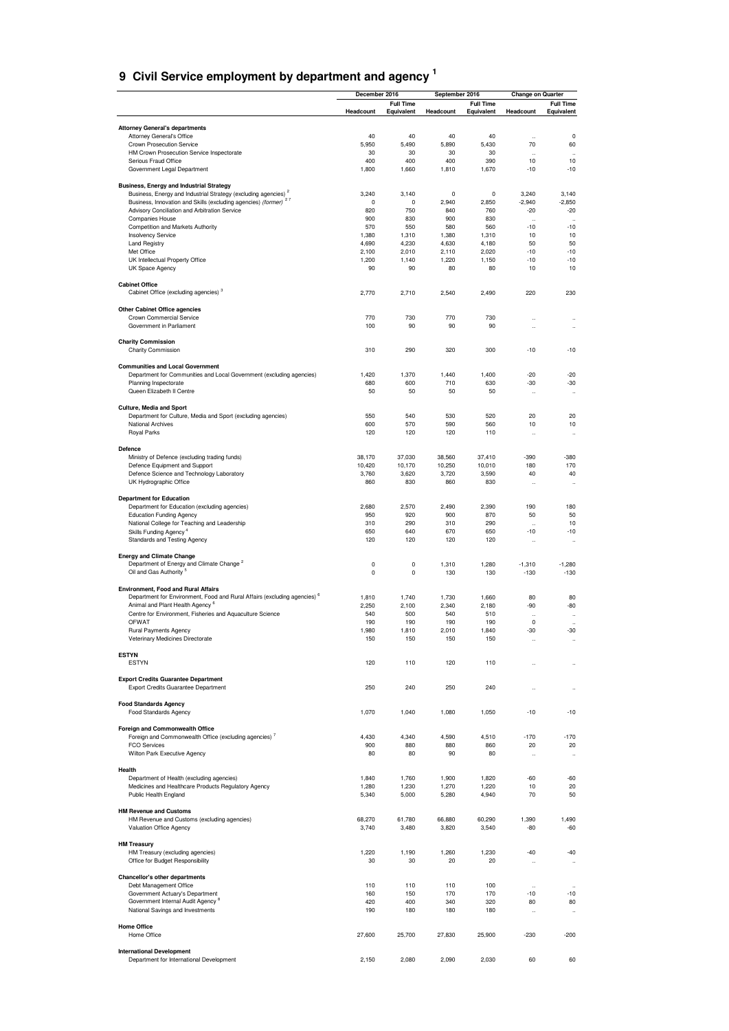# 9 Civil Service employment by department and agency [1]

| | December 2016 | | September 2016 | | Change on Quarter | |
|---|---|---|---|---|---|---|
| | Headcount | Full Time Equivalent | Headcount | Full Time Equivalent | Headcount | Full Time Equivalent |
| **Attorney General's departments** | | | | | | |
| Attorney General's Office | 40 | 40 | 40 | 40 | .. | 0 |
| Crown Prosecution Service | 5,950 | 5,490 | 5,890 | 5,430 | 70 | 60 |
| HM Crown Prosecution Service Inspectorate | 30 | 30 | 30 | 30 | .. | .. |
| Serious Fraud Office | 400 | 400 | 400 | 390 | 10 | 10 |
| Government Legal Department | 1,800 | 1,660 | 1,810 | 1,670 | -10 | -10 |
| **Business, Energy and Industrial Strategy** | | | | | | |
| Business, Energy and Industrial Strategy (excluding agencies) [2] | 3,240 | 3,140 | 0 | 0 | 3,240 | 3,140 |
| Business, Innovation and Skills (excluding agencies) *(former)* [2,7] | 0 | 0 | 2,940 | 2,850 | -2,940 | -2,850 |
| Advisory Conciliation and Arbitration Service | 820 | 750 | 840 | 760 | -20 | -20 |
| Companies House | 900 | 830 | 900 | 830 | .. | .. |
| Competition and Markets Authority | 570 | 550 | 580 | 560 | -10 | -10 |
| Insolvency Service | 1,380 | 1,310 | 1,380 | 1,310 | 10 | 10 |
| Land Registry | 4,690 | 4,230 | 4,630 | 4,180 | 50 | 50 |
| Met Office | 2,100 | 2,010 | 2,110 | 2,020 | -10 | -10 |
| UK Intellectual Property Office | 1,200 | 1,140 | 1,220 | 1,150 | -10 | -10 |
| UK Space Agency | 90 | 90 | 80 | 80 | 10 | 10 |
| **Cabinet Office** | | | | | | |
| Cabinet Office (excluding agencies) [3] | 2,770 | 2,710 | 2,540 | 2,490 | 220 | 230 |
| **Other Cabinet Office agencies** | | | | | | |
| Crown Commercial Service | 770 | 730 | 770 | 730 | .. | .. |
| Government in Parliament | 100 | 90 | 90 | 90 | .. | .. |
| **Charity Commission** | | | | | | |
| Charity Commission | 310 | 290 | 320 | 300 | -10 | -10 |
| **Communities and Local Government** | | | | | | |
| Department for Communities and Local Government (excluding agencies) | 1,420 | 1,370 | 1,440 | 1,400 | -20 | -20 |
| Planning Inspectorate | 680 | 600 | 710 | 630 | -30 | -30 |
| Queen Elizabeth II Centre | 50 | 50 | 50 | 50 | .. | .. |
| **Culture, Media and Sport** | | | | | | |
| Department for Culture, Media and Sport (excluding agencies) | 550 | 540 | 530 | 520 | 20 | 20 |
| National Archives | 600 | 570 | 590 | 560 | 10 | 10 |
| Royal Parks | 120 | 120 | 120 | 110 | .. | .. |
| **Defence** | | | | | | |
| Ministry of Defence (excluding trading funds) | 38,170 | 37,030 | 38,560 | 37,410 | -390 | -380 |
| Defence Equipment and Support | 10,420 | 10,170 | 10,250 | 10,010 | 180 | 170 |
| Defence Science and Technology Laboratory | 3,760 | 3,620 | 3,720 | 3,590 | 40 | 40 |
| UK Hydrographic Office | 860 | 830 | 860 | 830 | .. | .. |
| **Department for Education** | | | | | | |
| Department for Education (excluding agencies) | 2,680 | 2,570 | 2,490 | 2,390 | 190 | 180 |
| Education Funding Agency | 950 | 920 | 900 | 870 | 50 | 50 |
| National College for Teaching and Leadership | 310 | 290 | 310 | 290 | .. | 10 |
| Skills Funding Agency [4] | 650 | 640 | 670 | 650 | -10 | -10 |
| Standards and Testing Agency | 120 | 120 | 120 | 120 | .. | .. |
| **Energy and Climate Change** | | | | | | |
| Department of Energy and Climate Change [2] | 0 | 0 | 1,310 | 1,280 | -1,310 | -1,280 |
| Oil and Gas Authority [5] | 0 | 0 | 130 | 130 | -130 | -130 |
| **Environment, Food and Rural Affairs** | | | | | | |
| Department for Environment, Food and Rural Affairs (excluding agencies) [6] | 1,810 | 1,740 | 1,730 | 1,660 | 80 | 80 |
| Animal and Plant Health Agency [6] | 2,250 | 2,100 | 2,340 | 2,180 | -90 | -80 |
| Centre for Environment, Fisheries and Aquaculture Science | 540 | 500 | 540 | 510 | .. | .. |
| OFWAT | 190 | 190 | 190 | 190 | 0 | .. |
| Rural Payments Agency | 1,980 | 1,810 | 2,010 | 1,840 | -30 | -30 |
| Veterinary Medicines Directorate | 150 | 150 | 150 | 150 | .. | .. |
| **ESTYN** | | | | | | |
| ESTYN | 120 | 110 | 120 | 110 | .. | .. |
| **Export Credits Guarantee Department** | | | | | | |
| Export Credits Guarantee Department | 250 | 240 | 250 | 240 | .. | .. |
| **Food Standards Agency** | | | | | | |
| Food Standards Agency | 1,070 | 1,040 | 1,080 | 1,050 | -10 | -10 |
| **Foreign and Commonwealth Office** | | | | | | |
| Foreign and Commonwealth Office (excluding agencies) [7] | 4,430 | 4,340 | 4,590 | 4,510 | -170 | -170 |
| FCO Services | 900 | 880 | 880 | 860 | 20 | 20 |
| Wilton Park Executive Agency | 80 | 80 | 90 | 80 | .. | .. |
| **Health** | | | | | | |
| Department of Health (excluding agencies) | 1,840 | 1,760 | 1,900 | 1,820 | -60 | -60 |
| Medicines and Healthcare Products Regulatory Agency | 1,280 | 1,230 | 1,270 | 1,220 | 10 | 20 |
| Public Health England | 5,340 | 5,000 | 5,280 | 4,940 | 70 | 50 |
| **HM Revenue and Customs** | | | | | | |
| HM Revenue and Customs (excluding agencies) | 68,270 | 61,780 | 66,880 | 60,290 | 1,390 | 1,490 |
| Valuation Office Agency | 3,740 | 3,480 | 3,820 | 3,540 | -80 | -60 |
| **HM Treasury** | | | | | | |
| HM Treasury (excluding agencies) | 1,220 | 1,190 | 1,260 | 1,230 | -40 | -40 |
| Office for Budget Responsibility | 30 | 30 | 20 | 20 | .. | .. |
| **Chancellor's other departments** | | | | | | |
| Debt Management Office | 110 | 110 | 110 | 100 | .. | .. |
| Government Actuary's Department | 160 | 150 | 170 | 170 | -10 | -10 |
| Government Internal Audit Agency [8] | 420 | 400 | 340 | 320 | 80 | 80 |
| National Savings and Investments | 190 | 180 | 180 | 180 | .. | .. |
| **Home Office** | | | | | | |
| Home Office | 27,600 | 25,700 | 27,830 | 25,900 | -230 | -200 |
| **International Development** | | | | | | |
| Department for International Development | 2,150 | 2,080 | 2,090 | 2,030 | 60 | 60 |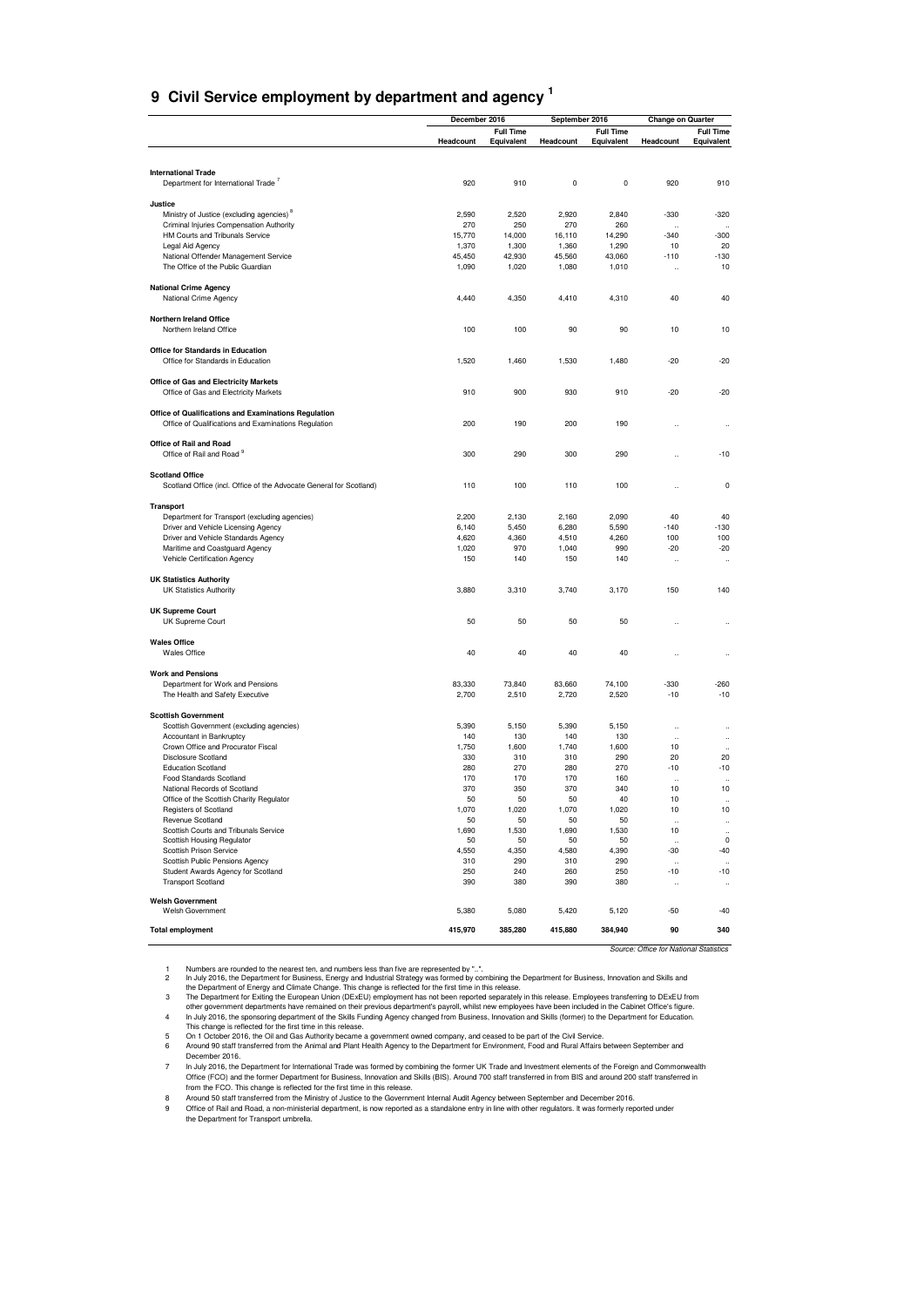## 9 Civil Service employment by department and agency [1]

| | December 2016 | | September 2016 | | Change on Quarter | |
|---|---|---|---|---|---|---|
| | Headcount | Full Time Equivalent | Headcount | Full Time Equivalent | Headcount | Full Time Equivalent |
| **International Trade** | | | | | | |
| Department for International Trade [7] | 920 | 910 | 0 | 0 | 920 | 910 |
| **Justice** | | | | | | |
| Ministry of Justice (excluding agencies) [8] | 2,590 | 2,520 | 2,920 | 2,840 | -330 | -320 |
| Criminal Injuries Compensation Authority | 270 | 250 | 270 | 260 | .. | .. |
| HM Courts and Tribunals Service | 15,770 | 14,000 | 16,110 | 14,290 | -340 | -300 |
| Legal Aid Agency | 1,370 | 1,300 | 1,360 | 1,290 | 10 | 20 |
| National Offender Management Service | 45,450 | 42,930 | 45,560 | 43,060 | -110 | -130 |
| The Office of the Public Guardian | 1,090 | 1,020 | 1,080 | 1,010 | .. | 10 |
| **National Crime Agency** | | | | | | |
| National Crime Agency | 4,440 | 4,350 | 4,410 | 4,310 | 40 | 40 |
| **Northern Ireland Office** | | | | | | |
| Northern Ireland Office | 100 | 100 | 90 | 90 | 10 | 10 |
| **Office for Standards in Education** | | | | | | |
| Office for Standards in Education | 1,520 | 1,460 | 1,530 | 1,480 | -20 | -20 |
| **Office of Gas and Electricity Markets** | | | | | | |
| Office of Gas and Electricity Markets | 910 | 900 | 930 | 910 | -20 | -20 |
| **Office of Qualifications and Examinations Regulation** | | | | | | |
| Office of Qualifications and Examinations Regulation | 200 | 190 | 200 | 190 | .. | .. |
| **Office of Rail and Road** | | | | | | |
| Office of Rail and Road [9] | 300 | 290 | 300 | 290 | .. | -10 |
| **Scotland Office** | | | | | | |
| Scotland Office (incl. Office of the Advocate General for Scotland) | 110 | 100 | 110 | 100 | .. | 0 |
| **Transport** | | | | | | |
| Department for Transport (excluding agencies) | 2,200 | 2,130 | 2,160 | 2,090 | 40 | 40 |
| Driver and Vehicle Licensing Agency | 6,140 | 5,450 | 6,280 | 5,590 | -140 | -130 |
| Driver and Vehicle Standards Agency | 4,620 | 4,360 | 4,510 | 4,260 | 100 | 100 |
| Maritime and Coastguard Agency | 1,020 | 970 | 1,040 | 990 | -20 | -20 |
| Vehicle Certification Agency | 150 | 140 | 150 | 140 | .. | .. |
| **UK Statistics Authority** | | | | | | |
| UK Statistics Authority | 3,880 | 3,310 | 3,740 | 3,170 | 150 | 140 |
| **UK Supreme Court** | | | | | | |
| UK Supreme Court | 50 | 50 | 50 | 50 | .. | .. |
| **Wales Office** | | | | | | |
| Wales Office | 40 | 40 | 40 | 40 | .. | .. |
| **Work and Pensions** | | | | | | |
| Department for Work and Pensions | 83,330 | 73,840 | 83,660 | 74,100 | -330 | -260 |
| The Health and Safety Executive | 2,700 | 2,510 | 2,720 | 2,520 | -10 | -10 |
| **Scottish Government** | | | | | | |
| Scottish Government (excluding agencies) | 5,390 | 5,150 | 5,390 | 5,150 | .. | .. |
| Accountant in Bankruptcy | 140 | 130 | 140 | 130 | .. | .. |
| Crown Office and Procurator Fiscal | 1,750 | 1,600 | 1,740 | 1,600 | 10 | .. |
| Disclosure Scotland | 330 | 310 | 310 | 290 | 20 | 20 |
| Education Scotland | 280 | 270 | 280 | 270 | -10 | -10 |
| Food Standards Scotland | 170 | 170 | 170 | 160 | .. | .. |
| National Records of Scotland | 370 | 350 | 370 | 340 | 10 | 10 |
| Office of the Scottish Charity Regulator | 50 | 50 | 50 | 40 | 10 | .. |
| Registers of Scotland | 1,070 | 1,020 | 1,070 | 1,020 | 10 | 10 |
| Revenue Scotland | 50 | 50 | 50 | 50 | .. | .. |
| Scottish Courts and Tribunals Service | 1,690 | 1,530 | 1,690 | 1,530 | 10 | .. |
| Scottish Housing Regulator | 50 | 50 | 50 | 50 | .. | 0 |
| Scottish Prison Service | 4,550 | 4,350 | 4,580 | 4,390 | -30 | -40 |
| Scottish Public Pensions Agency | 310 | 290 | 310 | 290 | .. | .. |
| Student Awards Agency for Scotland | 250 | 240 | 260 | 250 | -10 | -10 |
| Transport Scotland | 390 | 380 | 390 | 380 | .. | .. |
| **Welsh Government** | | | | | | |
| Welsh Government | 5,380 | 5,080 | 5,420 | 5,120 | -50 | -40 |
| **Total employment** | **415,970** | **385,280** | **415,880** | **384,940** | **90** | **340** |

*Source: Office for National Statistics*

1. Numbers are rounded to the nearest ten, and numbers less than five are represented by "..".
2. In July 2016, the Department for Business, Energy and Industrial Strategy was formed by combining the Department for Business, Innovation and Skills and the Department of Energy and Climate Change. This change is reflected for the first time in this release.
3. The Department for Exiting the European Union (DExEU) employment has not been reported separately in this release. Employees transferring to DExEU from other government departments have remained on their previous department's payroll, whilst new employees have been included in the Cabinet Office's figure.
4. In July 2016, the sponsoring department of the Skills Funding Agency changed from Business, Innovation and Skills (former) to the Department for Education. This change is reflected for the first time in this release.
5. On 1 October 2016, the Oil and Gas Authority became a government owned company, and ceased to be part of the Civil Service.
6. Around 90 staff transferred from the Animal and Plant Health Agency to the Department for Environment, Food and Rural Affairs between September and December 2016.
7. In July 2016, the Department for International Trade was formed by combining the former UK Trade and Investment elements of the Foreign and Commonwealth Office (FCO) and the former Department for Business, Innovation and Skills (BIS). Around 700 staff transferred in from BIS and around 200 staff transferred in from the FCO. This change is reflected for the first time in this release.
8. Around 50 staff transferred from the Ministry of Justice to the Government Internal Audit Agency between September and December 2016.
9. Office of Rail and Road, a non-ministerial department, is now reported as a standalone entry in line with other regulators. It was formerly reported under the Department for Transport umbrella.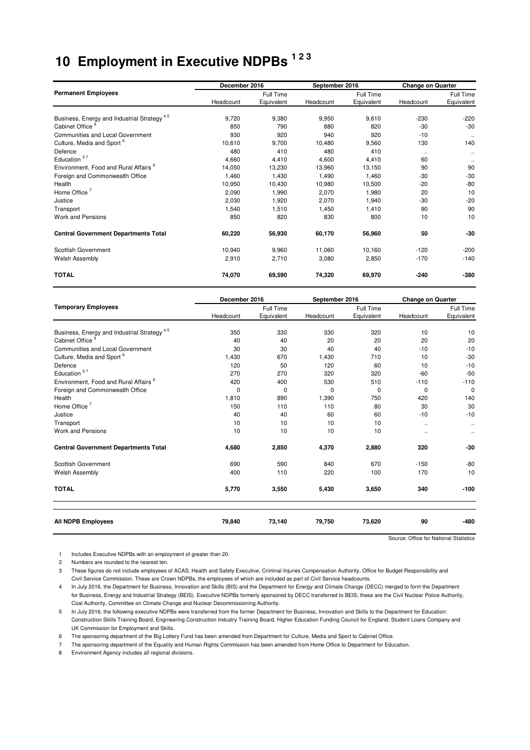# 10 Employment in Executive NDPBs [1 2 3]

| Permanent Employees | December 2016 | | September 2016 | | Change on Quarter | |
|---|---|---|---|---|---|---|
| | Headcount | Full Time Equivalent | Headcount | Full Time Equivalent | Headcount | Full Time Equivalent |
| Business, Energy and Industrial Strategy [4 5] | 9,720 | 9,380 | 9,950 | 9,610 | -230 | -220 |
| Cabinet Office [6] | 850 | 790 | 880 | 820 | -30 | -30 |
| Communities and Local Government | 930 | 920 | 940 | 920 | -10 | .. |
| Culture, Media and Sport [6] | 10,610 | 9,700 | 10,480 | 9,560 | 130 | 140 |
| Defence | 480 | 410 | 480 | 410 | .. | .. |
| Education [5 7] | 4,660 | 4,410 | 4,600 | 4,410 | 60 | .. |
| Environment, Food and Rural Affairs [8] | 14,050 | 13,230 | 13,960 | 13,150 | 90 | 90 |
| Foreign and Commonwealth Office | 1,460 | 1,430 | 1,490 | 1,460 | -30 | -30 |
| Health | 10,950 | 10,430 | 10,980 | 10,500 | -20 | -80 |
| Home Office [7] | 2,090 | 1,990 | 2,070 | 1,980 | 20 | 10 |
| Justice | 2,030 | 1,920 | 2,070 | 1,940 | -30 | -20 |
| Transport | 1,540 | 1,510 | 1,450 | 1,410 | 90 | 90 |
| Work and Pensions | 850 | 820 | 830 | 800 | 10 | 10 |
| **Central Government Departments Total** | **60,220** | **56,930** | **60,170** | **56,960** | **50** | **-30** |
| Scottish Government | 10,940 | 9,960 | 11,060 | 10,160 | -120 | -200 |
| Welsh Assembly | 2,910 | 2,710 | 3,080 | 2,850 | -170 | -140 |
| **TOTAL** | **74,070** | **69,590** | **74,320** | **69,970** | **-240** | **-380** |

| Temporary Employees | December 2016 | | September 2016 | | Change on Quarter | |
|---|---|---|---|---|---|---|
| | Headcount | Full Time Equivalent | Headcount | Full Time Equivalent | Headcount | Full Time Equivalent |
| Business, Energy and Industrial Strategy [4 5] | 350 | 330 | 330 | 320 | 10 | 10 |
| Cabinet Office [6] | 40 | 40 | 20 | 20 | 20 | 20 |
| Communities and Local Government | 30 | 30 | 40 | 40 | -10 | -10 |
| Culture, Media and Sport [6] | 1,430 | 670 | 1,430 | 710 | 10 | -30 |
| Defence | 120 | 50 | 120 | 60 | 10 | -10 |
| Education [5 7] | 270 | 270 | 320 | 320 | -60 | -50 |
| Environment, Food and Rural Affairs [8] | 420 | 400 | 530 | 510 | -110 | -110 |
| Foreign and Commonwealth Office | 0 | 0 | 0 | 0 | 0 | 0 |
| Health | 1,810 | 890 | 1,390 | 750 | 420 | 140 |
| Home Office [7] | 150 | 110 | 110 | 80 | 30 | 30 |
| Justice | 40 | 40 | 60 | 60 | -10 | -10 |
| Transport | 10 | 10 | 10 | 10 | .. | .. |
| Work and Pensions | 10 | 10 | 10 | 10 | .. | .. |
| **Central Government Departments Total** | **4,680** | **2,850** | **4,370** | **2,880** | **320** | **-30** |
| Scottish Government | 690 | 590 | 840 | 670 | -150 | -80 |
| Welsh Assembly | 400 | 110 | 220 | 100 | 170 | 10 |
| **TOTAL** | **5,770** | **3,550** | **5,430** | **3,650** | **340** | **-100** |
| **All NDPB Employees** | **79,840** | **73,140** | **79,750** | **73,620** | **90** | **-480** |

Source: Office for National Statistics

1 Includes Executive NDPBs with an employment of greater than 20.

2 Numbers are rounded to the nearest ten.

3 These figures do not include employees of ACAS, Health and Safety Executive, Criminal Injuries Compensation Authority, Office for Budget Responsibility and Civil Service Commission. These are Crown NDPBs, the employees of which are included as part of Civil Service headcounts.

4 In July 2016, the Department for Business, Innovation and Skills (BIS) and the Department for Energy and Climate Change (DECC) merged to form the Department for Business, Energy and Industrial Strategy (BEIS). Executive NDPBs formerly sponsored by DECC transferred to BEIS; these are the Civil Nuclear Police Authority, Coal Authority, Committee on Climate Change and Nuclear Decommissioning Authority.

5 In July 2016, the following executive NDPBs were transferred from the former Department for Business, Innovation and Skills to the Department for Education: Construction Skills Training Board, Engineering Construction Industry Training Board, Higher Education Funding Council for England, Student Loans Company and UK Commission for Employment and Skills.

6 The sponsoring department of the Big Lottery Fund has been amended from Department for Culture, Media and Sport to Cabinet Office.

7 The sponsoring department of the Equality and Human Rights Commission has been amended from Home Office to Department for Education.

8 Environment Agency includes all regional divisions.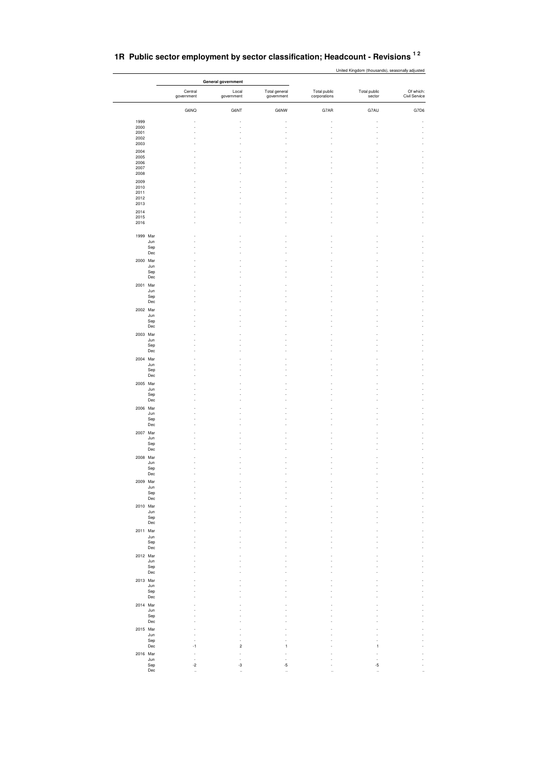# 1R Public sector employment by sector classification; Headcount - Revisions [1 2]

United Kingdom (thousands), seasonally adjusted

| | | General government | | | | | |
|---|---|---|---|---|---|---|---|
| | | Central government | Local government | Total general government | Total public corporations | Total public sector | Of which: Civil Service |
| | | G6NQ | G6NT | G6NW | G7AR | G7AU | G7D6 |
| 1999 | | - | - | - | - | - | - |
| 2000 | | - | - | - | - | - | - |
| 2001 | | - | - | - | - | - | - |
| 2002 | | - | - | - | - | - | - |
| 2003 | | - | - | - | - | - | - |
| 2004 | | - | - | - | - | - | - |
| 2005 | | - | - | - | - | - | - |
| 2006 | | - | - | - | - | - | - |
| 2007 | | - | - | - | - | - | - |
| 2008 | | - | - | - | - | - | - |
| 2009 | | - | - | - | - | - | - |
| 2010 | | - | - | - | - | - | - |
| 2011 | | - | - | - | - | - | - |
| 2012 | | - | - | - | - | - | - |
| 2013 | | - | - | - | - | - | - |
| 2014 | | - | - | - | - | - | - |
| 2015 | | - | - | - | - | - | - |
| 2016 | | - | - | - | - | - | - |
| 1999 | Mar | - | - | - | - | - | - |
| | Jun | - | - | - | - | - | - |
| | Sep | - | - | - | - | - | - |
| | Dec | - | - | - | - | - | - |
| 2000 | Mar | - | - | - | - | - | - |
| | Jun | - | - | - | - | - | - |
| | Sep | - | - | - | - | - | - |
| | Dec | - | - | - | - | - | - |
| 2001 | Mar | - | - | - | - | - | - |
| | Jun | - | - | - | - | - | - |
| | Sep | - | - | - | - | - | - |
| | Dec | - | - | - | - | - | - |
| 2002 | Mar | - | - | - | - | - | - |
| | Jun | - | - | - | - | - | - |
| | Sep | - | - | - | - | - | - |
| | Dec | - | - | - | - | - | - |
| 2003 | Mar | - | - | - | - | - | - |
| | Jun | - | - | - | - | - | - |
| | Sep | - | - | - | - | - | - |
| | Dec | - | - | - | - | - | - |
| 2004 | Mar | - | - | - | - | - | - |
| | Jun | - | - | - | - | - | - |
| | Sep | - | - | - | - | - | - |
| | Dec | - | - | - | - | - | - |
| 2005 | Mar | - | - | - | - | - | - |
| | Jun | - | - | - | - | - | - |
| | Sep | - | - | - | - | - | - |
| | Dec | - | - | - | - | - | - |
| 2006 | Mar | - | - | - | - | - | - |
| | Jun | - | - | - | - | - | - |
| | Sep | - | - | - | - | - | - |
| | Dec | - | - | - | - | - | - |
| 2007 | Mar | - | - | - | - | - | - |
| | Jun | - | - | - | - | - | - |
| | Sep | - | - | - | - | - | - |
| | Dec | - | - | - | - | - | - |
| 2008 | Mar | - | - | - | - | - | - |
| | Jun | - | - | - | - | - | - |
| | Sep | - | - | - | - | - | - |
| | Dec | - | - | - | - | - | - |
| 2009 | Mar | - | - | - | - | - | - |
| | Jun | - | - | - | - | - | - |
| | Sep | - | - | - | - | - | - |
| | Dec | - | - | - | - | - | - |
| 2010 | Mar | - | - | - | - | - | - |
| | Jun | - | - | - | - | - | - |
| | Sep | - | - | - | - | - | - |
| | Dec | - | - | - | - | - | - |
| 2011 | Mar | - | - | - | - | - | - |
| | Jun | - | - | - | - | - | - |
| | Sep | - | - | - | - | - | - |
| | Dec | - | - | - | - | - | - |
| 2012 | Mar | - | - | - | - | - | - |
| | Jun | - | - | - | - | - | - |
| | Sep | - | - | - | - | - | - |
| | Dec | - | - | - | - | - | - |
| 2013 | Mar | - | - | - | - | - | - |
| | Jun | - | - | - | - | - | - |
| | Sep | - | - | - | - | - | - |
| | Dec | - | - | - | - | - | - |
| 2014 | Mar | - | - | - | - | - | - |
| | Jun | - | - | - | - | - | - |
| | Sep | - | - | - | - | - | - |
| | Dec | - | - | - | - | - | - |
| 2015 | Mar | - | - | - | - | - | - |
| | Jun | - | - | - | - | - | - |
| | Sep | - | - | - | - | - | - |
| | Dec | -1 | 2 | 1 | - | 1 | - |
| 2016 | Mar | - | - | - | - | - | - |
| | Jun | - | - | - | - | - | - |
| | Sep | -2 | -3 | -5 | - | -5 | - |
| | Dec | .. | .. | .. | .. | .. | .. |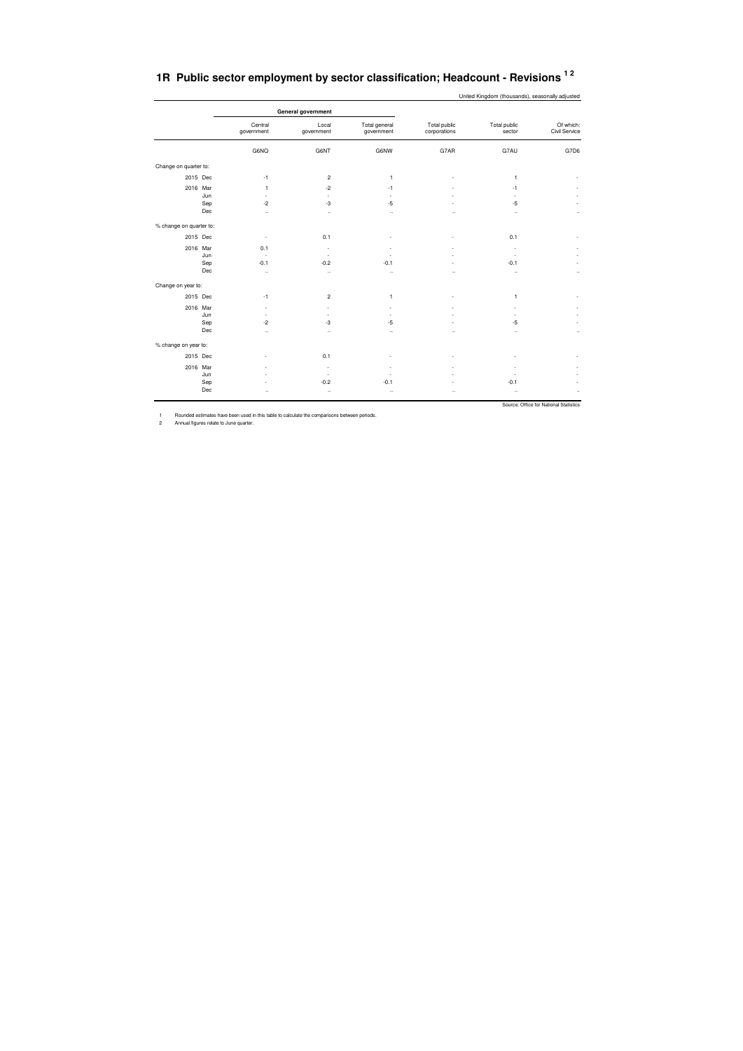# 1R Public sector employment by sector classification; Headcount - Revisions [1 2]

United Kingdom (thousands), seasonally adjusted

| | General government | | | | | |
|---|---|---|---|---|---|---|
| | Central government | Local government | Total general government | Total public corporations | Total public sector | Of which: Civil Service |
| | G6NQ | G6NT | G6NW | G7AR | G7AU | G7D6 |
| **Change on quarter to:** | | | | | | |
| 2015 Dec | -1 | 2 | 1 | - | 1 | - |
| 2016 Mar | 1 | -2 | -1 | - | -1 | - |
| Jun | - | - | - | - | - | - |
| Sep | -2 | -3 | -5 | - | -5 | - |
| Dec | .. | .. | .. | .. | .. | .. |
| **% change on quarter to:** | | | | | | |
| 2015 Dec | - | 0.1 | - | - | 0.1 | - |
| 2016 Mar | 0.1 | - | - | - | - | - |
| Jun | - | - | - | - | - | - |
| Sep | -0.1 | -0.2 | -0.1 | - | -0.1 | - |
| Dec | .. | .. | .. | .. | .. | .. |
| **Change on year to:** | | | | | | |
| 2015 Dec | -1 | 2 | 1 | - | 1 | - |
| 2016 Mar | - | - | - | - | - | - |
| Jun | - | - | - | - | - | - |
| Sep | -2 | -3 | -5 | - | -5 | - |
| Dec | .. | .. | .. | .. | .. | .. |
| **% change on year to:** | | | | | | |
| 2015 Dec | - | 0.1 | - | - | - | - |
| 2016 Mar | - | - | - | - | - | - |
| Jun | - | - | - | - | - | - |
| Sep | - | -0.2 | -0.1 | - | -0.1 | - |
| Dec | .. | .. | .. | .. | .. | .. |

Source: Office for National Statistics

1 Rounded estimates have been used in this table to calculate the comparisons between periods.

2 Annual figures relate to June quarter.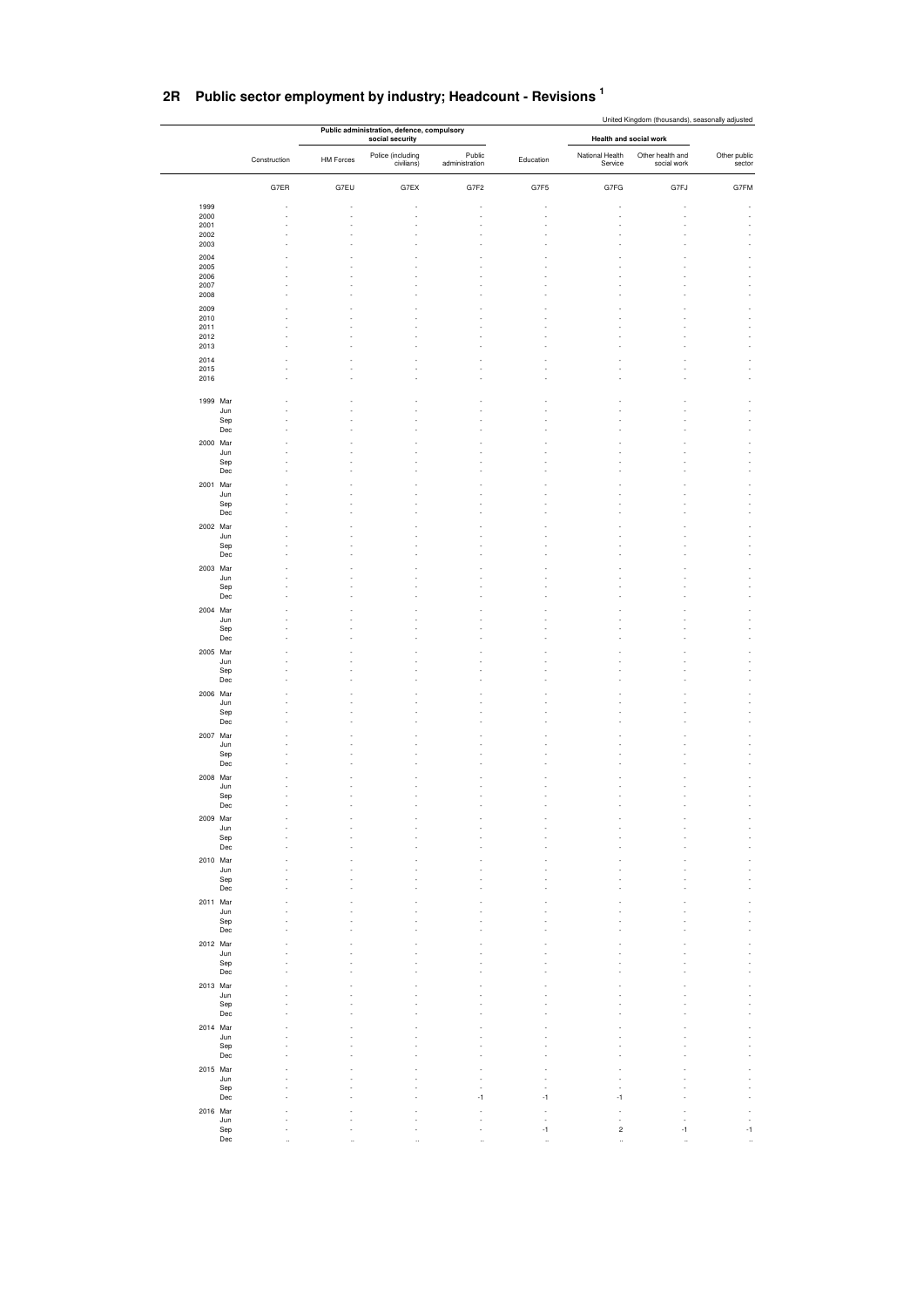# 2R Public sector employment by industry; Headcount - Revisions [1]

United Kingdom (thousands), seasonally adjusted

| | Construction | Public administration, defence, compulsory social security | | | Education | Health and social work | | Other public sector |
|---|---|---|---|---|---|---|---|---|
| | | HM Forces | Police (including civilians) | Public administration | | National Health Service | Other health and social work | |
| | G7ER | G7EU | G7EX | G7F2 | G7F5 | G7FG | G7FJ | G7FM |
| 1999 | - | - | - | - | - | - | - | - |
| 2000 | - | - | - | - | - | - | - | - |
| 2001 | - | - | - | - | - | - | - | - |
| 2002 | - | - | - | - | - | - | - | - |
| 2003 | - | - | - | - | - | - | - | - |
| 2004 | - | - | - | - | - | - | - | - |
| 2005 | - | - | - | - | - | - | - | - |
| 2006 | - | - | - | - | - | - | - | - |
| 2007 | - | - | - | - | - | - | - | - |
| 2008 | - | - | - | - | - | - | - | - |
| 2009 | - | - | - | - | - | - | - | - |
| 2010 | - | - | - | - | - | - | - | - |
| 2011 | - | - | - | - | - | - | - | - |
| 2012 | - | - | - | - | - | - | - | - |
| 2013 | - | - | - | - | - | - | - | - |
| 2014 | - | - | - | - | - | - | - | - |
| 2015 | - | - | - | - | - | - | - | - |
| 2016 | - | - | - | - | - | - | - | - |
| 1999 Mar | - | - | - | - | - | - | - | - |
| Jun | - | - | - | - | - | - | - | - |
| Sep | - | - | - | - | - | - | - | - |
| Dec | - | - | - | - | - | - | - | - |
| 2000 Mar | - | - | - | - | - | - | - | - |
| Jun | - | - | - | - | - | - | - | - |
| Sep | - | - | - | - | - | - | - | - |
| Dec | - | - | - | - | - | - | - | - |
| 2001 Mar | - | - | - | - | - | - | - | - |
| Jun | - | - | - | - | - | - | - | - |
| Sep | - | - | - | - | - | - | - | - |
| Dec | - | - | - | - | - | - | - | - |
| 2002 Mar | - | - | - | - | - | - | - | - |
| Jun | - | - | - | - | - | - | - | - |
| Sep | - | - | - | - | - | - | - | - |
| Dec | - | - | - | - | - | - | - | - |
| 2003 Mar | - | - | - | - | - | - | - | - |
| Jun | - | - | - | - | - | - | - | - |
| Sep | - | - | - | - | - | - | - | - |
| Dec | - | - | - | - | - | - | - | - |
| 2004 Mar | - | - | - | - | - | - | - | - |
| Jun | - | - | - | - | - | - | - | - |
| Sep | - | - | - | - | - | - | - | - |
| Dec | - | - | - | - | - | - | - | - |
| 2005 Mar | - | - | - | - | - | - | - | - |
| Jun | - | - | - | - | - | - | - | - |
| Sep | - | - | - | - | - | - | - | - |
| Dec | - | - | - | - | - | - | - | - |
| 2006 Mar | - | - | - | - | - | - | - | - |
| Jun | - | - | - | - | - | - | - | - |
| Sep | - | - | - | - | - | - | - | - |
| Dec | - | - | - | - | - | - | - | - |
| 2007 Mar | - | - | - | - | - | - | - | - |
| Jun | - | - | - | - | - | - | - | - |
| Sep | - | - | - | - | - | - | - | - |
| Dec | - | - | - | - | - | - | - | - |
| 2008 Mar | - | - | - | - | - | - | - | - |
| Jun | - | - | - | - | - | - | - | - |
| Sep | - | - | - | - | - | - | - | - |
| Dec | - | - | - | - | - | - | - | - |
| 2009 Mar | - | - | - | - | - | - | - | - |
| Jun | - | - | - | - | - | - | - | - |
| Sep | - | - | - | - | - | - | - | - |
| Dec | - | - | - | - | - | - | - | - |
| 2010 Mar | - | - | - | - | - | - | - | - |
| Jun | - | - | - | - | - | - | - | - |
| Sep | - | - | - | - | - | - | - | - |
| Dec | - | - | - | - | - | - | - | - |
| 2011 Mar | - | - | - | - | - | - | - | - |
| Jun | - | - | - | - | - | - | - | - |
| Sep | - | - | - | - | - | - | - | - |
| Dec | - | - | - | - | - | - | - | - |
| 2012 Mar | - | - | - | - | - | - | - | - |
| Jun | - | - | - | - | - | - | - | - |
| Sep | - | - | - | - | - | - | - | - |
| Dec | - | - | - | - | - | - | - | - |
| 2013 Mar | - | - | - | - | - | - | - | - |
| Jun | - | - | - | - | - | - | - | - |
| Sep | - | - | - | - | - | - | - | - |
| Dec | - | - | - | - | - | - | - | - |
| 2014 Mar | - | - | - | - | - | - | - | - |
| Jun | - | - | - | - | - | - | - | - |
| Sep | - | - | - | - | - | - | - | - |
| Dec | - | - | - | - | - | - | - | - |
| 2015 Mar | - | - | - | - | - | - | - | - |
| Jun | - | - | - | - | - | - | - | - |
| Sep | - | - | - | - | - | - | - | - |
| Dec | - | - | - | -1 | -1 | -1 | - | - |
| 2016 Mar | - | - | - | - | - | - | - | - |
| Jun | - | - | - | - | - | - | - | - |
| Sep | - | - | - | - | -1 | 2 | -1 | -1 |
| Dec | .. | .. | .. | .. | .. | .. | .. | .. |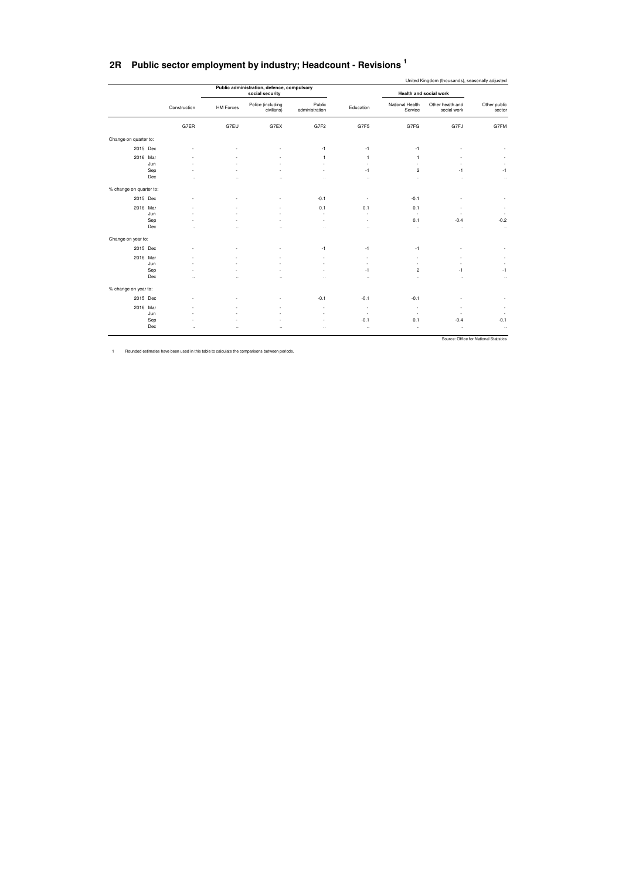## 2R Public sector employment by industry; Headcount - Revisions [1]

United Kingdom (thousands), seasonally adjusted

| | Construction | Public administration, defence, compulsory social security | | | Education | Health and social work | | Other public sector |
|---|---|---|---|---|---|---|---|---|
| | | HM Forces | Police (including civilians) | Public administration | | National Health Service | Other health and social work | |
| | G7ER | G7EU | G7EX | G7F2 | G7F5 | G7FG | G7FJ | G7FM |
| **Change on quarter to:** | | | | | | | | |
| 2015 Dec | - | - | - | -1 | -1 | -1 | - | - |
| 2016 Mar | - | - | - | 1 | 1 | 1 | - | - |
| Jun | - | - | - | - | - | - | - | - |
| Sep | - | - | - | - | -1 | 2 | -1 | -1 |
| Dec | .. | .. | .. | .. | .. | .. | .. | .. |
| **% change on quarter to:** | | | | | | | | |
| 2015 Dec | - | - | - | -0.1 | - | -0.1 | - | - |
| 2016 Mar | - | - | - | 0.1 | 0.1 | 0.1 | - | - |
| Jun | - | - | - | - | - | - | - | - |
| Sep | - | - | - | - | - | 0.1 | -0.4 | -0.2 |
| Dec | .. | .. | .. | .. | .. | .. | .. | .. |
| **Change on year to:** | | | | | | | | |
| 2015 Dec | - | - | - | -1 | -1 | -1 | - | - |
| 2016 Mar | - | - | - | - | - | - | - | - |
| Jun | - | - | - | - | - | - | - | - |
| Sep | - | - | - | - | -1 | 2 | -1 | -1 |
| Dec | .. | .. | .. | .. | .. | .. | .. | .. |
| **% change on year to:** | | | | | | | | |
| 2015 Dec | - | - | - | -0.1 | -0.1 | -0.1 | - | - |
| 2016 Mar | - | - | - | - | - | - | - | - |
| Jun | - | - | - | - | - | - | - | - |
| Sep | - | - | - | - | -0.1 | 0.1 | -0.4 | -0.1 |
| Dec | .. | .. | .. | .. | .. | .. | .. | .. |

Source: Office for National Statistics

1 Rounded estimates have been used in this table to calculate the comparisons between periods.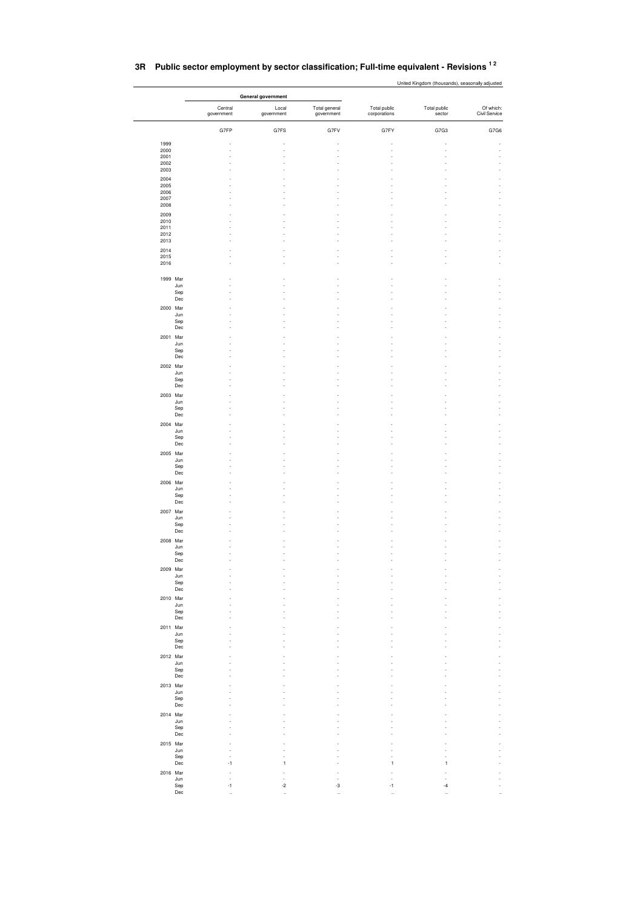## 3R Public sector employment by sector classification; Full-time equivalent - Revisions [1 2]

United Kingdom (thousands), seasonally adjusted

| | General government | | | | | |
|---|---|---|---|---|---|---|
| | Central government | Local government | Total general government | Total public corporations | Total public sector | Of which: Civil Service |
| | G7FP | G7FS | G7FV | G7FY | G7G3 | G7G6 |
| 1999 | - | - | - | - | - | - |
| 2000 | - | - | - | - | - | - |
| 2001 | - | - | - | - | - | - |
| 2002 | - | - | - | - | - | - |
| 2003 | - | - | - | - | - | - |
| 2004 | - | - | - | - | - | - |
| 2005 | - | - | - | - | - | - |
| 2006 | - | - | - | - | - | - |
| 2007 | - | - | - | - | - | - |
| 2008 | - | - | - | - | - | - |
| 2009 | - | - | - | - | - | - |
| 2010 | - | - | - | - | - | - |
| 2011 | - | - | - | - | - | - |
| 2012 | - | - | - | - | - | - |
| 2013 | - | - | - | - | - | - |
| 2014 | - | - | - | - | - | - |
| 2015 | - | - | - | - | - | - |
| 2016 | - | - | - | - | - | - |
| 1999 Mar | - | - | - | - | - | - |
| Jun | - | - | - | - | - | - |
| Sep | - | - | - | - | - | - |
| Dec | - | - | - | - | - | - |
| 2000 Mar | - | - | - | - | - | - |
| Jun | - | - | - | - | - | - |
| Sep | - | - | - | - | - | - |
| Dec | - | - | - | - | - | - |
| 2001 Mar | - | - | - | - | - | - |
| Jun | - | - | - | - | - | - |
| Sep | - | - | - | - | - | - |
| Dec | - | - | - | - | - | - |
| 2002 Mar | - | - | - | - | - | - |
| Jun | - | - | - | - | - | - |
| Sep | - | - | - | - | - | - |
| Dec | - | - | - | - | - | - |
| 2003 Mar | - | - | - | - | - | - |
| Jun | - | - | - | - | - | - |
| Sep | - | - | - | - | - | - |
| Dec | - | - | - | - | - | - |
| 2004 Mar | - | - | - | - | - | - |
| Jun | - | - | - | - | - | - |
| Sep | - | - | - | - | - | - |
| Dec | - | - | - | - | - | - |
| 2005 Mar | - | - | - | - | - | - |
| Jun | - | - | - | - | - | - |
| Sep | - | - | - | - | - | - |
| Dec | - | - | - | - | - | - |
| 2006 Mar | - | - | - | - | - | - |
| Jun | - | - | - | - | - | - |
| Sep | - | - | - | - | - | - |
| Dec | - | - | - | - | - | - |
| 2007 Mar | - | - | - | - | - | - |
| Jun | - | - | - | - | - | - |
| Sep | - | - | - | - | - | - |
| Dec | - | - | - | - | - | - |
| 2008 Mar | - | - | - | - | - | - |
| Jun | - | - | - | - | - | - |
| Sep | - | - | - | - | - | - |
| Dec | - | - | - | - | - | - |
| 2009 Mar | - | - | - | - | - | - |
| Jun | - | - | - | - | - | - |
| Sep | - | - | - | - | - | - |
| Dec | - | - | - | - | - | - |
| 2010 Mar | - | - | - | - | - | - |
| Jun | - | - | - | - | - | - |
| Sep | - | - | - | - | - | - |
| Dec | - | - | - | - | - | - |
| 2011 Mar | - | - | - | - | - | - |
| Jun | - | - | - | - | - | - |
| Sep | - | - | - | - | - | - |
| Dec | - | - | - | - | - | - |
| 2012 Mar | - | - | - | - | - | - |
| Jun | - | - | - | - | - | - |
| Sep | - | - | - | - | - | - |
| Dec | - | - | - | - | - | - |
| 2013 Mar | - | - | - | - | - | - |
| Jun | - | - | - | - | - | - |
| Sep | - | - | - | - | - | - |
| Dec | - | - | - | - | - | - |
| 2014 Mar | - | - | - | - | - | - |
| Jun | - | - | - | - | - | - |
| Sep | - | - | - | - | - | - |
| Dec | - | - | - | - | - | - |
| 2015 Mar | - | - | - | - | - | - |
| Jun | - | - | - | - | - | - |
| Sep | - | - | - | - | - | - |
| Dec | -1 | 1 | - | 1 | 1 | - |
| 2016 Mar | - | - | - | - | - | - |
| Jun | - | - | - | - | - | - |
| Sep | -1 | -2 | -3 | -1 | -4 | - |
| Dec | .. | .. | .. | .. | .. | .. |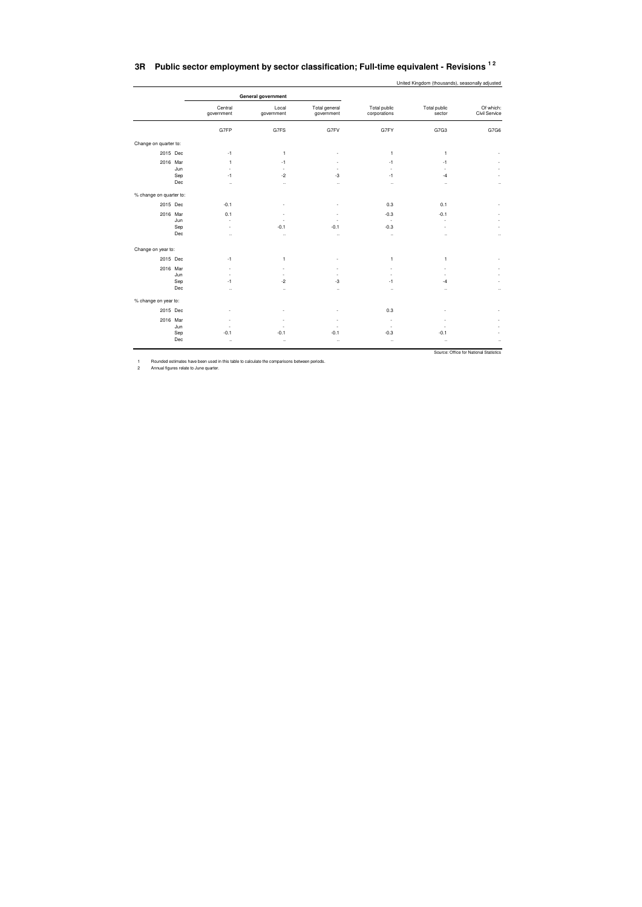## 3R Public sector employment by sector classification; Full-time equivalent - Revisions [1 2]

United Kingdom (thousands), seasonally adjusted

| | General government | | | | | |
|---|---|---|---|---|---|---|
| | Central government | Local government | Total general government | Total public corporations | Total public sector | Of which: Civil Service |
| | G7FP | G7FS | G7FV | G7FY | G7G3 | G7G6 |
| **Change on quarter to:** | | | | | | |
| 2015 Dec | -1 | 1 | - | 1 | 1 | - |
| 2016 Mar | 1 | -1 | - | -1 | -1 | - |
| Jun | - | - | - | - | - | - |
| Sep | -1 | -2 | -3 | -1 | -4 | - |
| Dec | .. | .. | .. | .. | .. | .. |
| **% change on quarter to:** | | | | | | |
| 2015 Dec | -0.1 | - | - | 0.3 | 0.1 | - |
| 2016 Mar | 0.1 | - | - | -0.3 | -0.1 | - |
| Jun | - | - | - | - | - | - |
| Sep | - | -0.1 | -0.1 | -0.3 | - | - |
| Dec | .. | .. | .. | .. | .. | .. |
| **Change on year to:** | | | | | | |
| 2015 Dec | -1 | 1 | - | 1 | 1 | - |
| 2016 Mar | - | - | - | - | - | - |
| Jun | - | - | - | - | - | - |
| Sep | -1 | -2 | -3 | -1 | -4 | - |
| Dec | .. | .. | .. | .. | .. | .. |
| **% change on year to:** | | | | | | |
| 2015 Dec | - | - | - | 0.3 | - | - |
| 2016 Mar | - | - | - | - | - | - |
| Jun | - | - | - | - | - | - |
| Sep | -0.1 | -0.1 | -0.1 | -0.3 | -0.1 | - |
| Dec | .. | .. | .. | .. | .. | .. |

Source: Office for National Statistics

1 Rounded estimates have been used in this table to calculate the comparisons between periods.

2 Annual figures relate to June quarter.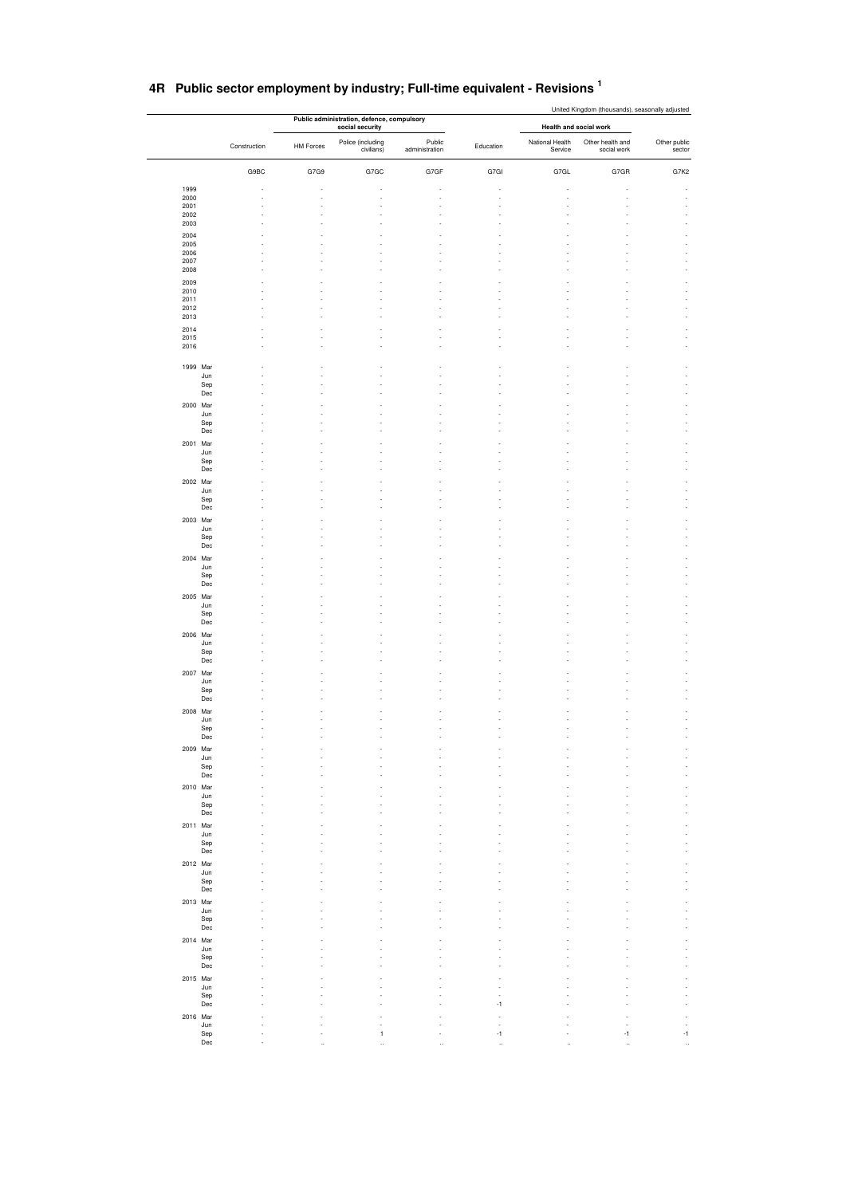# 4R Public sector employment by industry; Full-time equivalent - Revisions [1]

United Kingdom (thousands), seasonally adjusted

| | Construction | Public administration, defence, compulsory social security | | | Education | Health and social work | | Other public sector |
|---|---|---|---|---|---|---|---|---|
| | | HM Forces | Police (including civilians) | Public administration | | National Health Service | Other health and social work | |
| | G9BC | G7G9 | G7GC | G7GF | G7GI | G7GL | G7GR | G7K2 |
| 1999 | - | - | - | - | - | - | - | - |
| 2000 | - | - | - | - | - | - | - | - |
| 2001 | - | - | - | - | - | - | - | - |
| 2002 | - | - | - | - | - | - | - | - |
| 2003 | - | - | - | - | - | - | - | - |
| 2004 | - | - | - | - | - | - | - | - |
| 2005 | - | - | - | - | - | - | - | - |
| 2006 | - | - | - | - | - | - | - | - |
| 2007 | - | - | - | - | - | - | - | - |
| 2008 | - | - | - | - | - | - | - | - |
| 2009 | - | - | - | - | - | - | - | - |
| 2010 | - | - | - | - | - | - | - | - |
| 2011 | - | - | - | - | - | - | - | - |
| 2012 | - | - | - | - | - | - | - | - |
| 2013 | - | - | - | - | - | - | - | - |
| 2014 | - | - | - | - | - | - | - | - |
| 2015 | - | - | - | - | - | - | - | - |
| 2016 | - | - | - | - | - | - | - | - |
| 1999 Mar | - | - | - | - | - | - | - | - |
| Jun | - | - | - | - | - | - | - | - |
| Sep | - | - | - | - | - | - | - | - |
| Dec | - | - | - | - | - | - | - | - |
| 2000 Mar | - | - | - | - | - | - | - | - |
| Jun | - | - | - | - | - | - | - | - |
| Sep | - | - | - | - | - | - | - | - |
| Dec | - | - | - | - | - | - | - | - |
| 2001 Mar | - | - | - | - | - | - | - | - |
| Jun | - | - | - | - | - | - | - | - |
| Sep | - | - | - | - | - | - | - | - |
| Dec | - | - | - | - | - | - | - | - |
| 2002 Mar | - | - | - | - | - | - | - | - |
| Jun | - | - | - | - | - | - | - | - |
| Sep | - | - | - | - | - | - | - | - |
| Dec | - | - | - | - | - | - | - | - |
| 2003 Mar | - | - | - | - | - | - | - | - |
| Jun | - | - | - | - | - | - | - | - |
| Sep | - | - | - | - | - | - | - | - |
| Dec | - | - | - | - | - | - | - | - |
| 2004 Mar | - | - | - | - | - | - | - | - |
| Jun | - | - | - | - | - | - | - | - |
| Sep | - | - | - | - | - | - | - | - |
| Dec | - | - | - | - | - | - | - | - |
| 2005 Mar | - | - | - | - | - | - | - | - |
| Jun | - | - | - | - | - | - | - | - |
| Sep | - | - | - | - | - | - | - | - |
| Dec | - | - | - | - | - | - | - | - |
| 2006 Mar | - | - | - | - | - | - | - | - |
| Jun | - | - | - | - | - | - | - | - |
| Sep | - | - | - | - | - | - | - | - |
| Dec | - | - | - | - | - | - | - | - |
| 2007 Mar | - | - | - | - | - | - | - | - |
| Jun | - | - | - | - | - | - | - | - |
| Sep | - | - | - | - | - | - | - | - |
| Dec | - | - | - | - | - | - | - | - |
| 2008 Mar | - | - | - | - | - | - | - | - |
| Jun | - | - | - | - | - | - | - | - |
| Sep | - | - | - | - | - | - | - | - |
| Dec | - | - | - | - | - | - | - | - |
| 2009 Mar | - | - | - | - | - | - | - | - |
| Jun | - | - | - | - | - | - | - | - |
| Sep | - | - | - | - | - | - | - | - |
| Dec | - | - | - | - | - | - | - | - |
| 2010 Mar | - | - | - | - | - | - | - | - |
| Jun | - | - | - | - | - | - | - | - |
| Sep | - | - | - | - | - | - | - | - |
| Dec | - | - | - | - | - | - | - | - |
| 2011 Mar | - | - | - | - | - | - | - | - |
| Jun | - | - | - | - | - | - | - | - |
| Sep | - | - | - | - | - | - | - | - |
| Dec | - | - | - | - | - | - | - | - |
| 2012 Mar | - | - | - | - | - | - | - | - |
| Jun | - | - | - | - | - | - | - | - |
| Sep | - | - | - | - | - | - | - | - |
| Dec | - | - | - | - | - | - | - | - |
| 2013 Mar | - | - | - | - | - | - | - | - |
| Jun | - | - | - | - | - | - | - | - |
| Sep | - | - | - | - | - | - | - | - |
| Dec | - | - | - | - | - | - | - | - |
| 2014 Mar | - | - | - | - | - | - | - | - |
| Jun | - | - | - | - | - | - | - | - |
| Sep | - | - | - | - | - | - | - | - |
| Dec | - | - | - | - | - | - | - | - |
| 2015 Mar | - | - | - | - | - | - | - | - |
| Jun | - | - | - | - | - | - | - | - |
| Sep | - | - | - | - | - | - | - | - |
| Dec | - | - | - | - | -1 | - | - | - |
| 2016 Mar | - | - | - | - | - | - | - | - |
| Jun | - | - | - | - | - | - | - | - |
| Sep | - | - | 1 | - | -1 | - | -1 | -1 |
| Dec | - | .. | .. | .. | .. | .. | .. | .. |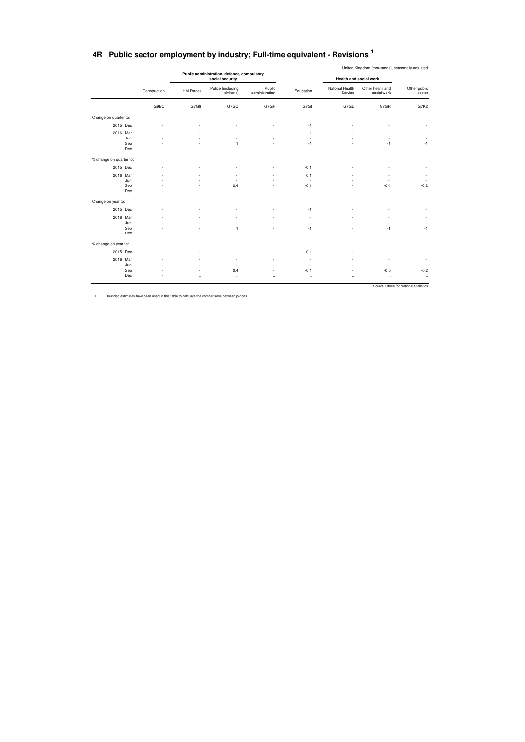# 4R Public sector employment by industry; Full-time equivalent - Revisions [1]

United Kingdom (thousands), seasonally adjusted

| | Construction | Public administration, defence, compulsory social security | | | Education | Health and social work | | Other public sector |
|---|---|---|---|---|---|---|---|---|
| | | HM Forces | Police (including civilians) | Public administration | | National Health Service | Other health and social work | |
| | G9BC | G7G9 | G7GC | G7GF | G7GI | G7GL | G7GR | G7K2 |
| **Change on quarter to:** | | | | | | | | |
| 2015 Dec | - | - | - | - | -1 | - | - | - |
| 2016 Mar | - | - | - | - | 1 | - | - | - |
| Jun | - | - | - | - | - | - | - | - |
| Sep | - | - | 1 | - | -1 | - | -1 | -1 |
| Dec | - | .. | .. | .. | .. | .. | .. | .. |
| **% change on quarter to:** | | | | | | | | |
| 2015 Dec | - | - | - | - | -0.1 | - | - | - |
| 2016 Mar | - | - | - | - | 0.1 | - | - | - |
| Jun | - | - | - | - | - | - | - | - |
| Sep | - | - | 0.4 | - | -0.1 | - | -0.4 | -0.2 |
| Dec | - | .. | .. | .. | .. | .. | .. | .. |
| **Change on year to:** | | | | | | | | |
| 2015 Dec | - | - | - | - | -1 | - | - | - |
| 2016 Mar | - | - | - | - | - | - | - | - |
| Jun | - | - | - | - | - | - | - | - |
| Sep | - | - | 1 | - | -1 | - | -1 | -1 |
| Dec | - | .. | .. | .. | .. | .. | .. | .. |
| **% change on year to:** | | | | | | | | |
| 2015 Dec | - | - | - | - | -0.1 | - | - | - |
| 2016 Mar | - | - | - | - | - | - | - | - |
| Jun | - | - | - | - | - | - | - | - |
| Sep | - | - | 0.4 | - | -0.1 | - | -0.5 | -0.2 |
| Dec | - | .. | .. | .. | .. | .. | .. | .. |

Source: Office for National Statistics

1 Rounded estimates have been used in this table to calculate the comparisons between periods.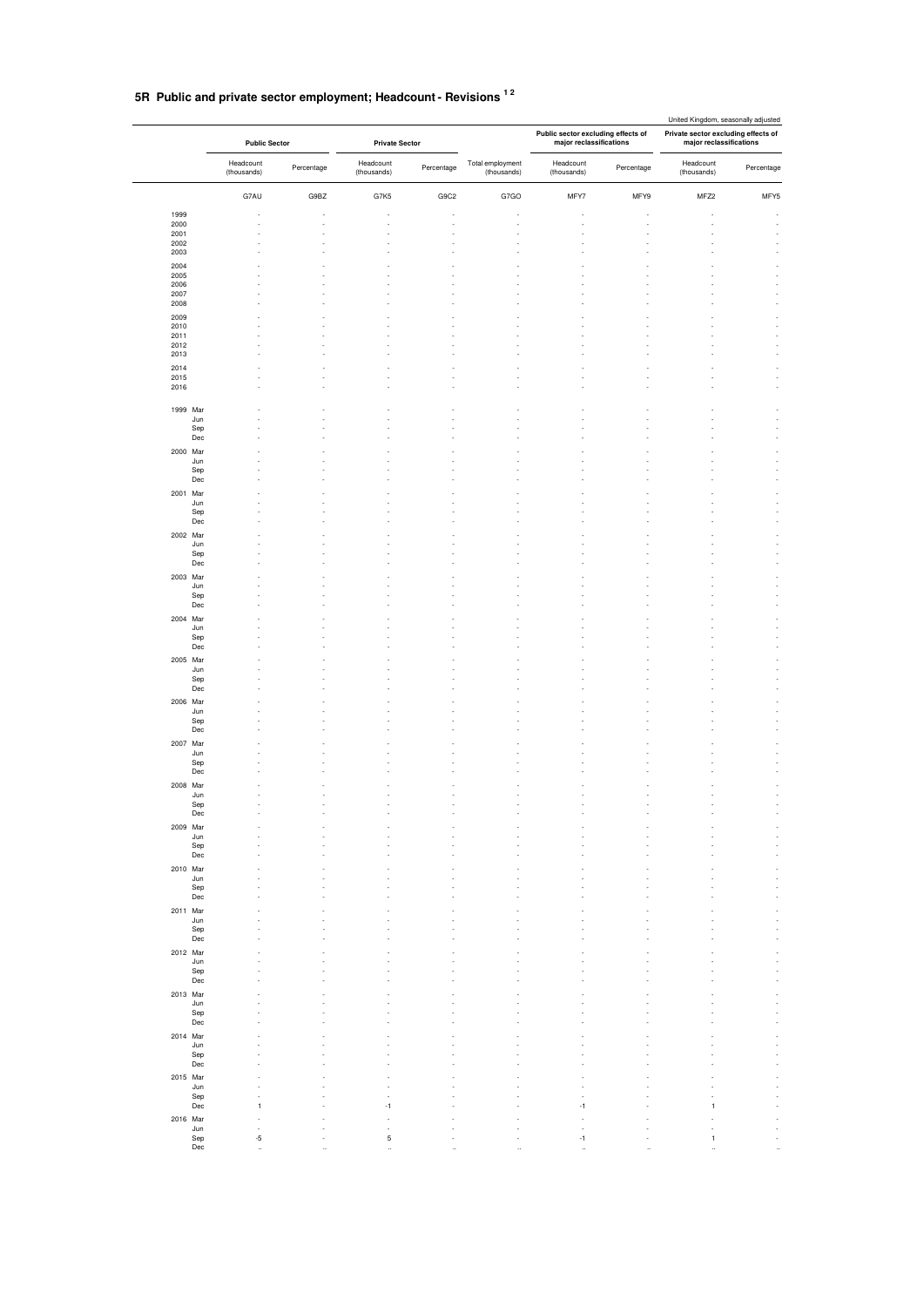# 5R Public and private sector employment; Headcount - Revisions [1 2]

United Kingdom, seasonally adjusted

| | Public Sector | | Private Sector | | | Public sector excluding effects of major reclassifications | | Private sector excluding effects of major reclassifications | |
|---|---|---|---|---|---|---|---|---|---|
| | Headcount (thousands) | Percentage | Headcount (thousands) | Percentage | Total employment (thousands) | Headcount (thousands) | Percentage | Headcount (thousands) | Percentage |
| | G7AU | G9BZ | G7K5 | G9C2 | G7GO | MFY7 | MFY9 | MFZ2 | MFY5 |
| 1999 | - | - | - | - | - | - | - | - | - |
| 2000 | - | - | - | - | - | - | - | - | - |
| 2001 | - | - | - | - | - | - | - | - | - |
| 2002 | - | - | - | - | - | - | - | - | - |
| 2003 | - | - | - | - | - | - | - | - | - |
| 2004 | - | - | - | - | - | - | - | - | - |
| 2005 | - | - | - | - | - | - | - | - | - |
| 2006 | - | - | - | - | - | - | - | - | - |
| 2007 | - | - | - | - | - | - | - | - | - |
| 2008 | - | - | - | - | - | - | - | - | - |
| 2009 | - | - | - | - | - | - | - | - | - |
| 2010 | - | - | - | - | - | - | - | - | - |
| 2011 | - | - | - | - | - | - | - | - | - |
| 2012 | - | - | - | - | - | - | - | - | - |
| 2013 | - | - | - | - | - | - | - | - | - |
| 2014 | - | - | - | - | - | - | - | - | - |
| 2015 | - | - | - | - | - | - | - | - | - |
| 2016 | - | - | - | - | - | - | - | - | - |
| 1999 Mar | - | - | - | - | - | - | - | - | - |
| Jun | - | - | - | - | - | - | - | - | - |
| Sep | - | - | - | - | - | - | - | - | - |
| Dec | - | - | - | - | - | - | - | - | - |
| 2000 Mar | - | - | - | - | - | - | - | - | - |
| Jun | - | - | - | - | - | - | - | - | - |
| Sep | - | - | - | - | - | - | - | - | - |
| Dec | - | - | - | - | - | - | - | - | - |
| 2001 Mar | - | - | - | - | - | - | - | - | - |
| Jun | - | - | - | - | - | - | - | - | - |
| Sep | - | - | - | - | - | - | - | - | - |
| Dec | - | - | - | - | - | - | - | - | - |
| 2002 Mar | - | - | - | - | - | - | - | - | - |
| Jun | - | - | - | - | - | - | - | - | - |
| Sep | - | - | - | - | - | - | - | - | - |
| Dec | - | - | - | - | - | - | - | - | - |
| 2003 Mar | - | - | - | - | - | - | - | - | - |
| Jun | - | - | - | - | - | - | - | - | - |
| Sep | - | - | - | - | - | - | - | - | - |
| Dec | - | - | - | - | - | - | - | - | - |
| 2004 Mar | - | - | - | - | - | - | - | - | - |
| Jun | - | - | - | - | - | - | - | - | - |
| Sep | - | - | - | - | - | - | - | - | - |
| Dec | - | - | - | - | - | - | - | - | - |
| 2005 Mar | - | - | - | - | - | - | - | - | - |
| Jun | - | - | - | - | - | - | - | - | - |
| Sep | - | - | - | - | - | - | - | - | - |
| Dec | - | - | - | - | - | - | - | - | - |
| 2006 Mar | - | - | - | - | - | - | - | - | - |
| Jun | - | - | - | - | - | - | - | - | - |
| Sep | - | - | - | - | - | - | - | - | - |
| Dec | - | - | - | - | - | - | - | - | - |
| 2007 Mar | - | - | - | - | - | - | - | - | - |
| Jun | - | - | - | - | - | - | - | - | - |
| Sep | - | - | - | - | - | - | - | - | - |
| Dec | - | - | - | - | - | - | - | - | - |
| 2008 Mar | - | - | - | - | - | - | - | - | - |
| Jun | - | - | - | - | - | - | - | - | - |
| Sep | - | - | - | - | - | - | - | - | - |
| Dec | - | - | - | - | - | - | - | - | - |
| 2009 Mar | - | - | - | - | - | - | - | - | - |
| Jun | - | - | - | - | - | - | - | - | - |
| Sep | - | - | - | - | - | - | - | - | - |
| Dec | - | - | - | - | - | - | - | - | - |
| 2010 Mar | - | - | - | - | - | - | - | - | - |
| Jun | - | - | - | - | - | - | - | - | - |
| Sep | - | - | - | - | - | - | - | - | - |
| Dec | - | - | - | - | - | - | - | - | - |
| 2011 Mar | - | - | - | - | - | - | - | - | - |
| Jun | - | - | - | - | - | - | - | - | - |
| Sep | - | - | - | - | - | - | - | - | - |
| Dec | - | - | - | - | - | - | - | - | - |
| 2012 Mar | - | - | - | - | - | - | - | - | - |
| Jun | - | - | - | - | - | - | - | - | - |
| Sep | - | - | - | - | - | - | - | - | - |
| Dec | - | - | - | - | - | - | - | - | - |
| 2013 Mar | - | - | - | - | - | - | - | - | - |
| Jun | - | - | - | - | - | - | - | - | - |
| Sep | - | - | - | - | - | - | - | - | - |
| Dec | - | - | - | - | - | - | - | - | - |
| 2014 Mar | - | - | - | - | - | - | - | - | - |
| Jun | - | - | - | - | - | - | - | - | - |
| Sep | - | - | - | - | - | - | - | - | - |
| Dec | - | - | - | - | - | - | - | - | - |
| 2015 Mar | - | - | - | - | - | - | - | - | - |
| Jun | - | - | - | - | - | - | - | - | - |
| Sep | - | - | - | - | - | - | - | - | - |
| Dec | 1 | - | -1 | - | - | -1 | - | 1 | - |
| 2016 Mar | - | - | - | - | - | - | - | - | - |
| Jun | - | - | - | - | - | - | - | - | - |
| Sep | -5 | - | 5 | - | - | -1 | - | 1 | - |
| Dec | .. | .. | .. | .. | .. | .. | .. | .. | .. |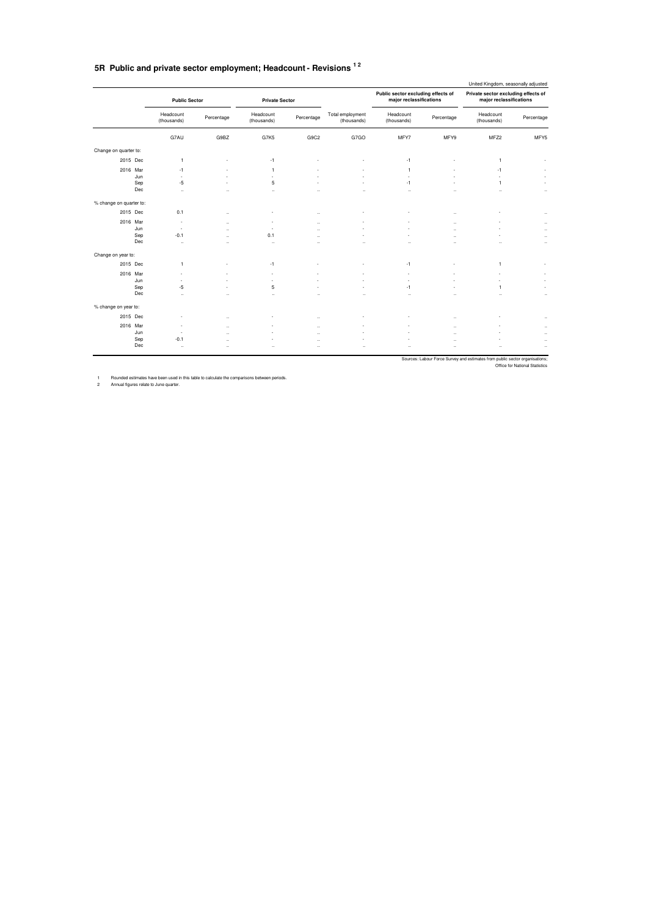## 5R Public and private sector employment; Headcount - Revisions [1 2]

United Kingdom, seasonally adjusted

| | | Public Sector | | Private Sector | | | Public sector excluding effects of major reclassifications | | Private sector excluding effects of major reclassifications | |
|---|---|---|---|---|---|---|---|---|---|---|
| | | Headcount (thousands) | Percentage | Headcount (thousands) | Percentage | Total employment (thousands) | Headcount (thousands) | Percentage | Headcount (thousands) | Percentage |
| | | G7AU | G9BZ | G7K5 | G9C2 | G7GO | MFY7 | MFY9 | MFZ2 | MFY5 |
| **Change on quarter to:** | | | | | | | | | | |
| 2015 | Dec | 1 | - | -1 | - | - | -1 | - | 1 | - |
| 2016 | Mar | -1 | - | 1 | - | - | 1 | - | -1 | - |
| | Jun | - | - | - | - | - | - | - | - | - |
| | Sep | -5 | - | 5 | - | - | -1 | - | 1 | - |
| | Dec | .. | .. | .. | .. | .. | .. | .. | .. | .. |
| **% change on quarter to:** | | | | | | | | | | |
| 2015 | Dec | 0.1 | .. | - | .. | - | - | .. | - | .. |
| 2016 | Mar | - | .. | - | .. | - | - | .. | - | .. |
| | Jun | - | .. | - | .. | - | - | .. | - | .. |
| | Sep | -0.1 | .. | 0.1 | .. | - | - | .. | - | .. |
| | Dec | .. | .. | .. | .. | .. | .. | .. | .. | .. |
| **Change on year to:** | | | | | | | | | | |
| 2015 | Dec | 1 | - | -1 | - | - | -1 | - | 1 | - |
| 2016 | Mar | - | - | - | - | - | - | - | - | - |
| | Jun | - | - | - | - | - | - | - | - | - |
| | Sep | -5 | - | 5 | - | - | -1 | - | 1 | - |
| | Dec | .. | .. | .. | .. | .. | .. | .. | .. | .. |
| **% change on year to:** | | | | | | | | | | |
| 2015 | Dec | - | .. | - | .. | - | - | .. | - | .. |
| 2016 | Mar | - | .. | - | .. | - | - | .. | - | .. |
| | Jun | - | .. | - | .. | - | - | .. | - | .. |
| | Sep | -0.1 | .. | - | .. | - | - | .. | - | .. |
| | Dec | .. | .. | .. | .. | .. | .. | .. | .. | .. |

Sources: Labour Force Survey and estimates from public sector organisations; Office for National Statistics

1 Rounded estimates have been used in this table to calculate the comparisons between periods.
2 Annual figures relate to June quarter.